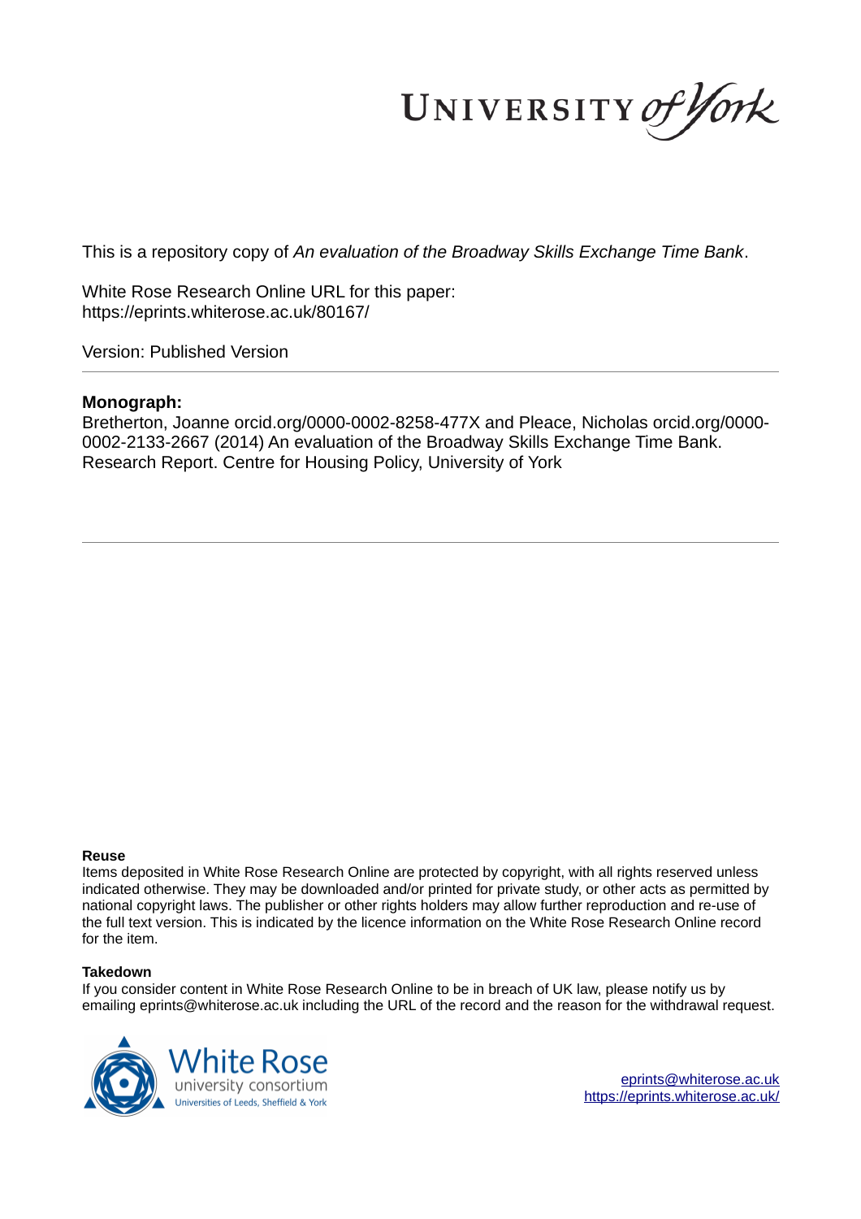UNIVERSITY of York

This is a repository copy of *An evaluation of the Broadway Skills Exchange Time Bank*.

White Rose Research Online URL for this paper:
https://eprints.whiterose.ac.uk/80167/

Version: Published Version

---

**Monograph:**

Bretherton, Joanne orcid.org/0000-0002-8258-477X and Pleace, Nicholas orcid.org/0000-0002-2133-2667 (2014) An evaluation of the Broadway Skills Exchange Time Bank. Research Report. Centre for Housing Policy, University of York

---

**Reuse**

Items deposited in White Rose Research Online are protected by copyright, with all rights reserved unless indicated otherwise. They may be downloaded and/or printed for private study, or other acts as permitted by national copyright laws. The publisher or other rights holders may allow further reproduction and re-use of the full text version. This is indicated by the licence information on the White Rose Research Online record for the item.

**Takedown**

If you consider content in White Rose Research Online to be in breach of UK law, please notify us by emailing eprints@whiterose.ac.uk including the URL of the record and the reason for the withdrawal request.

White Rose university consortium
Universities of Leeds, Sheffield & York

eprints@whiterose.ac.uk
https://eprints.whiterose.ac.uk/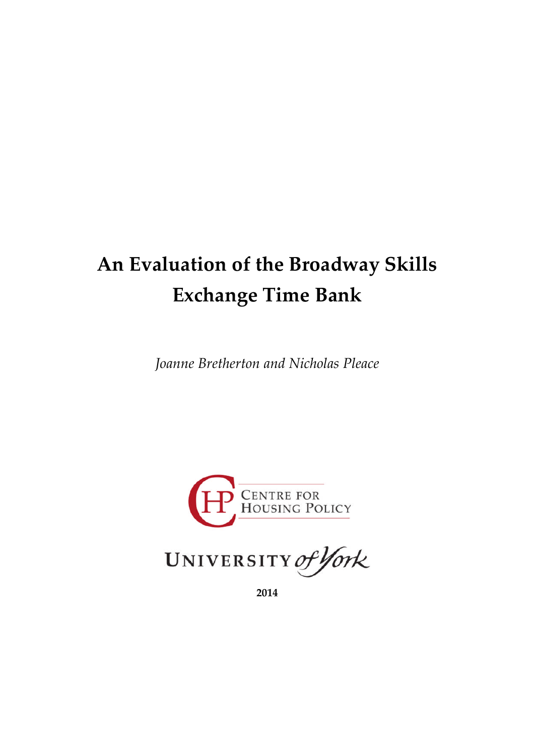# An Evaluation of the Broadway Skills Exchange Time Bank

*Joanne Bretherton and Nicholas Pleace*

CENTRE FOR HOUSING POLICY

UNIVERSITY of York

**2014**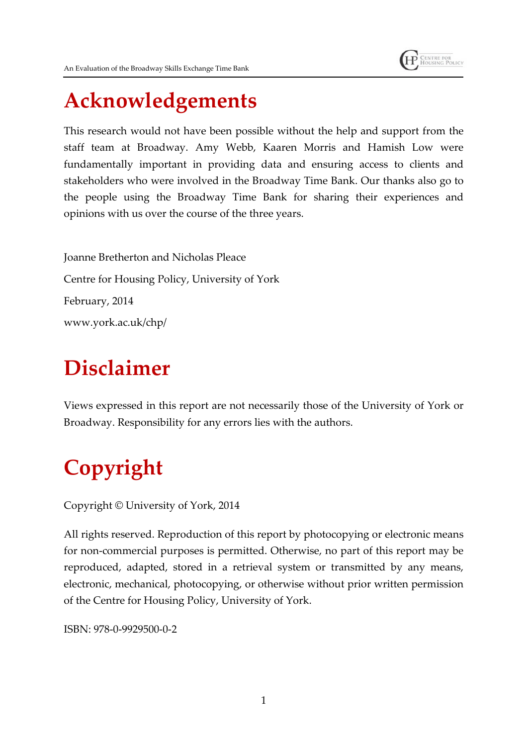# Acknowledgements

This research would not have been possible without the help and support from the staff team at Broadway. Amy Webb, Kaaren Morris and Hamish Low were fundamentally important in providing data and ensuring access to clients and stakeholders who were involved in the Broadway Time Bank. Our thanks also go to the people using the Broadway Time Bank for sharing their experiences and opinions with us over the course of the three years.

Joanne Bretherton and Nicholas Pleace

Centre for Housing Policy, University of York

February, 2014

www.york.ac.uk/chp/

# Disclaimer

Views expressed in this report are not necessarily those of the University of York or Broadway. Responsibility for any errors lies with the authors.

# Copyright

Copyright © University of York, 2014

All rights reserved. Reproduction of this report by photocopying or electronic means for non-commercial purposes is permitted. Otherwise, no part of this report may be reproduced, adapted, stored in a retrieval system or transmitted by any means, electronic, mechanical, photocopying, or otherwise without prior written permission of the Centre for Housing Policy, University of York.

ISBN: 978-0-9929500-0-2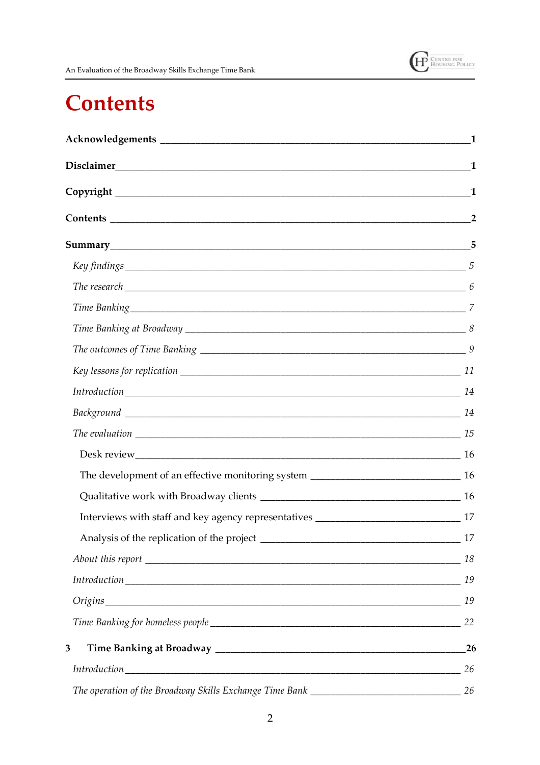# Contents

**Acknowledgements** — **1**

**Disclaimer** — **1**

**Copyright** — **1**

**Contents** — **2**

**Summary** — **5**

- *Key findings* — *5*
- *The research* — *6*
- *Time Banking* — *7*
- *Time Banking at Broadway* — *8*
- *The outcomes of Time Banking* — *9*
- *Key lessons for replication* — *11*
- *Introduction* — *14*
- *Background* — *14*
- *The evaluation* — *15*
  - Desk review — 16
  - The development of an effective monitoring system — 16
  - Qualitative work with Broadway clients — 16
  - Interviews with staff and key agency representatives — 17
  - Analysis of the replication of the project — 17
- *About this report* — *18*
- *Introduction* — *19*
- *Origins* — *19*
- *Time Banking for homeless people* — *22*

**3 Time Banking at Broadway** — **26**

- *Introduction* — *26*
- *The operation of the Broadway Skills Exchange Time Bank* — *26*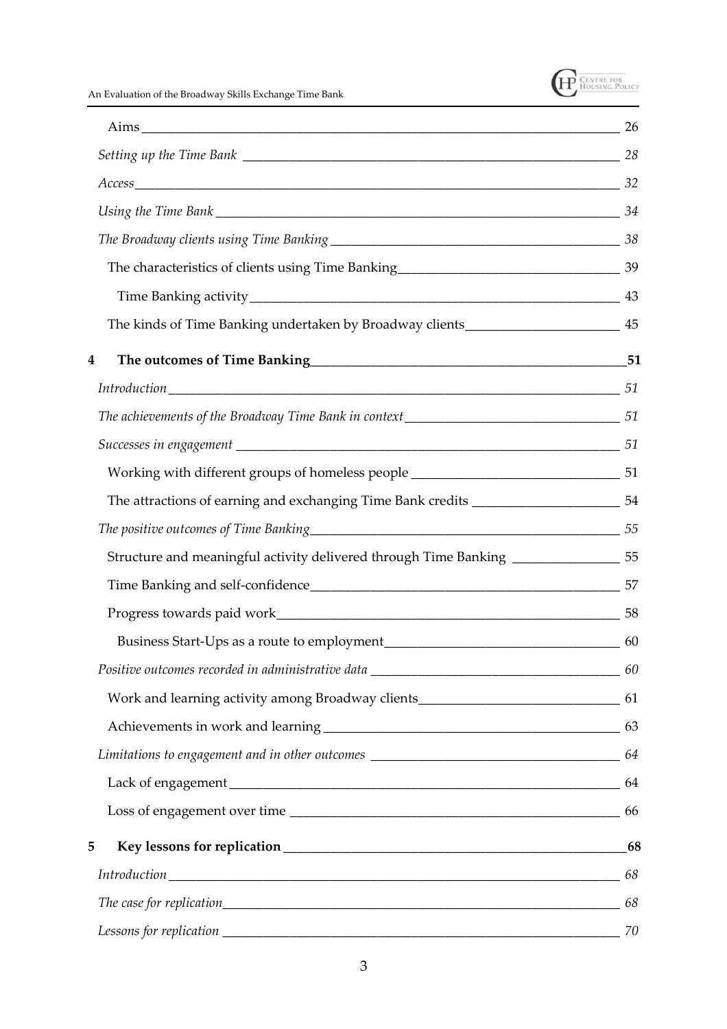Aims 26

*Setting up the Time Bank* 28

*Access* 32

*Using the Time Bank* 34

*The Broadway clients using Time Banking* 38

The characteristics of clients using Time Banking 39

Time Banking activity 43

The kinds of Time Banking undertaken by Broadway clients 45

**4 The outcomes of Time Banking 51**

*Introduction* 51

*The achievements of the Broadway Time Bank in context* 51

*Successes in engagement* 51

Working with different groups of homeless people 51

The attractions of earning and exchanging Time Bank credits 54

*The positive outcomes of Time Banking* 55

Structure and meaningful activity delivered through Time Banking 55

Time Banking and self-confidence 57

Progress towards paid work 58

Business Start-Ups as a route to employment 60

*Positive outcomes recorded in administrative data* 60

Work and learning activity among Broadway clients 61

Achievements in work and learning 63

*Limitations to engagement and in other outcomes* 64

Lack of engagement 64

Loss of engagement over time 66

**5 Key lessons for replication 68**

*Introduction* 68

*The case for replication* 68

*Lessons for replication* 70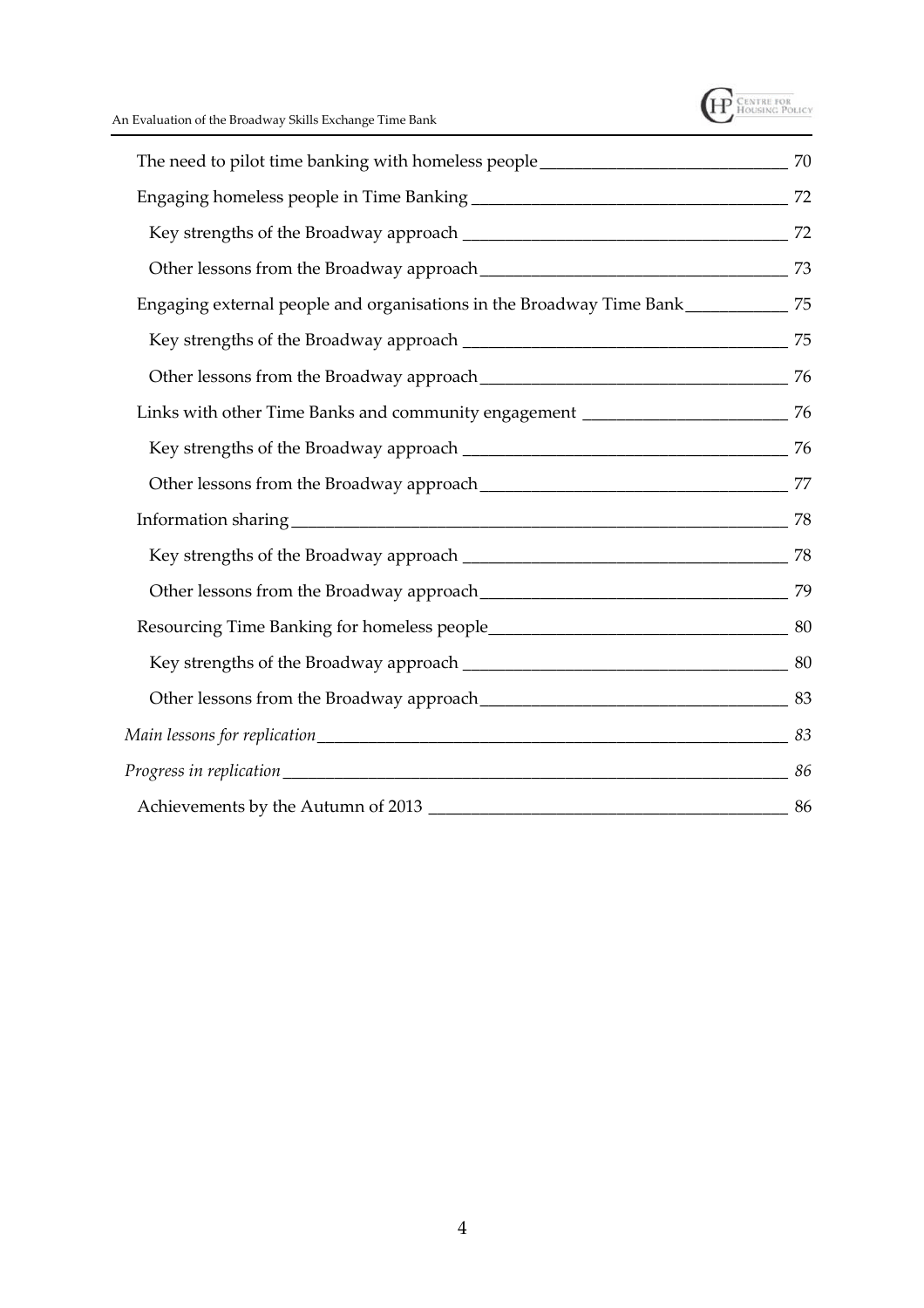The need to pilot time banking with homeless people 70

Engaging homeless people in Time Banking 72

Key strengths of the Broadway approach 72

Other lessons from the Broadway approach 73

Engaging external people and organisations in the Broadway Time Bank 75

Key strengths of the Broadway approach 75

Other lessons from the Broadway approach 76

Links with other Time Banks and community engagement 76

Key strengths of the Broadway approach 76

Other lessons from the Broadway approach 77

Information sharing 78

Key strengths of the Broadway approach 78

Other lessons from the Broadway approach 79

Resourcing Time Banking for homeless people 80

Key strengths of the Broadway approach 80

Other lessons from the Broadway approach 83

*Main lessons for replication* 83

*Progress in replication* 86

Achievements by the Autumn of 2013 86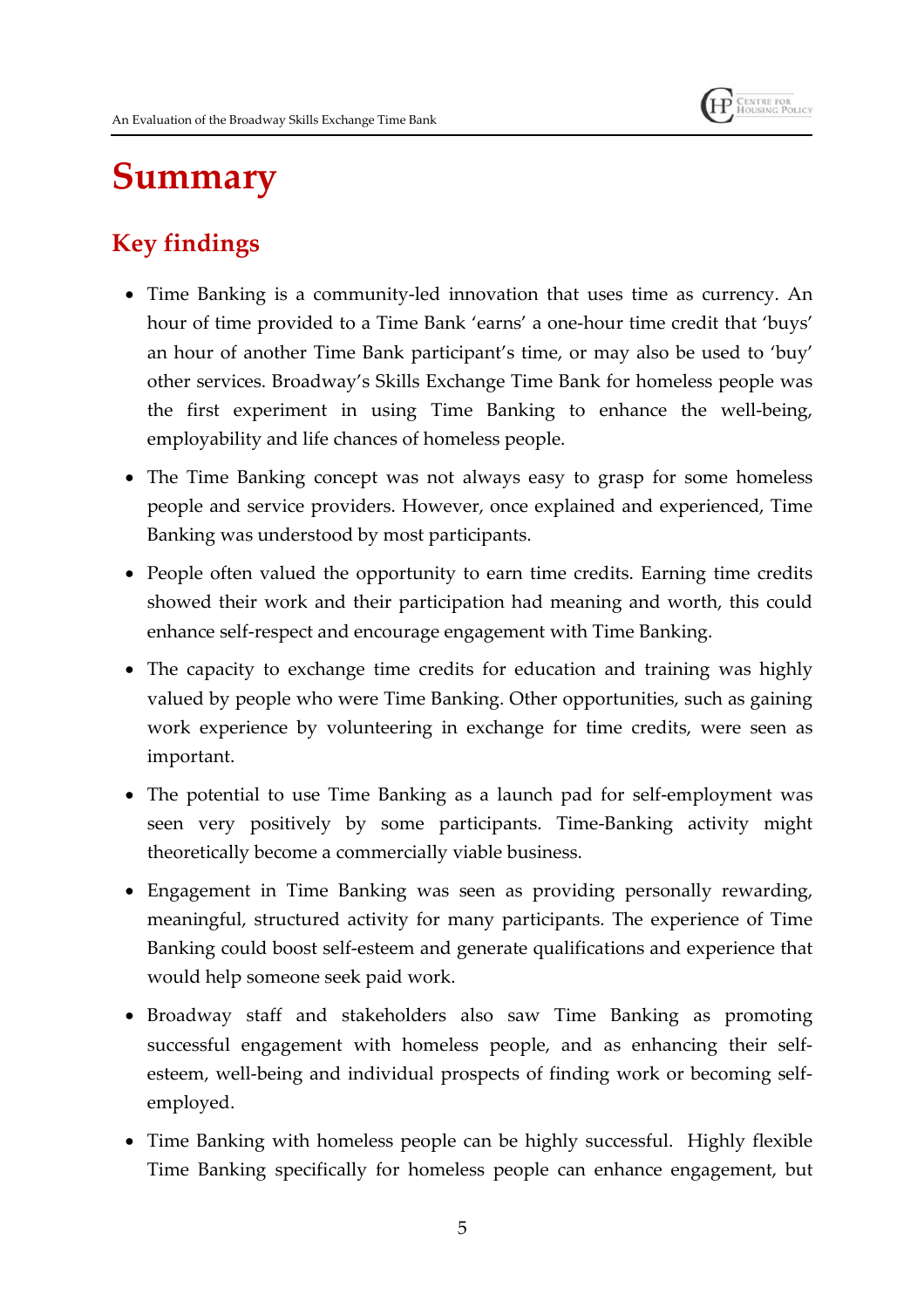# Summary

## Key findings

- Time Banking is a community-led innovation that uses time as currency. An hour of time provided to a Time Bank 'earns' a one-hour time credit that 'buys' an hour of another Time Bank participant's time, or may also be used to 'buy' other services. Broadway's Skills Exchange Time Bank for homeless people was the first experiment in using Time Banking to enhance the well-being, employability and life chances of homeless people.

- The Time Banking concept was not always easy to grasp for some homeless people and service providers. However, once explained and experienced, Time Banking was understood by most participants.

- People often valued the opportunity to earn time credits. Earning time credits showed their work and their participation had meaning and worth, this could enhance self-respect and encourage engagement with Time Banking.

- The capacity to exchange time credits for education and training was highly valued by people who were Time Banking. Other opportunities, such as gaining work experience by volunteering in exchange for time credits, were seen as important.

- The potential to use Time Banking as a launch pad for self-employment was seen very positively by some participants. Time-Banking activity might theoretically become a commercially viable business.

- Engagement in Time Banking was seen as providing personally rewarding, meaningful, structured activity for many participants. The experience of Time Banking could boost self-esteem and generate qualifications and experience that would help someone seek paid work.

- Broadway staff and stakeholders also saw Time Banking as promoting successful engagement with homeless people, and as enhancing their self-esteem, well-being and individual prospects of finding work or becoming self-employed.

- Time Banking with homeless people can be highly successful. Highly flexible Time Banking specifically for homeless people can enhance engagement, but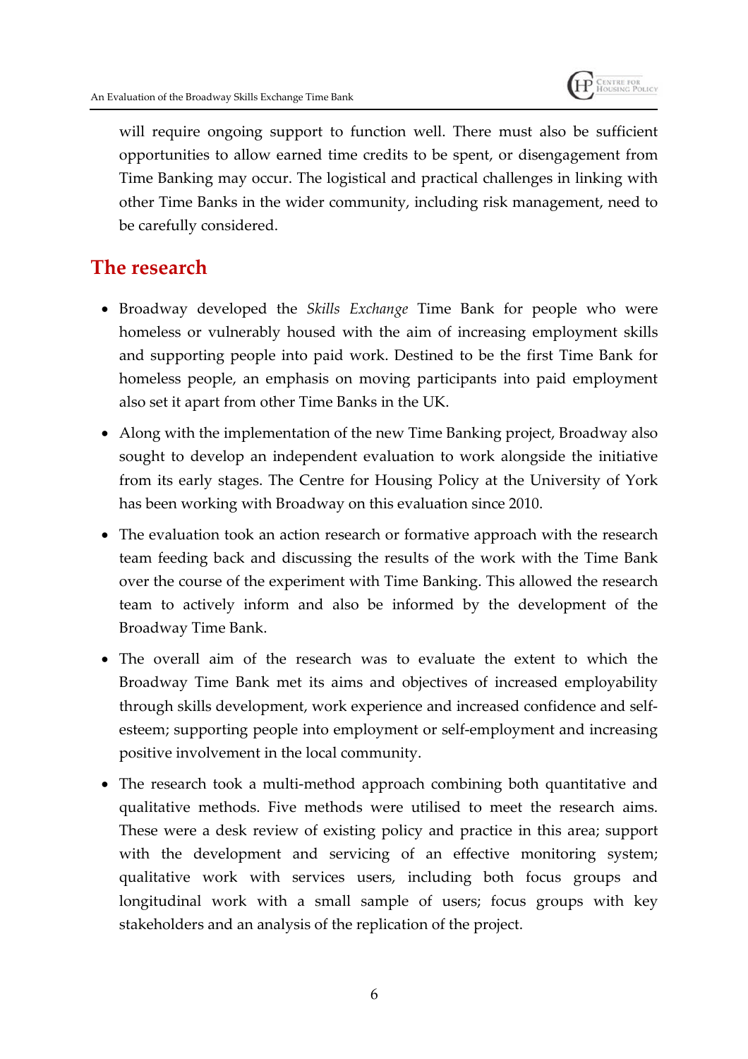will require ongoing support to function well. There must also be sufficient opportunities to allow earned time credits to be spent, or disengagement from Time Banking may occur. The logistical and practical challenges in linking with other Time Banks in the wider community, including risk management, need to be carefully considered.

## The research

- Broadway developed the *Skills Exchange* Time Bank for people who were homeless or vulnerably housed with the aim of increasing employment skills and supporting people into paid work. Destined to be the first Time Bank for homeless people, an emphasis on moving participants into paid employment also set it apart from other Time Banks in the UK.
- Along with the implementation of the new Time Banking project, Broadway also sought to develop an independent evaluation to work alongside the initiative from its early stages. The Centre for Housing Policy at the University of York has been working with Broadway on this evaluation since 2010.
- The evaluation took an action research or formative approach with the research team feeding back and discussing the results of the work with the Time Bank over the course of the experiment with Time Banking. This allowed the research team to actively inform and also be informed by the development of the Broadway Time Bank.
- The overall aim of the research was to evaluate the extent to which the Broadway Time Bank met its aims and objectives of increased employability through skills development, work experience and increased confidence and self-esteem; supporting people into employment or self-employment and increasing positive involvement in the local community.
- The research took a multi-method approach combining both quantitative and qualitative methods. Five methods were utilised to meet the research aims. These were a desk review of existing policy and practice in this area; support with the development and servicing of an effective monitoring system; qualitative work with services users, including both focus groups and longitudinal work with a small sample of users; focus groups with key stakeholders and an analysis of the replication of the project.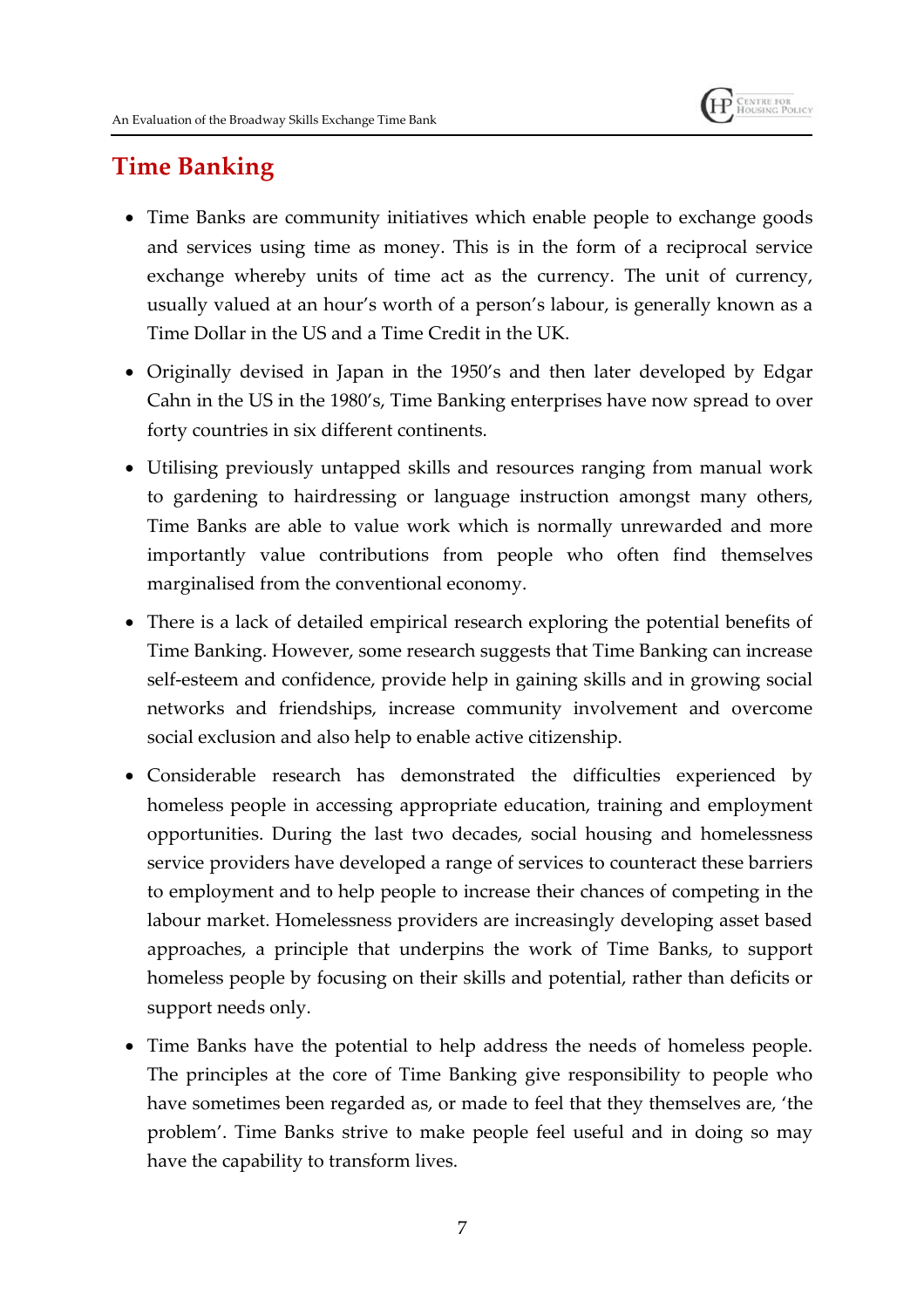# Time Banking

- Time Banks are community initiatives which enable people to exchange goods and services using time as money. This is in the form of a reciprocal service exchange whereby units of time act as the currency. The unit of currency, usually valued at an hour's worth of a person's labour, is generally known as a Time Dollar in the US and a Time Credit in the UK.
- Originally devised in Japan in the 1950's and then later developed by Edgar Cahn in the US in the 1980's, Time Banking enterprises have now spread to over forty countries in six different continents.
- Utilising previously untapped skills and resources ranging from manual work to gardening to hairdressing or language instruction amongst many others, Time Banks are able to value work which is normally unrewarded and more importantly value contributions from people who often find themselves marginalised from the conventional economy.
- There is a lack of detailed empirical research exploring the potential benefits of Time Banking. However, some research suggests that Time Banking can increase self-esteem and confidence, provide help in gaining skills and in growing social networks and friendships, increase community involvement and overcome social exclusion and also help to enable active citizenship.
- Considerable research has demonstrated the difficulties experienced by homeless people in accessing appropriate education, training and employment opportunities. During the last two decades, social housing and homelessness service providers have developed a range of services to counteract these barriers to employment and to help people to increase their chances of competing in the labour market. Homelessness providers are increasingly developing asset based approaches, a principle that underpins the work of Time Banks, to support homeless people by focusing on their skills and potential, rather than deficits or support needs only.
- Time Banks have the potential to help address the needs of homeless people. The principles at the core of Time Banking give responsibility to people who have sometimes been regarded as, or made to feel that they themselves are, 'the problem'. Time Banks strive to make people feel useful and in doing so may have the capability to transform lives.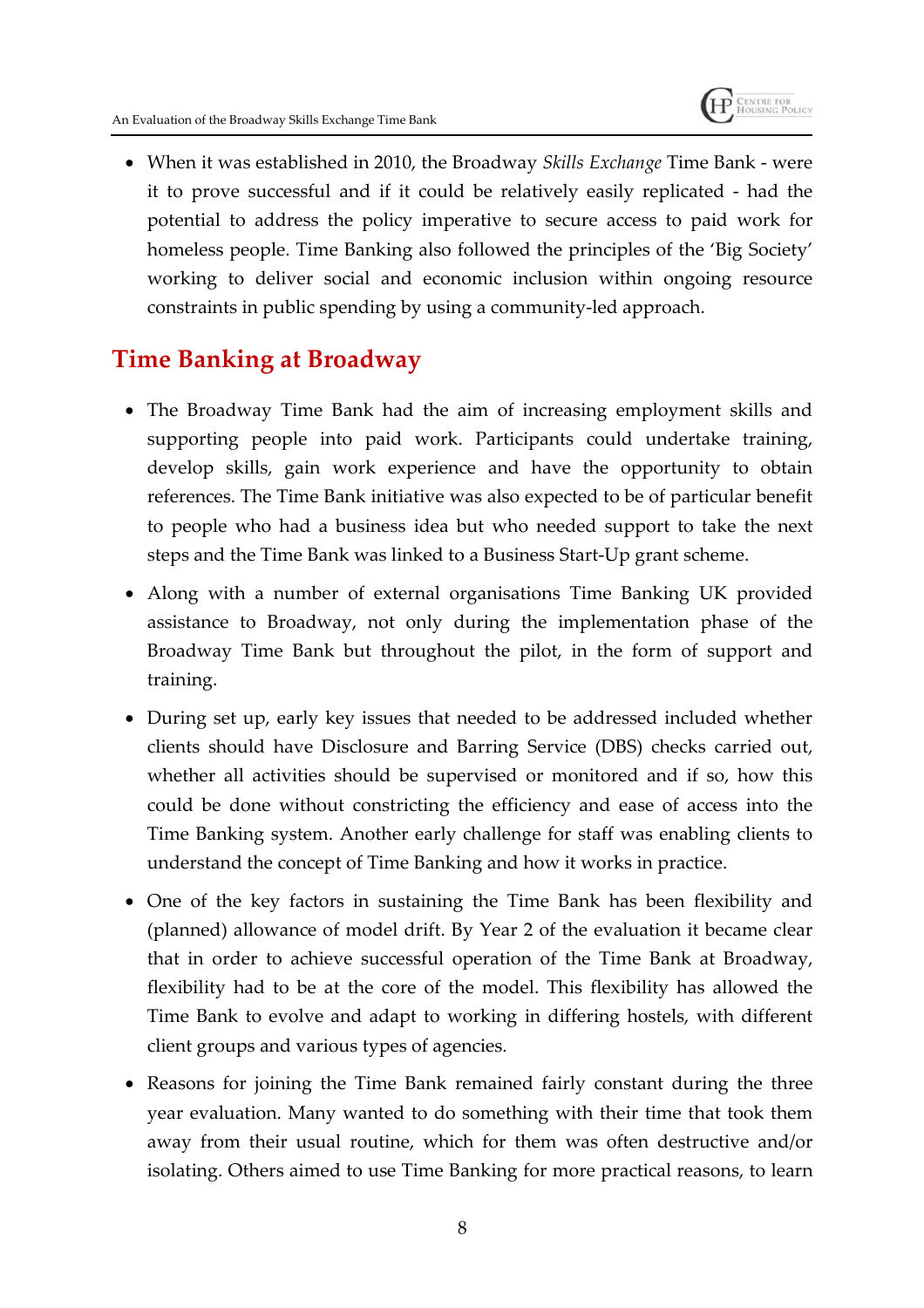- When it was established in 2010, the Broadway *Skills Exchange* Time Bank - were it to prove successful and if it could be relatively easily replicated - had the potential to address the policy imperative to secure access to paid work for homeless people. Time Banking also followed the principles of the 'Big Society' working to deliver social and economic inclusion within ongoing resource constraints in public spending by using a community-led approach.

## Time Banking at Broadway

- The Broadway Time Bank had the aim of increasing employment skills and supporting people into paid work. Participants could undertake training, develop skills, gain work experience and have the opportunity to obtain references. The Time Bank initiative was also expected to be of particular benefit to people who had a business idea but who needed support to take the next steps and the Time Bank was linked to a Business Start-Up grant scheme.
- Along with a number of external organisations Time Banking UK provided assistance to Broadway, not only during the implementation phase of the Broadway Time Bank but throughout the pilot, in the form of support and training.
- During set up, early key issues that needed to be addressed included whether clients should have Disclosure and Barring Service (DBS) checks carried out, whether all activities should be supervised or monitored and if so, how this could be done without constricting the efficiency and ease of access into the Time Banking system. Another early challenge for staff was enabling clients to understand the concept of Time Banking and how it works in practice.
- One of the key factors in sustaining the Time Bank has been flexibility and (planned) allowance of model drift. By Year 2 of the evaluation it became clear that in order to achieve successful operation of the Time Bank at Broadway, flexibility had to be at the core of the model. This flexibility has allowed the Time Bank to evolve and adapt to working in differing hostels, with different client groups and various types of agencies.
- Reasons for joining the Time Bank remained fairly constant during the three year evaluation. Many wanted to do something with their time that took them away from their usual routine, which for them was often destructive and/or isolating. Others aimed to use Time Banking for more practical reasons, to learn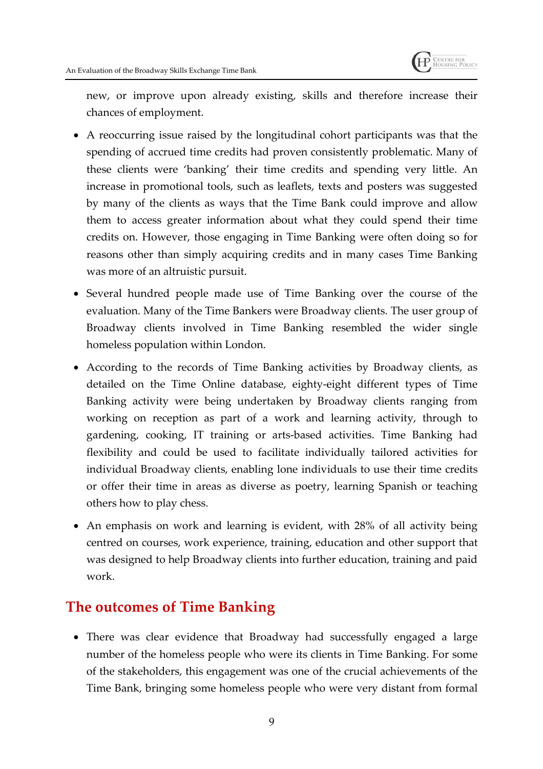new, or improve upon already existing, skills and therefore increase their chances of employment.

- A reoccurring issue raised by the longitudinal cohort participants was that the spending of accrued time credits had proven consistently problematic. Many of these clients were 'banking' their time credits and spending very little. An increase in promotional tools, such as leaflets, texts and posters was suggested by many of the clients as ways that the Time Bank could improve and allow them to access greater information about what they could spend their time credits on. However, those engaging in Time Banking were often doing so for reasons other than simply acquiring credits and in many cases Time Banking was more of an altruistic pursuit.
- Several hundred people made use of Time Banking over the course of the evaluation. Many of the Time Bankers were Broadway clients. The user group of Broadway clients involved in Time Banking resembled the wider single homeless population within London.
- According to the records of Time Banking activities by Broadway clients, as detailed on the Time Online database, eighty-eight different types of Time Banking activity were being undertaken by Broadway clients ranging from working on reception as part of a work and learning activity, through to gardening, cooking, IT training or arts-based activities. Time Banking had flexibility and could be used to facilitate individually tailored activities for individual Broadway clients, enabling lone individuals to use their time credits or offer their time in areas as diverse as poetry, learning Spanish or teaching others how to play chess.
- An emphasis on work and learning is evident, with 28% of all activity being centred on courses, work experience, training, education and other support that was designed to help Broadway clients into further education, training and paid work.

## The outcomes of Time Banking

- There was clear evidence that Broadway had successfully engaged a large number of the homeless people who were its clients in Time Banking. For some of the stakeholders, this engagement was one of the crucial achievements of the Time Bank, bringing some homeless people who were very distant from formal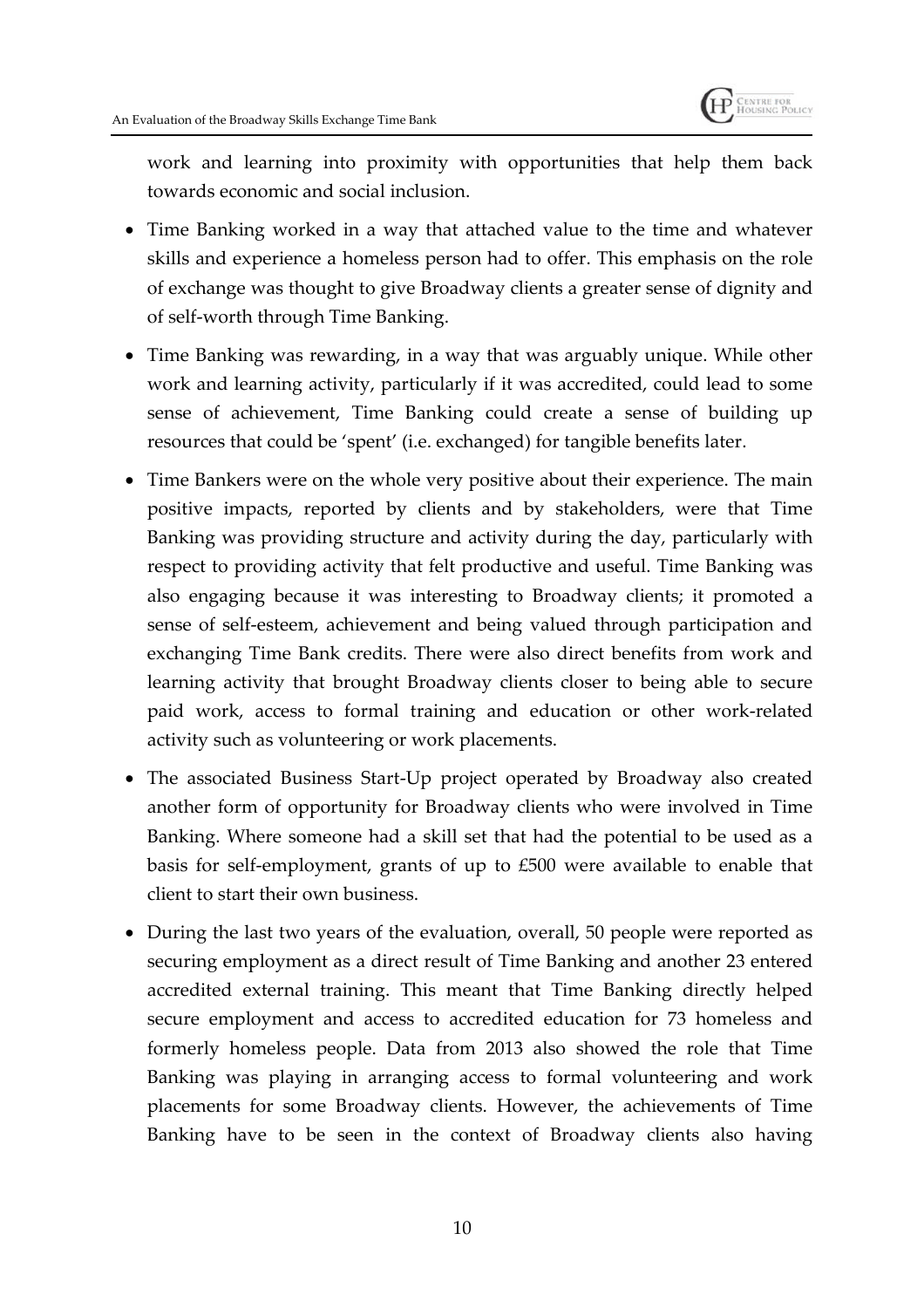work and learning into proximity with opportunities that help them back towards economic and social inclusion.

- Time Banking worked in a way that attached value to the time and whatever skills and experience a homeless person had to offer. This emphasis on the role of exchange was thought to give Broadway clients a greater sense of dignity and of self-worth through Time Banking.
- Time Banking was rewarding, in a way that was arguably unique. While other work and learning activity, particularly if it was accredited, could lead to some sense of achievement, Time Banking could create a sense of building up resources that could be 'spent' (i.e. exchanged) for tangible benefits later.
- Time Bankers were on the whole very positive about their experience. The main positive impacts, reported by clients and by stakeholders, were that Time Banking was providing structure and activity during the day, particularly with respect to providing activity that felt productive and useful. Time Banking was also engaging because it was interesting to Broadway clients; it promoted a sense of self-esteem, achievement and being valued through participation and exchanging Time Bank credits. There were also direct benefits from work and learning activity that brought Broadway clients closer to being able to secure paid work, access to formal training and education or other work-related activity such as volunteering or work placements.
- The associated Business Start-Up project operated by Broadway also created another form of opportunity for Broadway clients who were involved in Time Banking. Where someone had a skill set that had the potential to be used as a basis for self-employment, grants of up to £500 were available to enable that client to start their own business.
- During the last two years of the evaluation, overall, 50 people were reported as securing employment as a direct result of Time Banking and another 23 entered accredited external training. This meant that Time Banking directly helped secure employment and access to accredited education for 73 homeless and formerly homeless people. Data from 2013 also showed the role that Time Banking was playing in arranging access to formal volunteering and work placements for some Broadway clients. However, the achievements of Time Banking have to be seen in the context of Broadway clients also having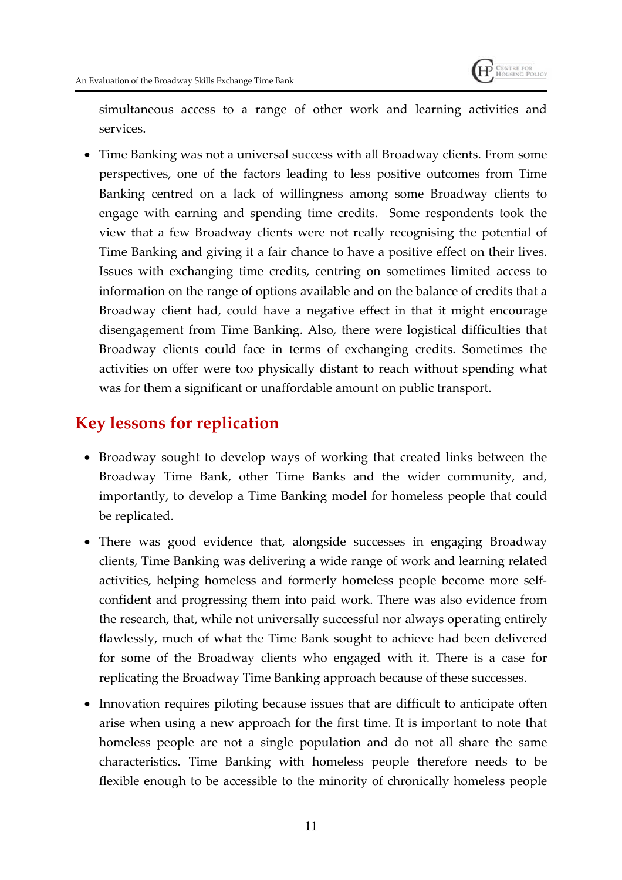simultaneous access to a range of other work and learning activities and services.

- Time Banking was not a universal success with all Broadway clients. From some perspectives, one of the factors leading to less positive outcomes from Time Banking centred on a lack of willingness among some Broadway clients to engage with earning and spending time credits. Some respondents took the view that a few Broadway clients were not really recognising the potential of Time Banking and giving it a fair chance to have a positive effect on their lives. Issues with exchanging time credits, centring on sometimes limited access to information on the range of options available and on the balance of credits that a Broadway client had, could have a negative effect in that it might encourage disengagement from Time Banking. Also, there were logistical difficulties that Broadway clients could face in terms of exchanging credits. Sometimes the activities on offer were too physically distant to reach without spending what was for them a significant or unaffordable amount on public transport.

## Key lessons for replication

- Broadway sought to develop ways of working that created links between the Broadway Time Bank, other Time Banks and the wider community, and, importantly, to develop a Time Banking model for homeless people that could be replicated.
- There was good evidence that, alongside successes in engaging Broadway clients, Time Banking was delivering a wide range of work and learning related activities, helping homeless and formerly homeless people become more self-confident and progressing them into paid work. There was also evidence from the research, that, while not universally successful nor always operating entirely flawlessly, much of what the Time Bank sought to achieve had been delivered for some of the Broadway clients who engaged with it. There is a case for replicating the Broadway Time Banking approach because of these successes.
- Innovation requires piloting because issues that are difficult to anticipate often arise when using a new approach for the first time. It is important to note that homeless people are not a single population and do not all share the same characteristics. Time Banking with homeless people therefore needs to be flexible enough to be accessible to the minority of chronically homeless people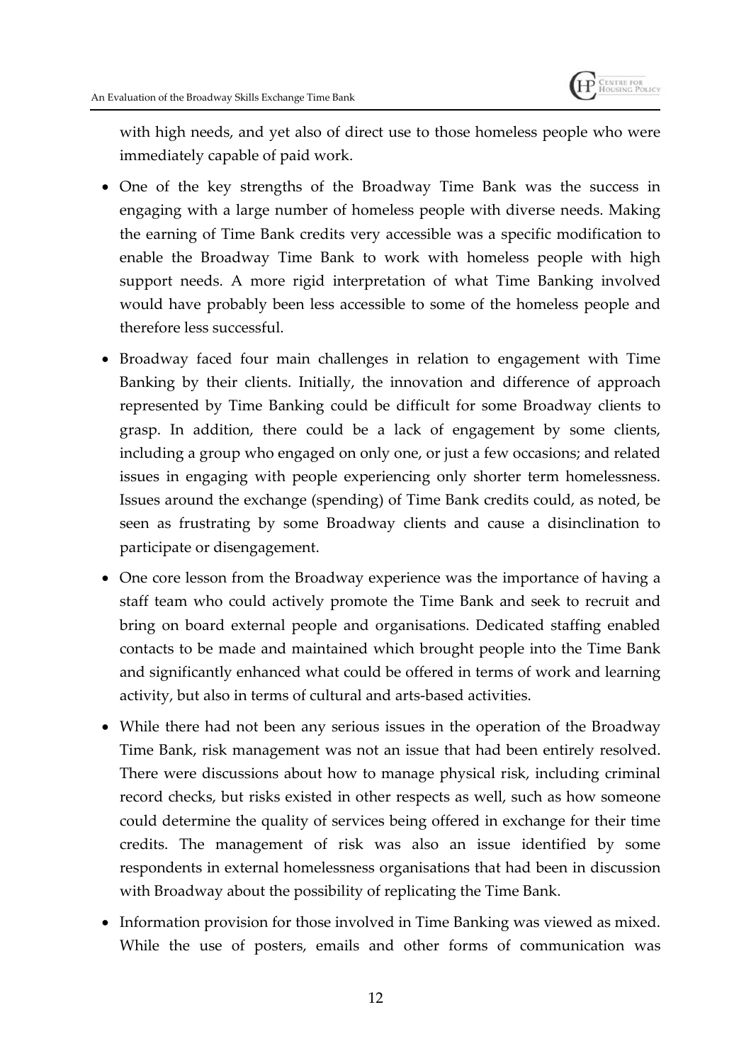with high needs, and yet also of direct use to those homeless people who were immediately capable of paid work.

- One of the key strengths of the Broadway Time Bank was the success in engaging with a large number of homeless people with diverse needs. Making the earning of Time Bank credits very accessible was a specific modification to enable the Broadway Time Bank to work with homeless people with high support needs. A more rigid interpretation of what Time Banking involved would have probably been less accessible to some of the homeless people and therefore less successful.
- Broadway faced four main challenges in relation to engagement with Time Banking by their clients. Initially, the innovation and difference of approach represented by Time Banking could be difficult for some Broadway clients to grasp. In addition, there could be a lack of engagement by some clients, including a group who engaged on only one, or just a few occasions; and related issues in engaging with people experiencing only shorter term homelessness. Issues around the exchange (spending) of Time Bank credits could, as noted, be seen as frustrating by some Broadway clients and cause a disinclination to participate or disengagement.
- One core lesson from the Broadway experience was the importance of having a staff team who could actively promote the Time Bank and seek to recruit and bring on board external people and organisations. Dedicated staffing enabled contacts to be made and maintained which brought people into the Time Bank and significantly enhanced what could be offered in terms of work and learning activity, but also in terms of cultural and arts-based activities.
- While there had not been any serious issues in the operation of the Broadway Time Bank, risk management was not an issue that had been entirely resolved. There were discussions about how to manage physical risk, including criminal record checks, but risks existed in other respects as well, such as how someone could determine the quality of services being offered in exchange for their time credits. The management of risk was also an issue identified by some respondents in external homelessness organisations that had been in discussion with Broadway about the possibility of replicating the Time Bank.
- Information provision for those involved in Time Banking was viewed as mixed. While the use of posters, emails and other forms of communication was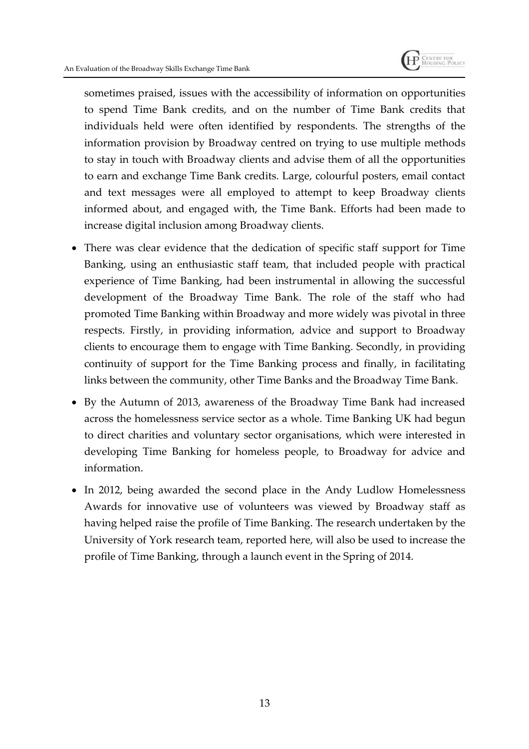sometimes praised, issues with the accessibility of information on opportunities to spend Time Bank credits, and on the number of Time Bank credits that individuals held were often identified by respondents. The strengths of the information provision by Broadway centred on trying to use multiple methods to stay in touch with Broadway clients and advise them of all the opportunities to earn and exchange Time Bank credits. Large, colourful posters, email contact and text messages were all employed to attempt to keep Broadway clients informed about, and engaged with, the Time Bank. Efforts had been made to increase digital inclusion among Broadway clients.

- There was clear evidence that the dedication of specific staff support for Time Banking, using an enthusiastic staff team, that included people with practical experience of Time Banking, had been instrumental in allowing the successful development of the Broadway Time Bank. The role of the staff who had promoted Time Banking within Broadway and more widely was pivotal in three respects. Firstly, in providing information, advice and support to Broadway clients to encourage them to engage with Time Banking. Secondly, in providing continuity of support for the Time Banking process and finally, in facilitating links between the community, other Time Banks and the Broadway Time Bank.
- By the Autumn of 2013, awareness of the Broadway Time Bank had increased across the homelessness service sector as a whole. Time Banking UK had begun to direct charities and voluntary sector organisations, which were interested in developing Time Banking for homeless people, to Broadway for advice and information.
- In 2012, being awarded the second place in the Andy Ludlow Homelessness Awards for innovative use of volunteers was viewed by Broadway staff as having helped raise the profile of Time Banking. The research undertaken by the University of York research team, reported here, will also be used to increase the profile of Time Banking, through a launch event in the Spring of 2014.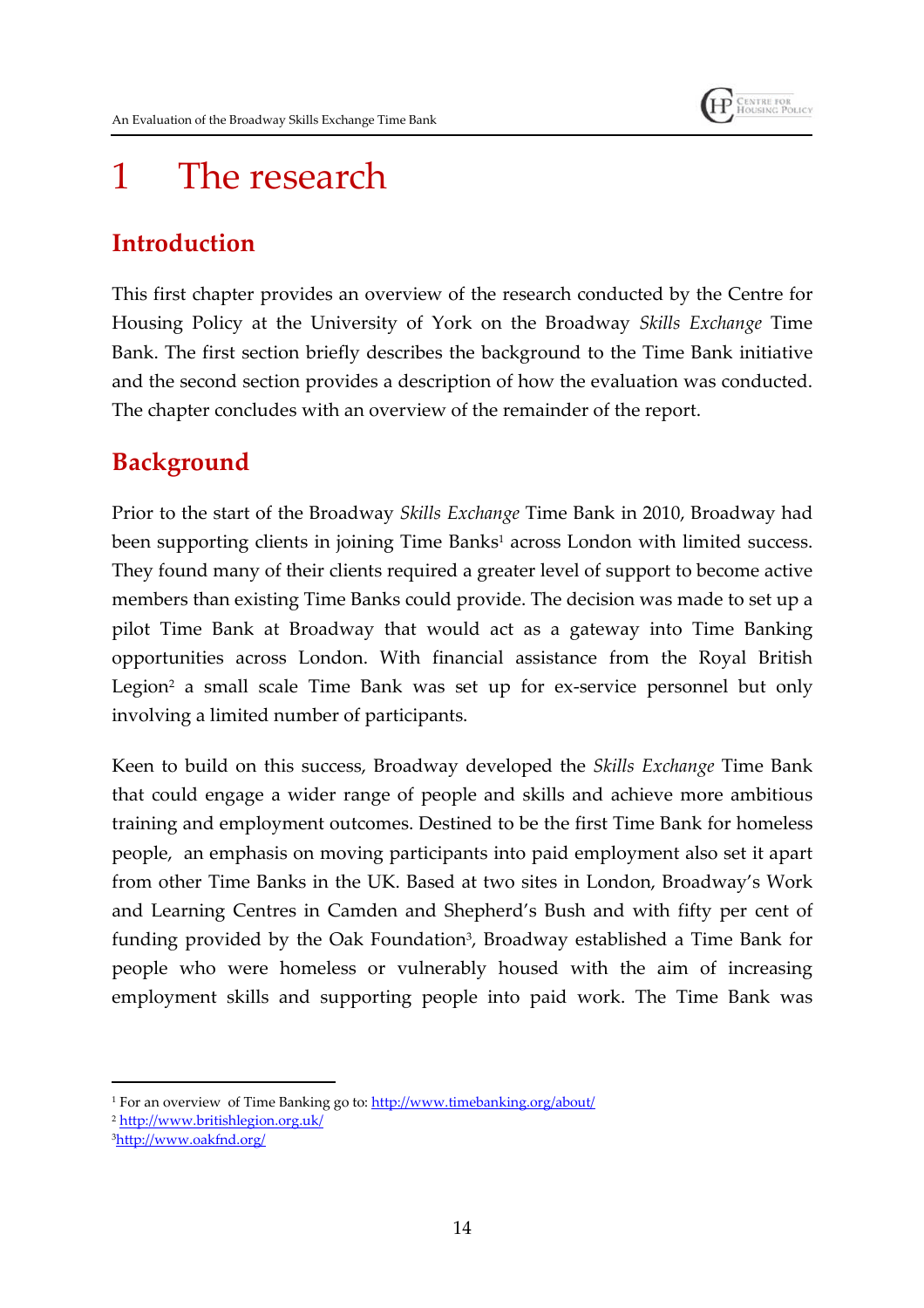# 1 The research

## Introduction

This first chapter provides an overview of the research conducted by the Centre for Housing Policy at the University of York on the Broadway *Skills Exchange* Time Bank. The first section briefly describes the background to the Time Bank initiative and the second section provides a description of how the evaluation was conducted. The chapter concludes with an overview of the remainder of the report.

## Background

Prior to the start of the Broadway *Skills Exchange* Time Bank in 2010, Broadway had been supporting clients in joining Time Banks[1] across London with limited success. They found many of their clients required a greater level of support to become active members than existing Time Banks could provide. The decision was made to set up a pilot Time Bank at Broadway that would act as a gateway into Time Banking opportunities across London. With financial assistance from the Royal British Legion[2] a small scale Time Bank was set up for ex-service personnel but only involving a limited number of participants.

Keen to build on this success, Broadway developed the *Skills Exchange* Time Bank that could engage a wider range of people and skills and achieve more ambitious training and employment outcomes. Destined to be the first Time Bank for homeless people, an emphasis on moving participants into paid employment also set it apart from other Time Banks in the UK. Based at two sites in London, Broadway's Work and Learning Centres in Camden and Shepherd's Bush and with fifty per cent of funding provided by the Oak Foundation[3], Broadway established a Time Bank for people who were homeless or vulnerably housed with the aim of increasing employment skills and supporting people into paid work. The Time Bank was

[1] For an overview of Time Banking go to: http://www.timebanking.org/about/

[2] http://www.britishlegion.org.uk/

[3] http://www.oakfnd.org/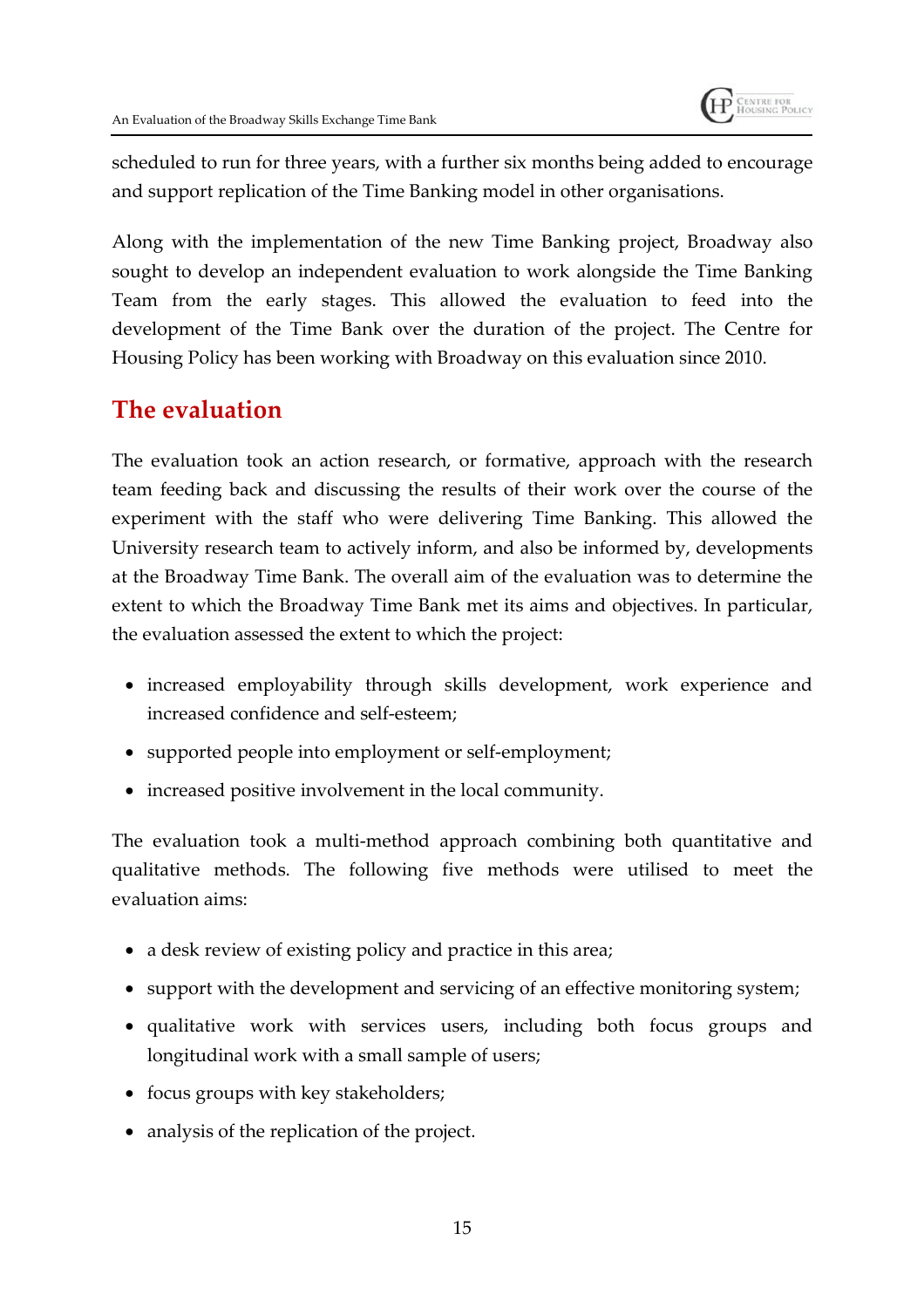scheduled to run for three years, with a further six months being added to encourage and support replication of the Time Banking model in other organisations.

Along with the implementation of the new Time Banking project, Broadway also sought to develop an independent evaluation to work alongside the Time Banking Team from the early stages. This allowed the evaluation to feed into the development of the Time Bank over the duration of the project. The Centre for Housing Policy has been working with Broadway on this evaluation since 2010.

## The evaluation

The evaluation took an action research, or formative, approach with the research team feeding back and discussing the results of their work over the course of the experiment with the staff who were delivering Time Banking. This allowed the University research team to actively inform, and also be informed by, developments at the Broadway Time Bank. The overall aim of the evaluation was to determine the extent to which the Broadway Time Bank met its aims and objectives. In particular, the evaluation assessed the extent to which the project:

- increased employability through skills development, work experience and increased confidence and self-esteem;
- supported people into employment or self-employment;
- increased positive involvement in the local community.

The evaluation took a multi-method approach combining both quantitative and qualitative methods. The following five methods were utilised to meet the evaluation aims:

- a desk review of existing policy and practice in this area;
- support with the development and servicing of an effective monitoring system;
- qualitative work with services users, including both focus groups and longitudinal work with a small sample of users;
- focus groups with key stakeholders;
- analysis of the replication of the project.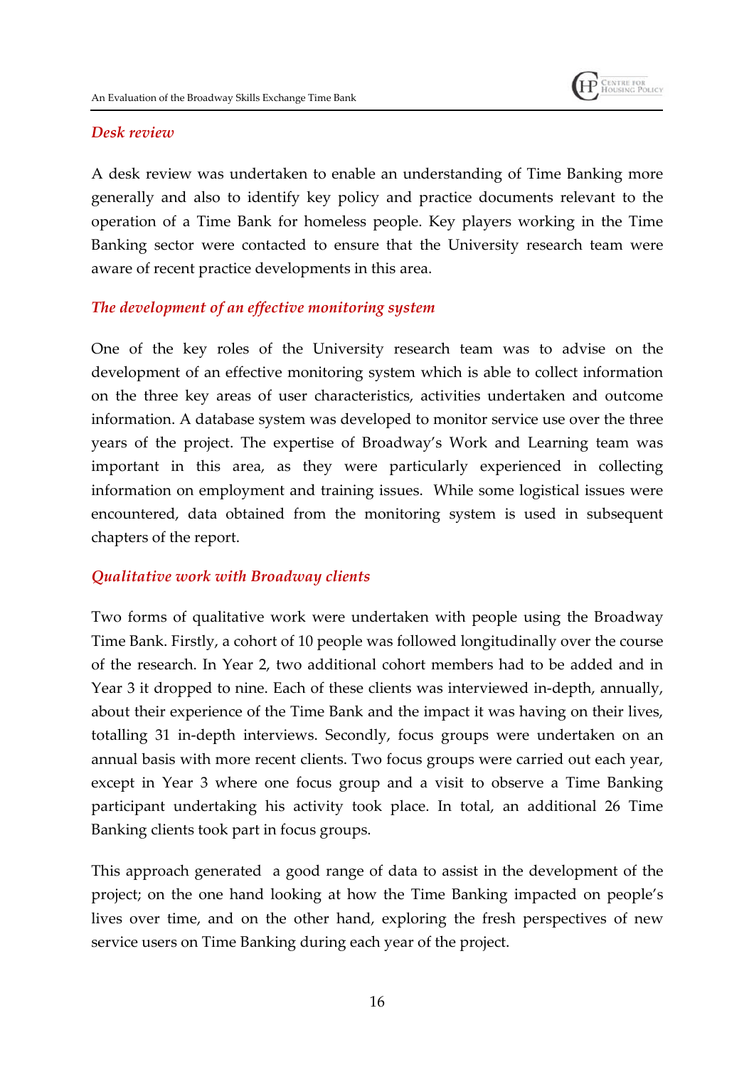### *Desk review*

A desk review was undertaken to enable an understanding of Time Banking more generally and also to identify key policy and practice documents relevant to the operation of a Time Bank for homeless people. Key players working in the Time Banking sector were contacted to ensure that the University research team were aware of recent practice developments in this area.

### *The development of an effective monitoring system*

One of the key roles of the University research team was to advise on the development of an effective monitoring system which is able to collect information on the three key areas of user characteristics, activities undertaken and outcome information. A database system was developed to monitor service use over the three years of the project. The expertise of Broadway's Work and Learning team was important in this area, as they were particularly experienced in collecting information on employment and training issues. While some logistical issues were encountered, data obtained from the monitoring system is used in subsequent chapters of the report.

### *Qualitative work with Broadway clients*

Two forms of qualitative work were undertaken with people using the Broadway Time Bank. Firstly, a cohort of 10 people was followed longitudinally over the course of the research. In Year 2, two additional cohort members had to be added and in Year 3 it dropped to nine. Each of these clients was interviewed in-depth, annually, about their experience of the Time Bank and the impact it was having on their lives, totalling 31 in-depth interviews. Secondly, focus groups were undertaken on an annual basis with more recent clients. Two focus groups were carried out each year, except in Year 3 where one focus group and a visit to observe a Time Banking participant undertaking his activity took place. In total, an additional 26 Time Banking clients took part in focus groups.

This approach generated a good range of data to assist in the development of the project; on the one hand looking at how the Time Banking impacted on people's lives over time, and on the other hand, exploring the fresh perspectives of new service users on Time Banking during each year of the project.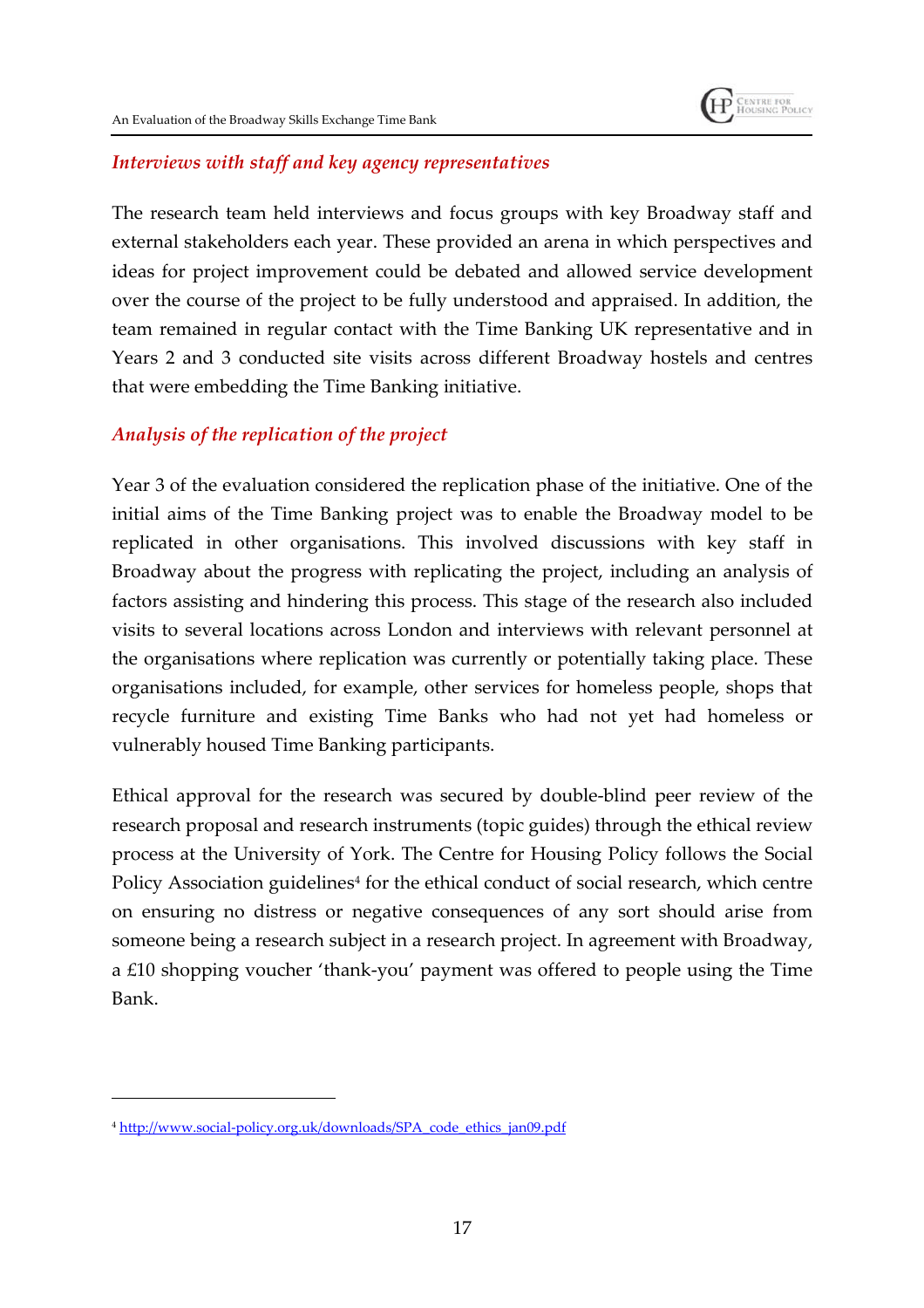### *Interviews with staff and key agency representatives*

The research team held interviews and focus groups with key Broadway staff and external stakeholders each year. These provided an arena in which perspectives and ideas for project improvement could be debated and allowed service development over the course of the project to be fully understood and appraised. In addition, the team remained in regular contact with the Time Banking UK representative and in Years 2 and 3 conducted site visits across different Broadway hostels and centres that were embedding the Time Banking initiative.

### *Analysis of the replication of the project*

Year 3 of the evaluation considered the replication phase of the initiative. One of the initial aims of the Time Banking project was to enable the Broadway model to be replicated in other organisations. This involved discussions with key staff in Broadway about the progress with replicating the project, including an analysis of factors assisting and hindering this process. This stage of the research also included visits to several locations across London and interviews with relevant personnel at the organisations where replication was currently or potentially taking place. These organisations included, for example, other services for homeless people, shops that recycle furniture and existing Time Banks who had not yet had homeless or vulnerably housed Time Banking participants.

Ethical approval for the research was secured by double-blind peer review of the research proposal and research instruments (topic guides) through the ethical review process at the University of York. The Centre for Housing Policy follows the Social Policy Association guidelines[4] for the ethical conduct of social research, which centre on ensuring no distress or negative consequences of any sort should arise from someone being a research subject in a research project. In agreement with Broadway, a £10 shopping voucher 'thank-you' payment was offered to people using the Time Bank.

---

[4] http://www.social-policy.org.uk/downloads/SPA_code_ethics_jan09.pdf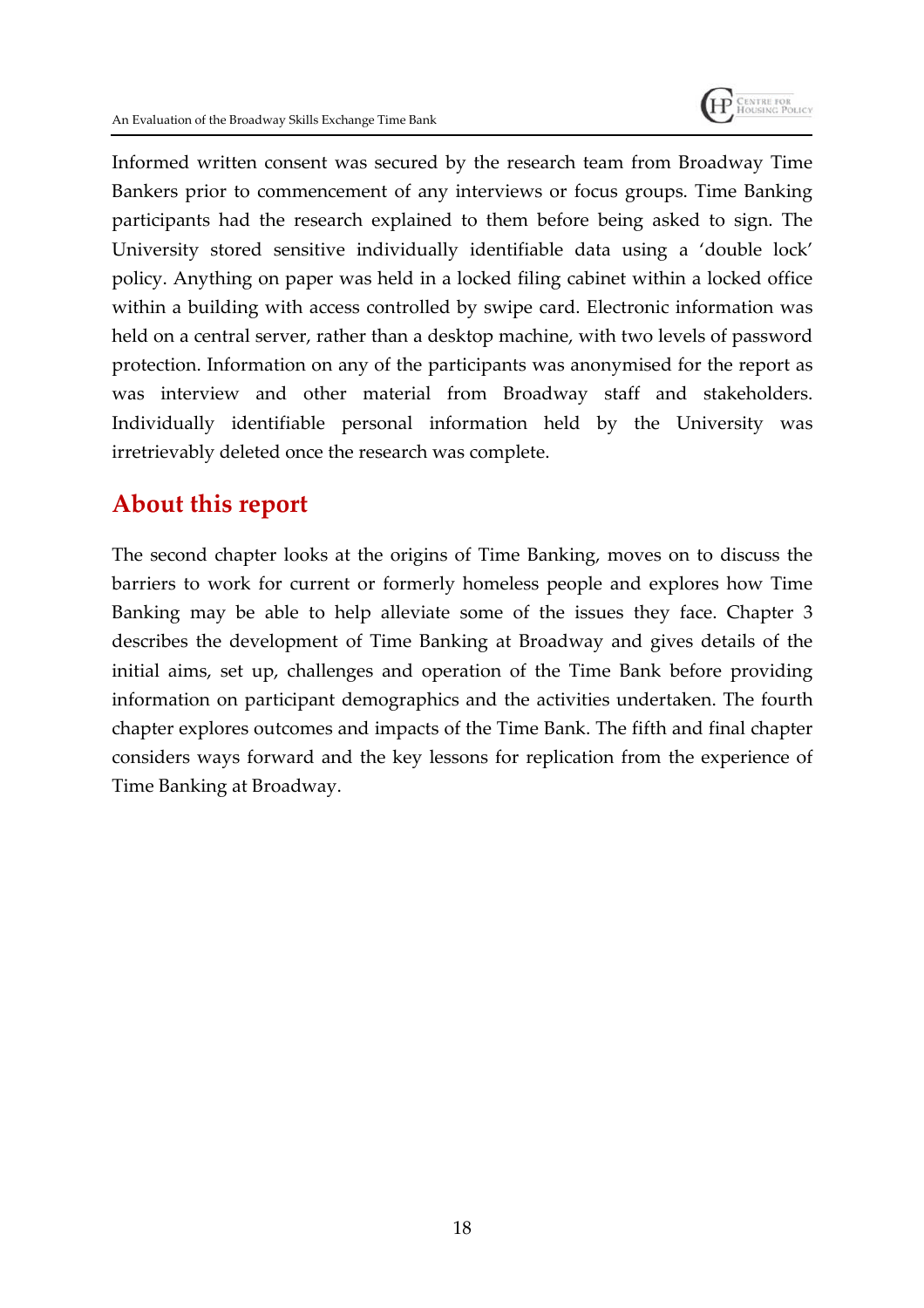Informed written consent was secured by the research team from Broadway Time Bankers prior to commencement of any interviews or focus groups. Time Banking participants had the research explained to them before being asked to sign. The University stored sensitive individually identifiable data using a 'double lock' policy. Anything on paper was held in a locked filing cabinet within a locked office within a building with access controlled by swipe card. Electronic information was held on a central server, rather than a desktop machine, with two levels of password protection. Information on any of the participants was anonymised for the report as was interview and other material from Broadway staff and stakeholders. Individually identifiable personal information held by the University was irretrievably deleted once the research was complete.

## About this report

The second chapter looks at the origins of Time Banking, moves on to discuss the barriers to work for current or formerly homeless people and explores how Time Banking may be able to help alleviate some of the issues they face. Chapter 3 describes the development of Time Banking at Broadway and gives details of the initial aims, set up, challenges and operation of the Time Bank before providing information on participant demographics and the activities undertaken. The fourth chapter explores outcomes and impacts of the Time Bank. The fifth and final chapter considers ways forward and the key lessons for replication from the experience of Time Banking at Broadway.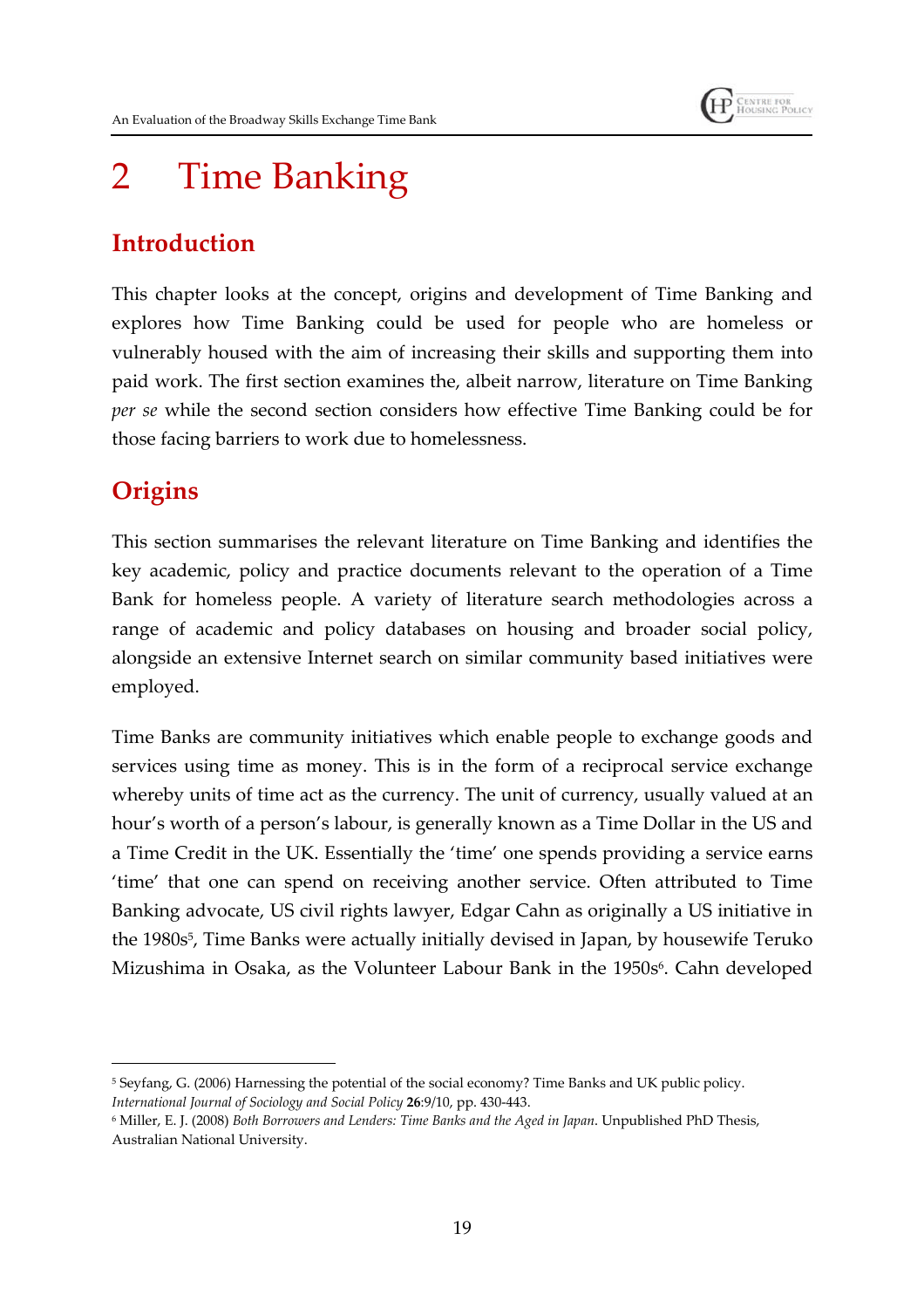# 2 Time Banking

## Introduction

This chapter looks at the concept, origins and development of Time Banking and explores how Time Banking could be used for people who are homeless or vulnerably housed with the aim of increasing their skills and supporting them into paid work. The first section examines the, albeit narrow, literature on Time Banking *per se* while the second section considers how effective Time Banking could be for those facing barriers to work due to homelessness.

## Origins

This section summarises the relevant literature on Time Banking and identifies the key academic, policy and practice documents relevant to the operation of a Time Bank for homeless people. A variety of literature search methodologies across a range of academic and policy databases on housing and broader social policy, alongside an extensive Internet search on similar community based initiatives were employed.

Time Banks are community initiatives which enable people to exchange goods and services using time as money. This is in the form of a reciprocal service exchange whereby units of time act as the currency. The unit of currency, usually valued at an hour's worth of a person's labour, is generally known as a Time Dollar in the US and a Time Credit in the UK. Essentially the 'time' one spends providing a service earns 'time' that one can spend on receiving another service. Often attributed to Time Banking advocate, US civil rights lawyer, Edgar Cahn as originally a US initiative in the 1980s[5], Time Banks were actually initially devised in Japan, by housewife Teruko Mizushima in Osaka, as the Volunteer Labour Bank in the 1950s[6]. Cahn developed

---

[5] Seyfang, G. (2006) Harnessing the potential of the social economy? Time Banks and UK public policy. *International Journal of Sociology and Social Policy* **26**:9/10, pp. 430-443.

[6] Miller, E. J. (2008) *Both Borrowers and Lenders: Time Banks and the Aged in Japan*. Unpublished PhD Thesis, Australian National University.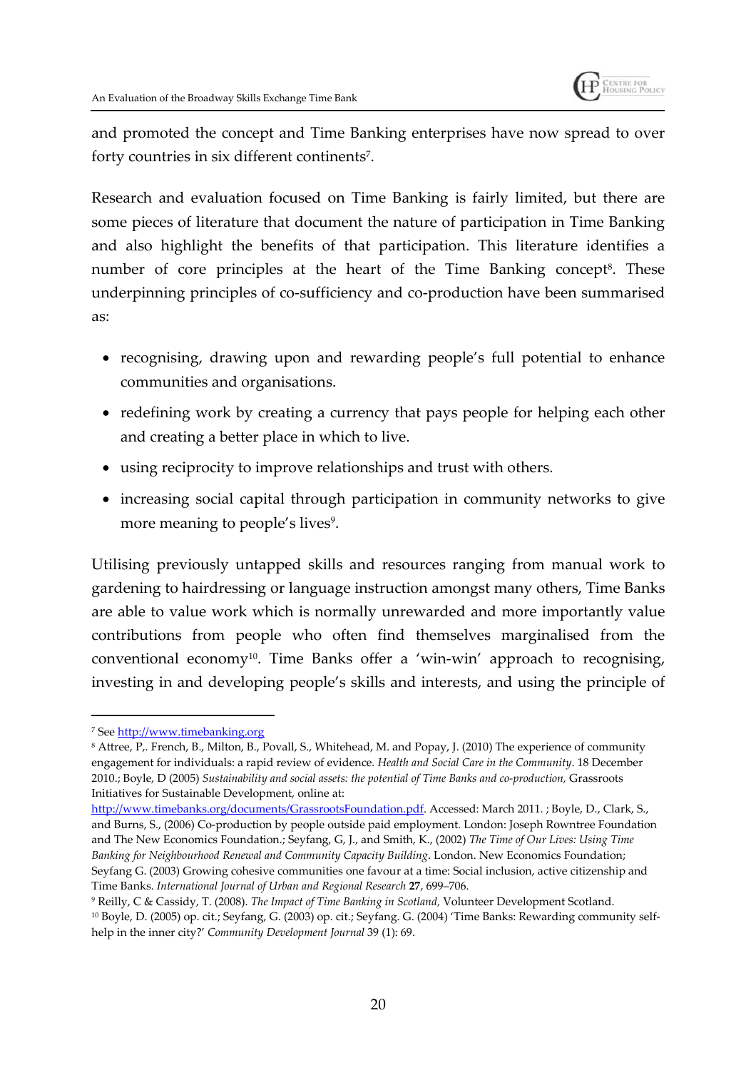and promoted the concept and Time Banking enterprises have now spread to over forty countries in six different continents[7].

Research and evaluation focused on Time Banking is fairly limited, but there are some pieces of literature that document the nature of participation in Time Banking and also highlight the benefits of that participation. This literature identifies a number of core principles at the heart of the Time Banking concept[8]. These underpinning principles of co-sufficiency and co-production have been summarised as:

- recognising, drawing upon and rewarding people's full potential to enhance communities and organisations.
- redefining work by creating a currency that pays people for helping each other and creating a better place in which to live.
- using reciprocity to improve relationships and trust with others.
- increasing social capital through participation in community networks to give more meaning to people's lives[9].

Utilising previously untapped skills and resources ranging from manual work to gardening to hairdressing or language instruction amongst many others, Time Banks are able to value work which is normally unrewarded and more importantly value contributions from people who often find themselves marginalised from the conventional economy[10]. Time Banks offer a 'win-win' approach to recognising, investing in and developing people's skills and interests, and using the principle of

---

[7] See http://www.timebanking.org

[8] Attree, P,. French, B., Milton, B., Povall, S., Whitehead, M. and Popay, J. (2010) The experience of community engagement for individuals: a rapid review of evidence. *Health and Social Care in the Community*. 18 December 2010.; Boyle, D (2005) *Sustainability and social assets: the potential of Time Banks and co-production,* Grassroots Initiatives for Sustainable Development, online at: http://www.timebanks.org/documents/GrassrootsFoundation.pdf. Accessed: March 2011. ; Boyle, D., Clark, S., and Burns, S., (2006) Co-production by people outside paid employment. London: Joseph Rowntree Foundation and The New Economics Foundation.; Seyfang, G, J., and Smith, K., (2002) *The Time of Our Lives: Using Time Banking for Neighbourhood Renewal and Community Capacity Building*. London. New Economics Foundation; Seyfang G. (2003) Growing cohesive communities one favour at a time: Social inclusion, active citizenship and Time Banks. *International Journal of Urban and Regional Research* **27**, 699–706.

[9] Reilly, C & Cassidy, T. (2008). *The Impact of Time Banking in Scotland,* Volunteer Development Scotland.

[10] Boyle, D. (2005) op. cit.; Seyfang, G. (2003) op. cit.; Seyfang. G. (2004) 'Time Banks: Rewarding community self-help in the inner city?' *Community Development Journal* 39 (1): 69.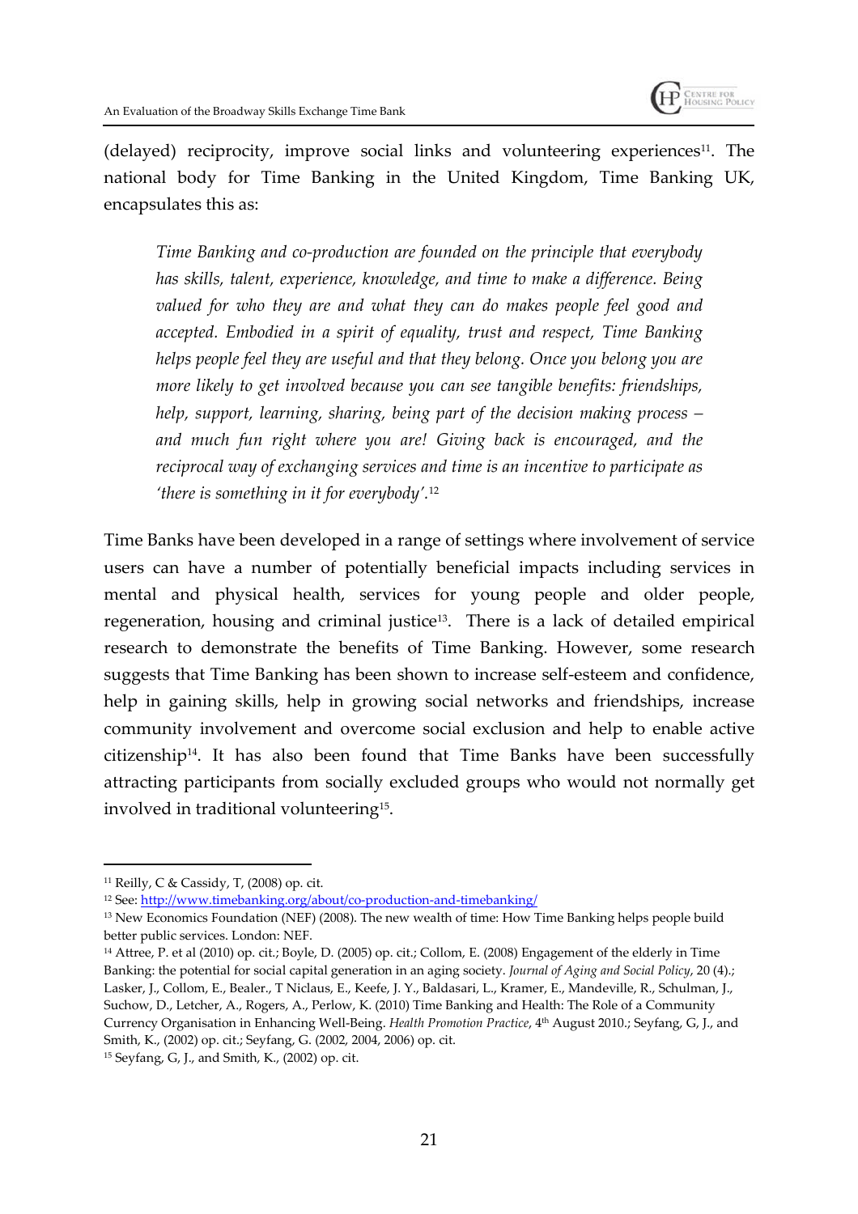(delayed) reciprocity, improve social links and volunteering experiences[11]. The national body for Time Banking in the United Kingdom, Time Banking UK, encapsulates this as:

> *Time Banking and co-production are founded on the principle that everybody has skills, talent, experience, knowledge, and time to make a difference. Being valued for who they are and what they can do makes people feel good and accepted. Embodied in a spirit of equality, trust and respect, Time Banking helps people feel they are useful and that they belong. Once you belong you are more likely to get involved because you can see tangible benefits: friendships, help, support, learning, sharing, being part of the decision making process – and much fun right where you are! Giving back is encouraged, and the reciprocal way of exchanging services and time is an incentive to participate as 'there is something in it for everybody'.*[12]

Time Banks have been developed in a range of settings where involvement of service users can have a number of potentially beneficial impacts including services in mental and physical health, services for young people and older people, regeneration, housing and criminal justice[13]. There is a lack of detailed empirical research to demonstrate the benefits of Time Banking. However, some research suggests that Time Banking has been shown to increase self-esteem and confidence, help in gaining skills, help in growing social networks and friendships, increase community involvement and overcome social exclusion and help to enable active citizenship[14]. It has also been found that Time Banks have been successfully attracting participants from socially excluded groups who would not normally get involved in traditional volunteering[15].

---

[11] Reilly, C & Cassidy, T, (2008) op. cit.

[12] See: http://www.timebanking.org/about/co-production-and-timebanking/

[13] New Economics Foundation (NEF) (2008). The new wealth of time: How Time Banking helps people build better public services. London: NEF.

[14] Attree, P. et al (2010) op. cit.; Boyle, D. (2005) op. cit.; Collom, E. (2008) Engagement of the elderly in Time Banking: the potential for social capital generation in an aging society. *Journal of Aging and Social Policy*, 20 (4).; Lasker, J., Collom, E., Bealer., T Niclaus, E., Keefe, J. Y., Baldasari, L., Kramer, E., Mandeville, R., Schulman, J., Suchow, D., Letcher, A., Rogers, A., Perlow, K. (2010) Time Banking and Health: The Role of a Community Currency Organisation in Enhancing Well-Being. *Health Promotion Practice*, 4th August 2010.; Seyfang, G, J., and Smith, K., (2002) op. cit.; Seyfang, G. (2002, 2004, 2006) op. cit.

[15] Seyfang, G, J., and Smith, K., (2002) op. cit.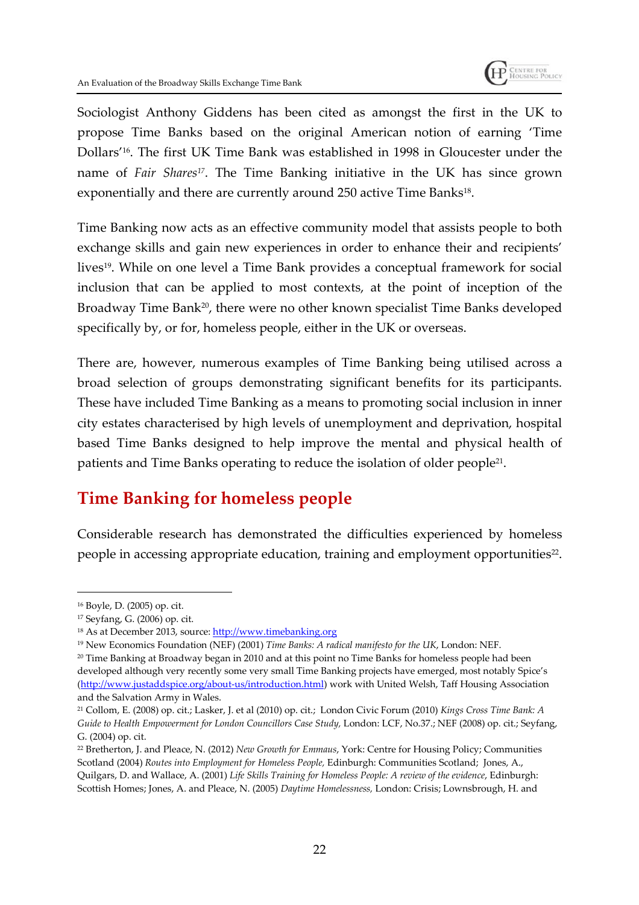Sociologist Anthony Giddens has been cited as amongst the first in the UK to propose Time Banks based on the original American notion of earning 'Time Dollars'[16]. The first UK Time Bank was established in 1998 in Gloucester under the name of *Fair Shares*[17]. The Time Banking initiative in the UK has since grown exponentially and there are currently around 250 active Time Banks[18].

Time Banking now acts as an effective community model that assists people to both exchange skills and gain new experiences in order to enhance their and recipients' lives[19]. While on one level a Time Bank provides a conceptual framework for social inclusion that can be applied to most contexts, at the point of inception of the Broadway Time Bank[20], there were no other known specialist Time Banks developed specifically by, or for, homeless people, either in the UK or overseas.

There are, however, numerous examples of Time Banking being utilised across a broad selection of groups demonstrating significant benefits for its participants. These have included Time Banking as a means to promoting social inclusion in inner city estates characterised by high levels of unemployment and deprivation, hospital based Time Banks designed to help improve the mental and physical health of patients and Time Banks operating to reduce the isolation of older people[21].

## Time Banking for homeless people

Considerable research has demonstrated the difficulties experienced by homeless people in accessing appropriate education, training and employment opportunities[22].

---

[16] Boyle, D. (2005) op. cit.

[17] Seyfang, G. (2006) op. cit.

[18] As at December 2013, source: http://www.timebanking.org

[19] New Economics Foundation (NEF) (2001) *Time Banks: A radical manifesto for the UK*, London: NEF.

[20] Time Banking at Broadway began in 2010 and at this point no Time Banks for homeless people had been developed although very recently some very small Time Banking projects have emerged, most notably Spice's (http://www.justaddspice.org/about-us/introduction.html) work with United Welsh, Taff Housing Association and the Salvation Army in Wales.

[21] Collom, E. (2008) op. cit.; Lasker, J. et al (2010) op. cit.; London Civic Forum (2010) *Kings Cross Time Bank: A Guide to Health Empowerment for London Councillors Case Study*, London: LCF, No.37.; NEF (2008) op. cit.; Seyfang, G. (2004) op. cit.

[22] Bretherton, J. and Pleace, N. (2012) *New Growth for Emmaus*, York: Centre for Housing Policy; Communities Scotland (2004) *Routes into Employment for Homeless People*, Edinburgh: Communities Scotland; Jones, A., Quilgars, D. and Wallace, A. (2001) *Life Skills Training for Homeless People: A review of the evidence*, Edinburgh: Scottish Homes; Jones, A. and Pleace, N. (2005) *Daytime Homelessness*, London: Crisis; Lownsbrough, H. and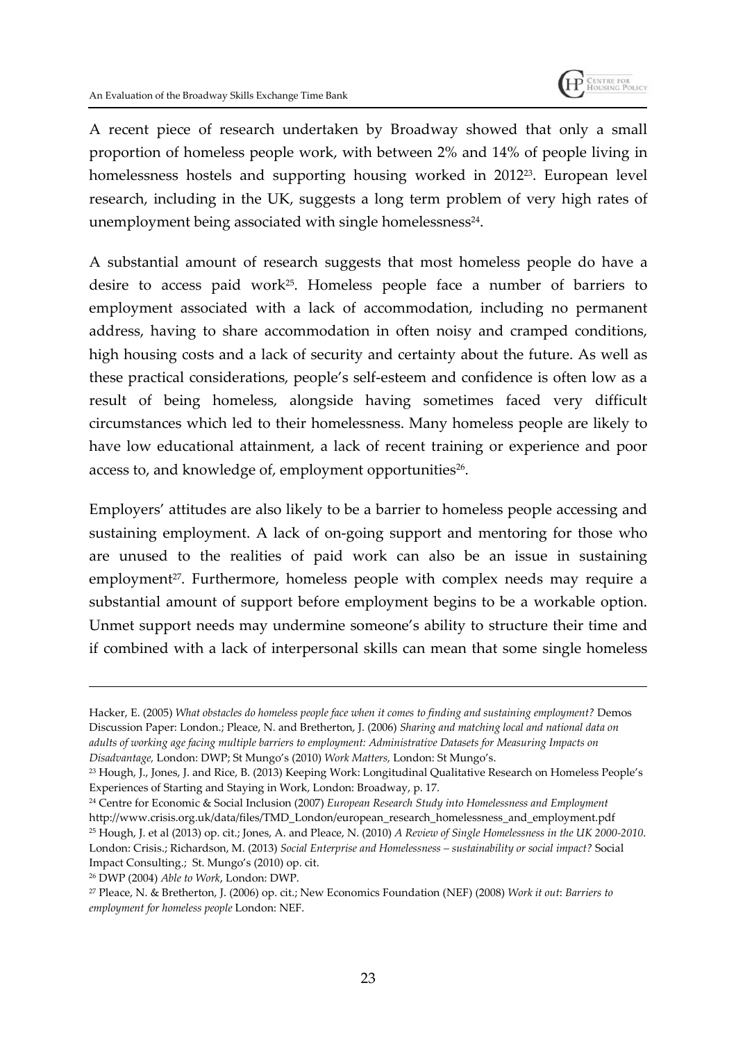A recent piece of research undertaken by Broadway showed that only a small proportion of homeless people work, with between 2% and 14% of people living in homelessness hostels and supporting housing worked in 2012[23]. European level research, including in the UK, suggests a long term problem of very high rates of unemployment being associated with single homelessness[24].

A substantial amount of research suggests that most homeless people do have a desire to access paid work[25]. Homeless people face a number of barriers to employment associated with a lack of accommodation, including no permanent address, having to share accommodation in often noisy and cramped conditions, high housing costs and a lack of security and certainty about the future. As well as these practical considerations, people's self-esteem and confidence is often low as a result of being homeless, alongside having sometimes faced very difficult circumstances which led to their homelessness. Many homeless people are likely to have low educational attainment, a lack of recent training or experience and poor access to, and knowledge of, employment opportunities[26].

Employers' attitudes are also likely to be a barrier to homeless people accessing and sustaining employment. A lack of on-going support and mentoring for those who are unused to the realities of paid work can also be an issue in sustaining employment[27]. Furthermore, homeless people with complex needs may require a substantial amount of support before employment begins to be a workable option. Unmet support needs may undermine someone's ability to structure their time and if combined with a lack of interpersonal skills can mean that some single homeless

---

Hacker, E. (2005) *What obstacles do homeless people face when it comes to finding and sustaining employment?* Demos Discussion Paper: London.; Pleace, N. and Bretherton, J. (2006) *Sharing and matching local and national data on adults of working age facing multiple barriers to employment: Administrative Datasets for Measuring Impacts on Disadvantage,* London: DWP; St Mungo's (2010) *Work Matters,* London: St Mungo's.

[23] Hough, J., Jones, J. and Rice, B. (2013) Keeping Work: Longitudinal Qualitative Research on Homeless People's Experiences of Starting and Staying in Work, London: Broadway, p. 17.

[24] Centre for Economic & Social Inclusion (2007) *European Research Study into Homelessness and Employment* http://www.crisis.org.uk/data/files/TMD_London/european_research_homelessness_and_employment.pdf

[25] Hough, J. et al (2013) op. cit.; Jones, A. and Pleace, N. (2010) *A Review of Single Homelessness in the UK 2000-2010*. London: Crisis.; Richardson, M. (2013) *Social Enterprise and Homelessness – sustainability or social impact?* Social Impact Consulting.; St. Mungo's (2010) op. cit.

[26] DWP (2004) *Able to Work*, London: DWP.

[27] Pleace, N. & Bretherton, J. (2006) op. cit.; New Economics Foundation (NEF) (2008) *Work it out*: *Barriers to employment for homeless people* London: NEF.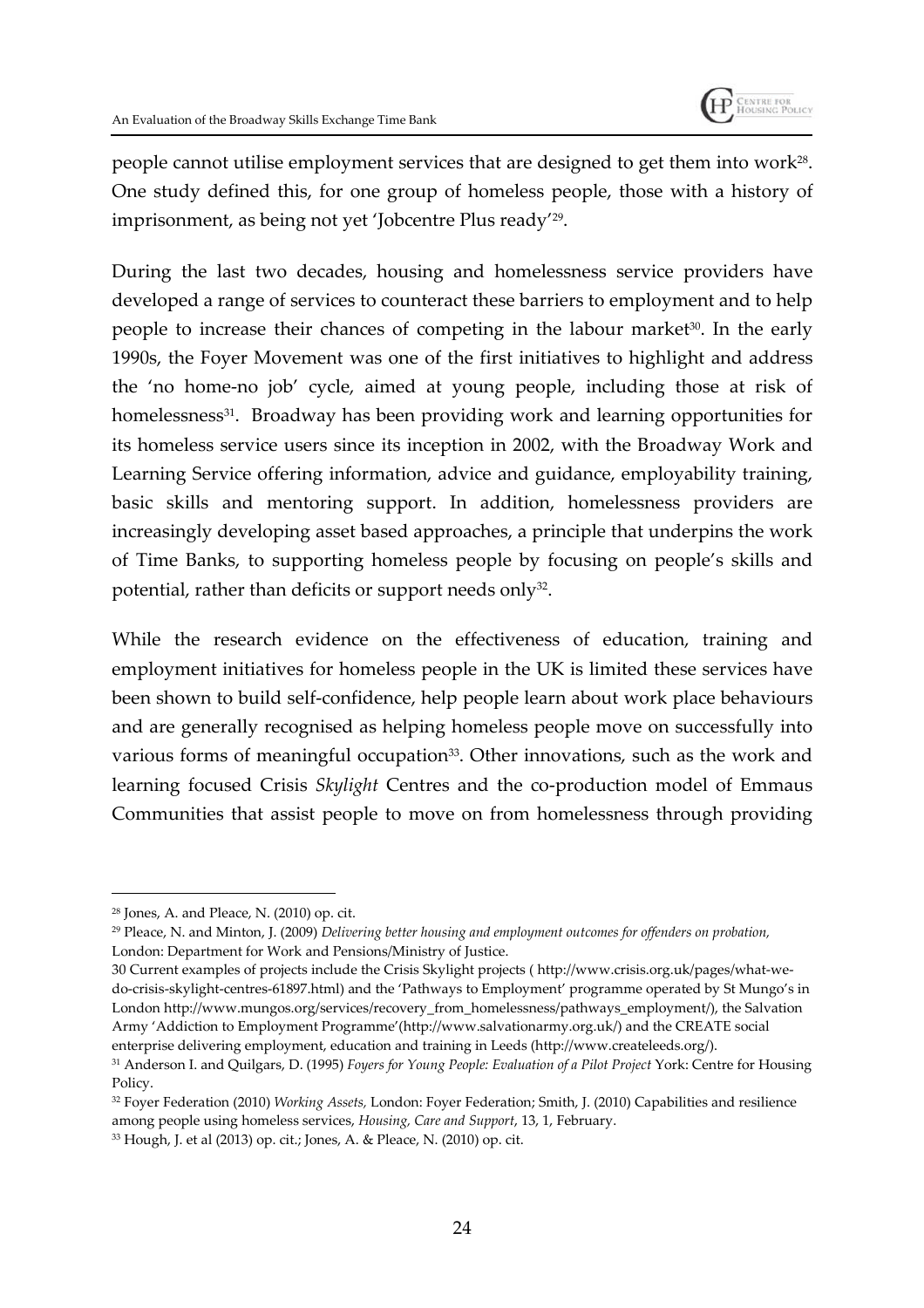people cannot utilise employment services that are designed to get them into work[28]. One study defined this, for one group of homeless people, those with a history of imprisonment, as being not yet 'Jobcentre Plus ready'[29].

During the last two decades, housing and homelessness service providers have developed a range of services to counteract these barriers to employment and to help people to increase their chances of competing in the labour market[30]. In the early 1990s, the Foyer Movement was one of the first initiatives to highlight and address the 'no home-no job' cycle, aimed at young people, including those at risk of homelessness[31]. Broadway has been providing work and learning opportunities for its homeless service users since its inception in 2002, with the Broadway Work and Learning Service offering information, advice and guidance, employability training, basic skills and mentoring support. In addition, homelessness providers are increasingly developing asset based approaches, a principle that underpins the work of Time Banks, to supporting homeless people by focusing on people's skills and potential, rather than deficits or support needs only[32].

While the research evidence on the effectiveness of education, training and employment initiatives for homeless people in the UK is limited these services have been shown to build self-confidence, help people learn about work place behaviours and are generally recognised as helping homeless people move on successfully into various forms of meaningful occupation[33]. Other innovations, such as the work and learning focused Crisis *Skylight* Centres and the co-production model of Emmaus Communities that assist people to move on from homelessness through providing

---

[28] Jones, A. and Pleace, N. (2010) op. cit.

[29] Pleace, N. and Minton, J. (2009) *Delivering better housing and employment outcomes for offenders on probation,* London: Department for Work and Pensions/Ministry of Justice.

[30] Current examples of projects include the Crisis Skylight projects ( http://www.crisis.org.uk/pages/what-we-do-crisis-skylight-centres-61897.html) and the 'Pathways to Employment' programme operated by St Mungo's in London http://www.mungos.org/services/recovery_from_homelessness/pathways_employment/), the Salvation Army 'Addiction to Employment Programme'(http://www.salvationarmy.org.uk/) and the CREATE social enterprise delivering employment, education and training in Leeds (http://www.createleeds.org/).

[31] Anderson I. and Quilgars, D. (1995) *Foyers for Young People: Evaluation of a Pilot Project* York: Centre for Housing Policy.

[32] Foyer Federation (2010) *Working Assets,* London: Foyer Federation; Smith, J. (2010) Capabilities and resilience among people using homeless services, *Housing, Care and Support*, 13, 1, February.

[33] Hough, J. et al (2013) op. cit.; Jones, A. & Pleace, N. (2010) op. cit.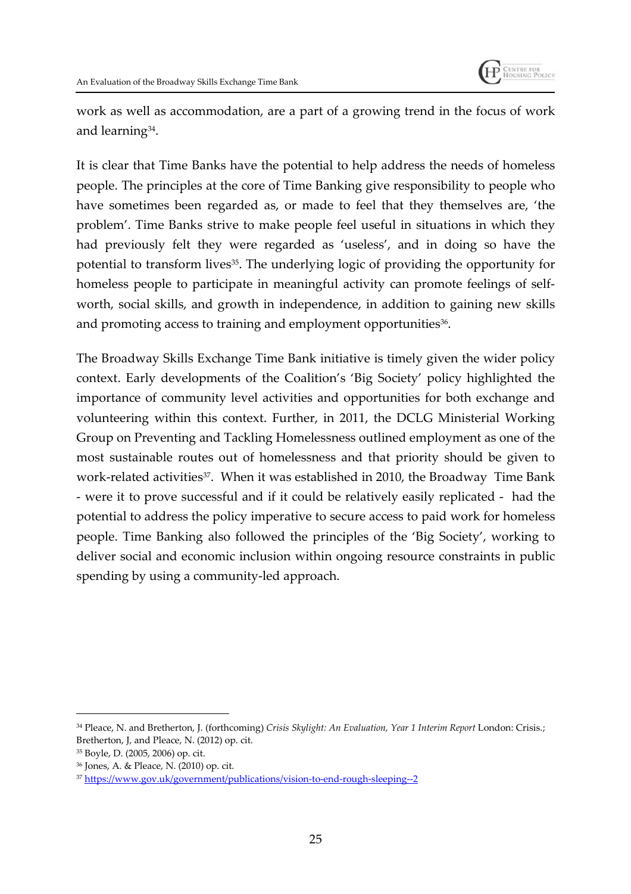work as well as accommodation, are a part of a growing trend in the focus of work and learning[34].

It is clear that Time Banks have the potential to help address the needs of homeless people. The principles at the core of Time Banking give responsibility to people who have sometimes been regarded as, or made to feel that they themselves are, 'the problem'. Time Banks strive to make people feel useful in situations in which they had previously felt they were regarded as 'useless', and in doing so have the potential to transform lives[35]. The underlying logic of providing the opportunity for homeless people to participate in meaningful activity can promote feelings of self-worth, social skills, and growth in independence, in addition to gaining new skills and promoting access to training and employment opportunities[36].

The Broadway Skills Exchange Time Bank initiative is timely given the wider policy context. Early developments of the Coalition's 'Big Society' policy highlighted the importance of community level activities and opportunities for both exchange and volunteering within this context. Further, in 2011, the DCLG Ministerial Working Group on Preventing and Tackling Homelessness outlined employment as one of the most sustainable routes out of homelessness and that priority should be given to work-related activities[37]. When it was established in 2010, the Broadway Time Bank - were it to prove successful and if it could be relatively easily replicated - had the potential to address the policy imperative to secure access to paid work for homeless people. Time Banking also followed the principles of the 'Big Society', working to deliver social and economic inclusion within ongoing resource constraints in public spending by using a community-led approach.

---

[34] Pleace, N. and Bretherton, J. (forthcoming) *Crisis Skylight: An Evaluation, Year 1 Interim Report* London: Crisis.; Bretherton, J, and Pleace, N. (2012) op. cit.

[35] Boyle, D. (2005, 2006) op. cit.

[36] Jones, A. & Pleace, N. (2010) op. cit.

[37] https://www.gov.uk/government/publications/vision-to-end-rough-sleeping--2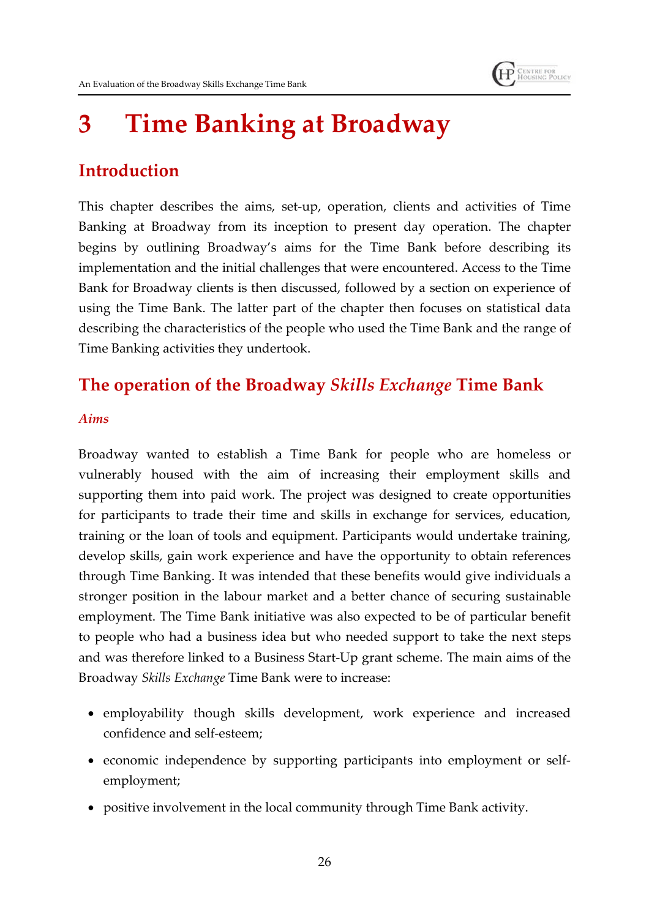# 3 Time Banking at Broadway

## Introduction

This chapter describes the aims, set-up, operation, clients and activities of Time Banking at Broadway from its inception to present day operation. The chapter begins by outlining Broadway's aims for the Time Bank before describing its implementation and the initial challenges that were encountered. Access to the Time Bank for Broadway clients is then discussed, followed by a section on experience of using the Time Bank. The latter part of the chapter then focuses on statistical data describing the characteristics of the people who used the Time Bank and the range of Time Banking activities they undertook.

## The operation of the Broadway *Skills Exchange* Time Bank

### *Aims*

Broadway wanted to establish a Time Bank for people who are homeless or vulnerably housed with the aim of increasing their employment skills and supporting them into paid work. The project was designed to create opportunities for participants to trade their time and skills in exchange for services, education, training or the loan of tools and equipment. Participants would undertake training, develop skills, gain work experience and have the opportunity to obtain references through Time Banking. It was intended that these benefits would give individuals a stronger position in the labour market and a better chance of securing sustainable employment. The Time Bank initiative was also expected to be of particular benefit to people who had a business idea but who needed support to take the next steps and was therefore linked to a Business Start-Up grant scheme. The main aims of the Broadway *Skills Exchange* Time Bank were to increase:

- employability though skills development, work experience and increased confidence and self-esteem;
- economic independence by supporting participants into employment or self-employment;
- positive involvement in the local community through Time Bank activity.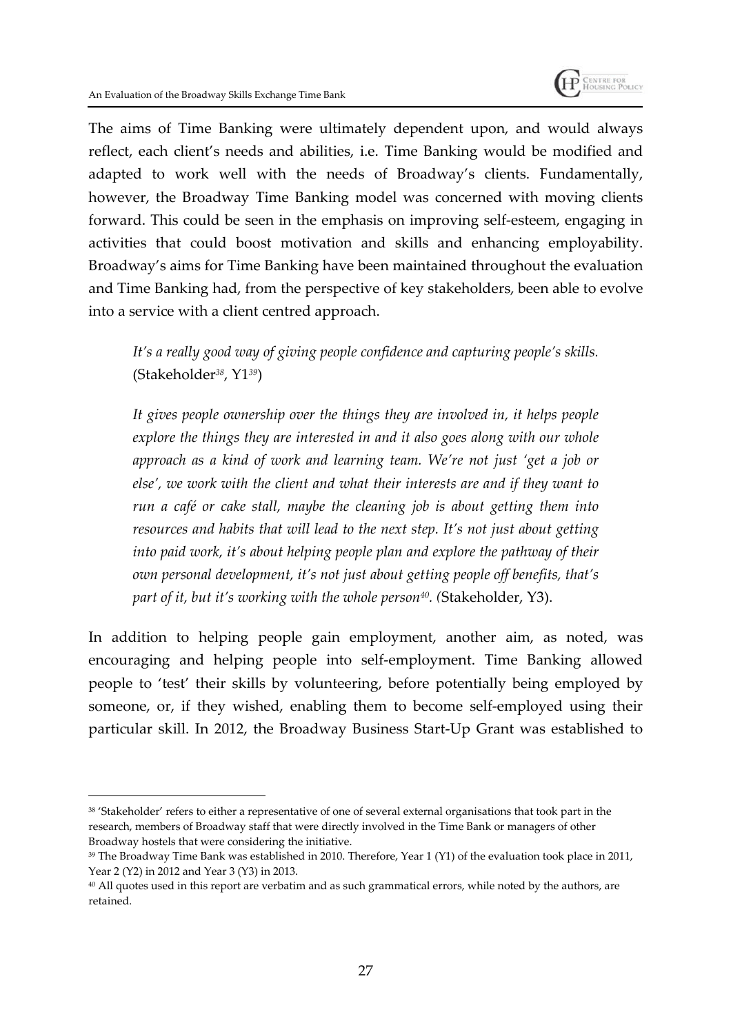The aims of Time Banking were ultimately dependent upon, and would always reflect, each client's needs and abilities, i.e. Time Banking would be modified and adapted to work well with the needs of Broadway's clients. Fundamentally, however, the Broadway Time Banking model was concerned with moving clients forward. This could be seen in the emphasis on improving self-esteem, engaging in activities that could boost motivation and skills and enhancing employability. Broadway's aims for Time Banking have been maintained throughout the evaluation and Time Banking had, from the perspective of key stakeholders, been able to evolve into a service with a client centred approach.

> *It's a really good way of giving people confidence and capturing people's skills.* (Stakeholder[38], Y1[39])

> *It gives people ownership over the things they are involved in, it helps people explore the things they are interested in and it also goes along with our whole approach as a kind of work and learning team. We're not just 'get a job or else', we work with the client and what their interests are and if they want to run a café or cake stall, maybe the cleaning job is about getting them into resources and habits that will lead to the next step. It's not just about getting into paid work, it's about helping people plan and explore the pathway of their own personal development, it's not just about getting people off benefits, that's part of it, but it's working with the whole person[40]. (*Stakeholder, Y3).

In addition to helping people gain employment, another aim, as noted, was encouraging and helping people into self-employment. Time Banking allowed people to 'test' their skills by volunteering, before potentially being employed by someone, or, if they wished, enabling them to become self-employed using their particular skill. In 2012, the Broadway Business Start-Up Grant was established to

---

[38] 'Stakeholder' refers to either a representative of one of several external organisations that took part in the research, members of Broadway staff that were directly involved in the Time Bank or managers of other Broadway hostels that were considering the initiative.

[39] The Broadway Time Bank was established in 2010. Therefore, Year 1 (Y1) of the evaluation took place in 2011, Year 2 (Y2) in 2012 and Year 3 (Y3) in 2013.

[40] All quotes used in this report are verbatim and as such grammatical errors, while noted by the authors, are retained.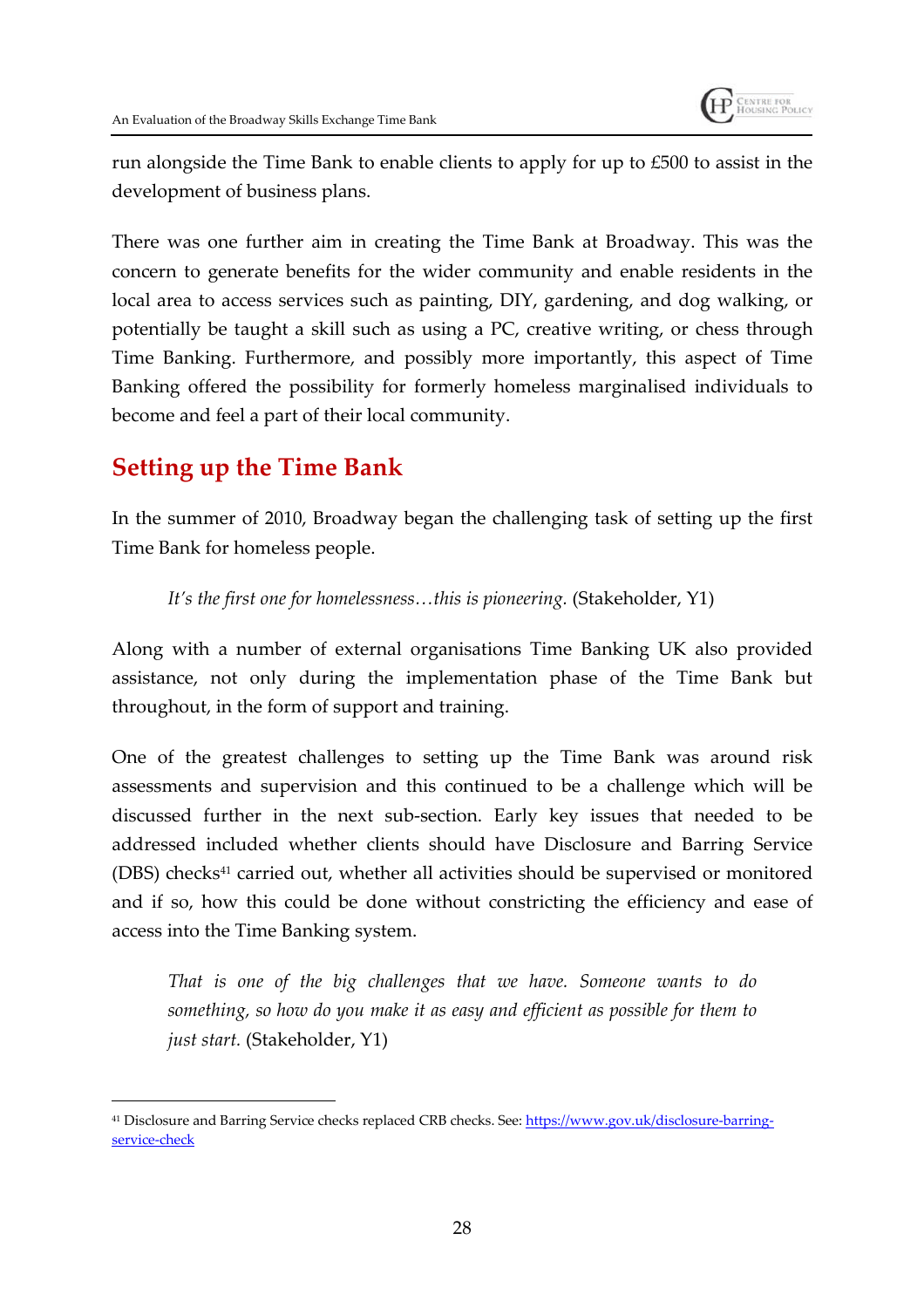run alongside the Time Bank to enable clients to apply for up to £500 to assist in the development of business plans.

There was one further aim in creating the Time Bank at Broadway. This was the concern to generate benefits for the wider community and enable residents in the local area to access services such as painting, DIY, gardening, and dog walking, or potentially be taught a skill such as using a PC, creative writing, or chess through Time Banking. Furthermore, and possibly more importantly, this aspect of Time Banking offered the possibility for formerly homeless marginalised individuals to become and feel a part of their local community.

## Setting up the Time Bank

In the summer of 2010, Broadway began the challenging task of setting up the first Time Bank for homeless people.

> *It's the first one for homelessness…this is pioneering.* (Stakeholder, Y1)

Along with a number of external organisations Time Banking UK also provided assistance, not only during the implementation phase of the Time Bank but throughout, in the form of support and training.

One of the greatest challenges to setting up the Time Bank was around risk assessments and supervision and this continued to be a challenge which will be discussed further in the next sub-section. Early key issues that needed to be addressed included whether clients should have Disclosure and Barring Service (DBS) checks[41] carried out, whether all activities should be supervised or monitored and if so, how this could be done without constricting the efficiency and ease of access into the Time Banking system.

> *That is one of the big challenges that we have. Someone wants to do something, so how do you make it as easy and efficient as possible for them to just start.* (Stakeholder, Y1)

[41] Disclosure and Barring Service checks replaced CRB checks. See: https://www.gov.uk/disclosure-barring-service-check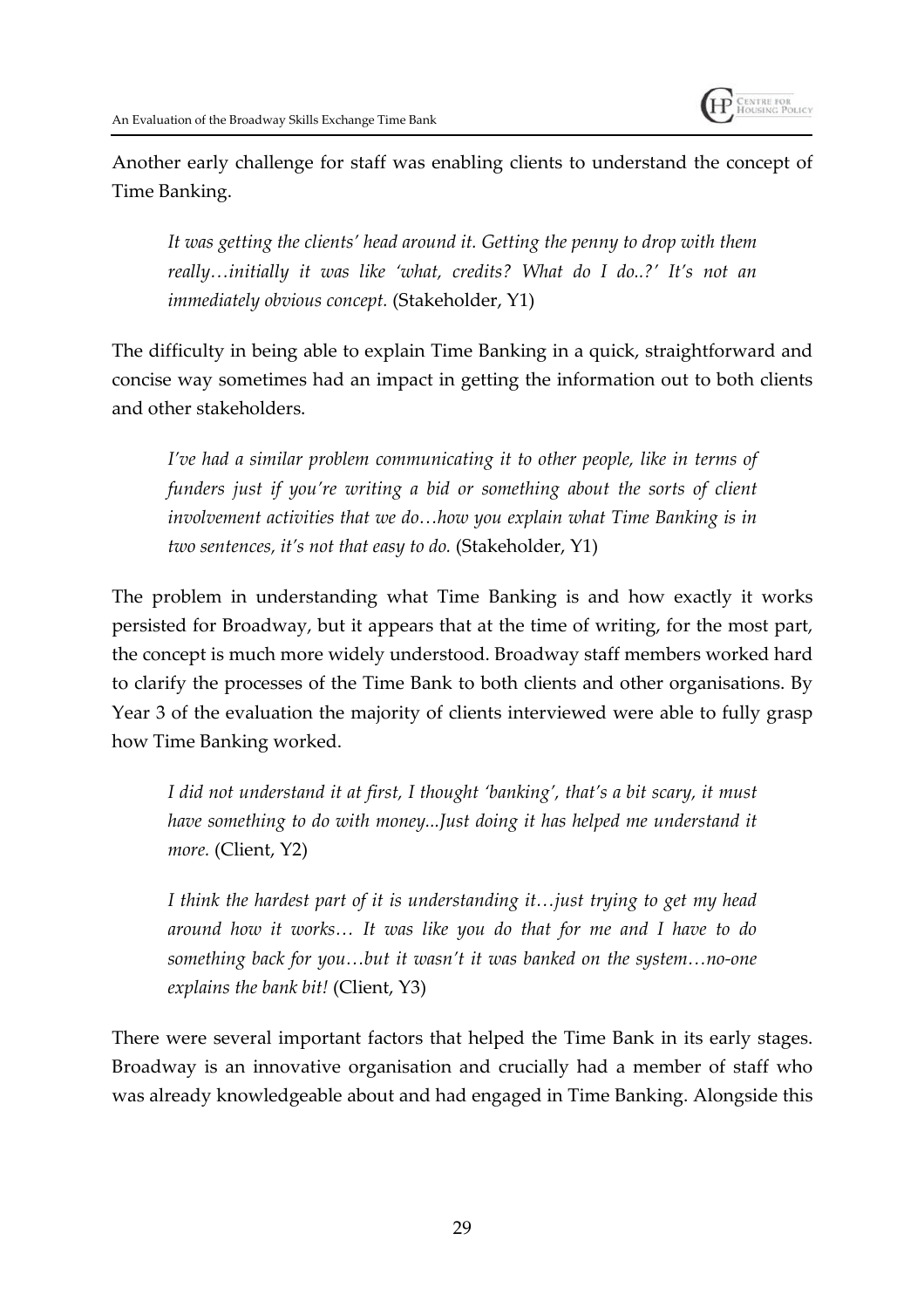Another early challenge for staff was enabling clients to understand the concept of Time Banking.

> *It was getting the clients' head around it. Getting the penny to drop with them really…initially it was like 'what, credits? What do I do..?' It's not an immediately obvious concept.* (Stakeholder, Y1)

The difficulty in being able to explain Time Banking in a quick, straightforward and concise way sometimes had an impact in getting the information out to both clients and other stakeholders.

> *I've had a similar problem communicating it to other people, like in terms of funders just if you're writing a bid or something about the sorts of client involvement activities that we do…how you explain what Time Banking is in two sentences, it's not that easy to do.* (Stakeholder, Y1)

The problem in understanding what Time Banking is and how exactly it works persisted for Broadway, but it appears that at the time of writing, for the most part, the concept is much more widely understood. Broadway staff members worked hard to clarify the processes of the Time Bank to both clients and other organisations. By Year 3 of the evaluation the majority of clients interviewed were able to fully grasp how Time Banking worked.

> *I did not understand it at first, I thought 'banking', that's a bit scary, it must have something to do with money...Just doing it has helped me understand it more.* (Client, Y2)

> *I think the hardest part of it is understanding it…just trying to get my head around how it works… It was like you do that for me and I have to do something back for you…but it wasn't it was banked on the system…no-one explains the bank bit!* (Client, Y3)

There were several important factors that helped the Time Bank in its early stages. Broadway is an innovative organisation and crucially had a member of staff who was already knowledgeable about and had engaged in Time Banking. Alongside this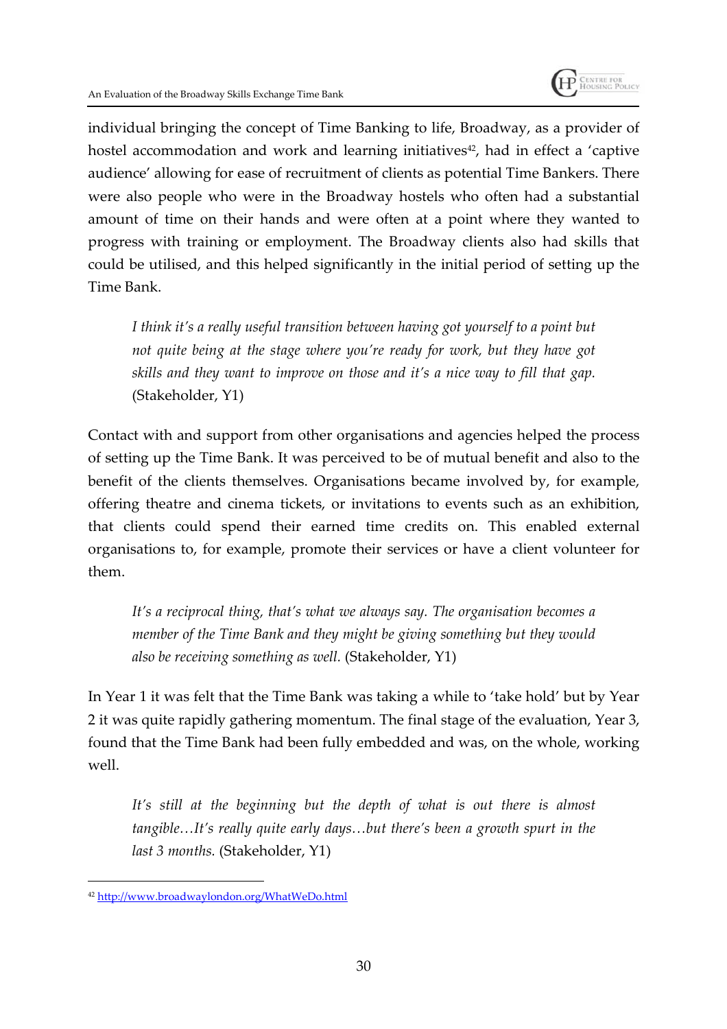individual bringing the concept of Time Banking to life, Broadway, as a provider of hostel accommodation and work and learning initiatives[42], had in effect a 'captive audience' allowing for ease of recruitment of clients as potential Time Bankers. There were also people who were in the Broadway hostels who often had a substantial amount of time on their hands and were often at a point where they wanted to progress with training or employment. The Broadway clients also had skills that could be utilised, and this helped significantly in the initial period of setting up the Time Bank.

> *I think it's a really useful transition between having got yourself to a point but not quite being at the stage where you're ready for work, but they have got skills and they want to improve on those and it's a nice way to fill that gap.* (Stakeholder, Y1)

Contact with and support from other organisations and agencies helped the process of setting up the Time Bank. It was perceived to be of mutual benefit and also to the benefit of the clients themselves. Organisations became involved by, for example, offering theatre and cinema tickets, or invitations to events such as an exhibition, that clients could spend their earned time credits on. This enabled external organisations to, for example, promote their services or have a client volunteer for them.

> *It's a reciprocal thing, that's what we always say. The organisation becomes a member of the Time Bank and they might be giving something but they would also be receiving something as well.* (Stakeholder, Y1)

In Year 1 it was felt that the Time Bank was taking a while to 'take hold' but by Year 2 it was quite rapidly gathering momentum. The final stage of the evaluation, Year 3, found that the Time Bank had been fully embedded and was, on the whole, working well.

> *It's still at the beginning but the depth of what is out there is almost tangible…It's really quite early days…but there's been a growth spurt in the last 3 months.* (Stakeholder, Y1)

---

[42] http://www.broadwaylondon.org/WhatWeDo.html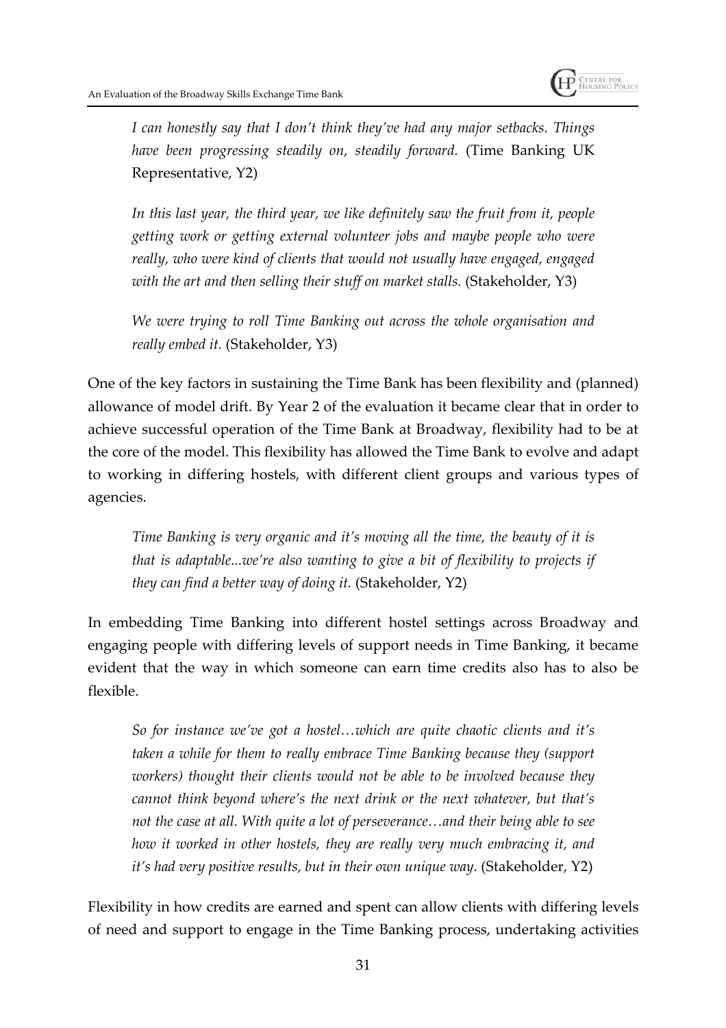> *I can honestly say that I don't think they've had any major setbacks. Things have been progressing steadily on, steadily forward.* (Time Banking UK Representative, Y2)

> *In this last year, the third year, we like definitely saw the fruit from it, people getting work or getting external volunteer jobs and maybe people who were really, who were kind of clients that would not usually have engaged, engaged with the art and then selling their stuff on market stalls.* (Stakeholder, Y3)

> *We were trying to roll Time Banking out across the whole organisation and really embed it.* (Stakeholder, Y3)

One of the key factors in sustaining the Time Bank has been flexibility and (planned) allowance of model drift. By Year 2 of the evaluation it became clear that in order to achieve successful operation of the Time Bank at Broadway, flexibility had to be at the core of the model. This flexibility has allowed the Time Bank to evolve and adapt to working in differing hostels, with different client groups and various types of agencies.

> *Time Banking is very organic and it's moving all the time, the beauty of it is that is adaptable...we're also wanting to give a bit of flexibility to projects if they can find a better way of doing it.* (Stakeholder, Y2)

In embedding Time Banking into different hostel settings across Broadway and engaging people with differing levels of support needs in Time Banking, it became evident that the way in which someone can earn time credits also has to also be flexible.

> *So for instance we've got a hostel…which are quite chaotic clients and it's taken a while for them to really embrace Time Banking because they (support workers) thought their clients would not be able to be involved because they cannot think beyond where's the next drink or the next whatever, but that's not the case at all. With quite a lot of perseverance…and their being able to see how it worked in other hostels, they are really very much embracing it, and it's had very positive results, but in their own unique way.* (Stakeholder, Y2)

Flexibility in how credits are earned and spent can allow clients with differing levels of need and support to engage in the Time Banking process, undertaking activities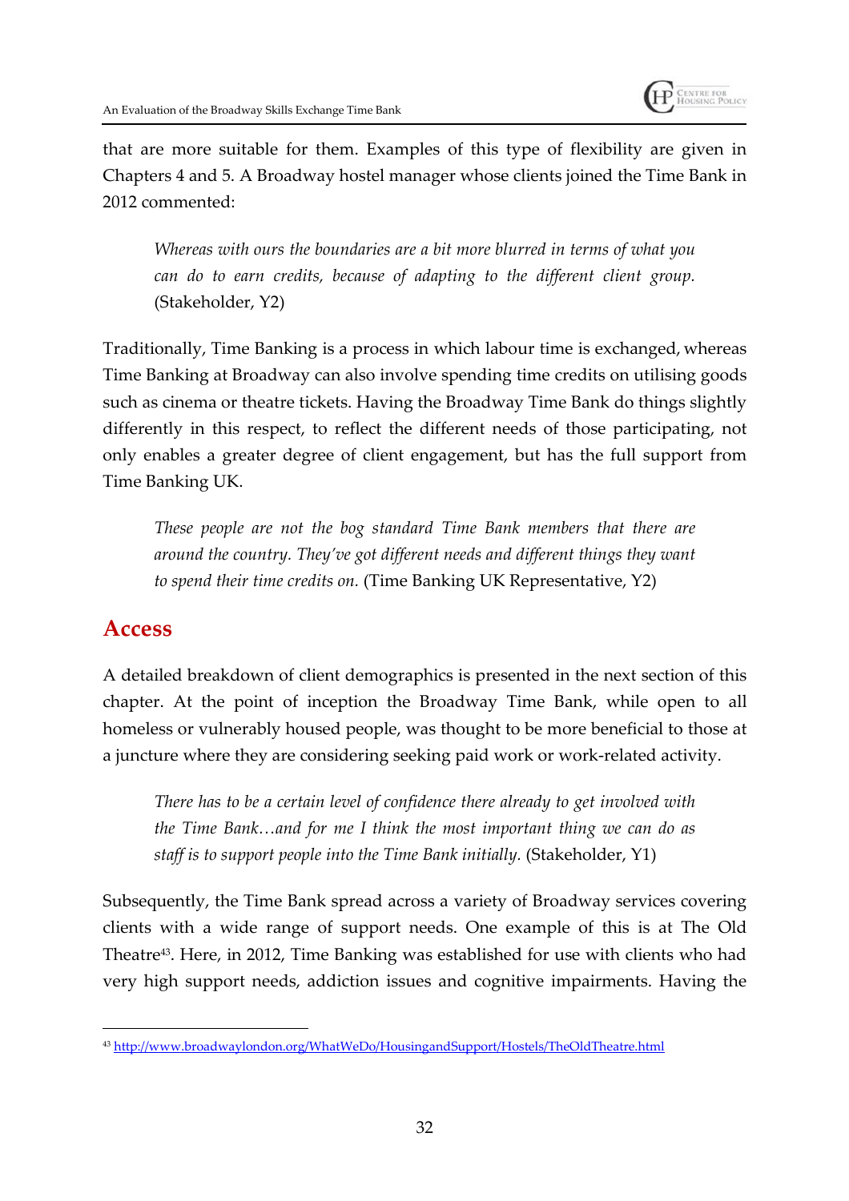that are more suitable for them. Examples of this type of flexibility are given in Chapters 4 and 5. A Broadway hostel manager whose clients joined the Time Bank in 2012 commented:

> *Whereas with ours the boundaries are a bit more blurred in terms of what you can do to earn credits, because of adapting to the different client group.* (Stakeholder, Y2)

Traditionally, Time Banking is a process in which labour time is exchanged, whereas Time Banking at Broadway can also involve spending time credits on utilising goods such as cinema or theatre tickets. Having the Broadway Time Bank do things slightly differently in this respect, to reflect the different needs of those participating, not only enables a greater degree of client engagement, but has the full support from Time Banking UK.

> *These people are not the bog standard Time Bank members that there are around the country. They've got different needs and different things they want to spend their time credits on.* (Time Banking UK Representative, Y2)

## Access

A detailed breakdown of client demographics is presented in the next section of this chapter. At the point of inception the Broadway Time Bank, while open to all homeless or vulnerably housed people, was thought to be more beneficial to those at a juncture where they are considering seeking paid work or work-related activity.

> *There has to be a certain level of confidence there already to get involved with the Time Bank…and for me I think the most important thing we can do as staff is to support people into the Time Bank initially.* (Stakeholder, Y1)

Subsequently, the Time Bank spread across a variety of Broadway services covering clients with a wide range of support needs. One example of this is at The Old Theatre[43]. Here, in 2012, Time Banking was established for use with clients who had very high support needs, addiction issues and cognitive impairments. Having the

[43] http://www.broadwaylondon.org/WhatWeDo/HousingandSupport/Hostels/TheOldTheatre.html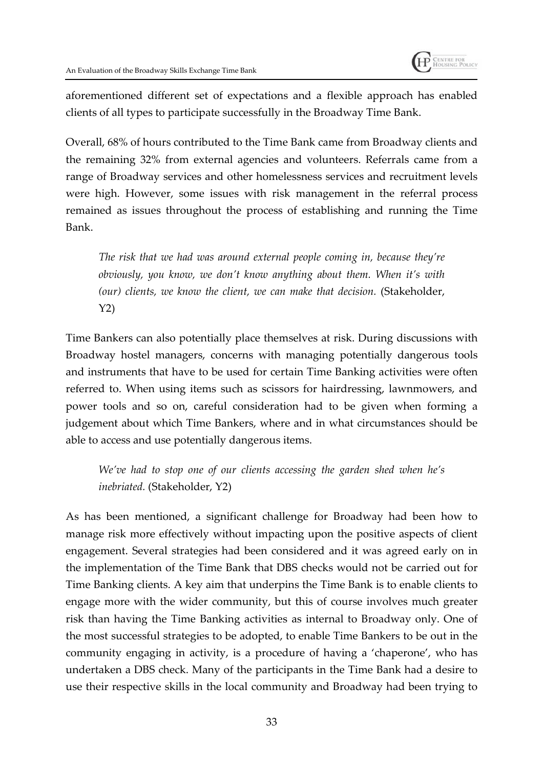aforementioned different set of expectations and a flexible approach has enabled clients of all types to participate successfully in the Broadway Time Bank.

Overall, 68% of hours contributed to the Time Bank came from Broadway clients and the remaining 32% from external agencies and volunteers. Referrals came from a range of Broadway services and other homelessness services and recruitment levels were high. However, some issues with risk management in the referral process remained as issues throughout the process of establishing and running the Time Bank.

> *The risk that we had was around external people coming in, because they're obviously, you know, we don't know anything about them. When it's with (our) clients, we know the client, we can make that decision.* (Stakeholder, Y2)

Time Bankers can also potentially place themselves at risk. During discussions with Broadway hostel managers, concerns with managing potentially dangerous tools and instruments that have to be used for certain Time Banking activities were often referred to. When using items such as scissors for hairdressing, lawnmowers, and power tools and so on, careful consideration had to be given when forming a judgement about which Time Bankers, where and in what circumstances should be able to access and use potentially dangerous items.

> *We've had to stop one of our clients accessing the garden shed when he's inebriated.* (Stakeholder, Y2)

As has been mentioned, a significant challenge for Broadway had been how to manage risk more effectively without impacting upon the positive aspects of client engagement. Several strategies had been considered and it was agreed early on in the implementation of the Time Bank that DBS checks would not be carried out for Time Banking clients. A key aim that underpins the Time Bank is to enable clients to engage more with the wider community, but this of course involves much greater risk than having the Time Banking activities as internal to Broadway only. One of the most successful strategies to be adopted, to enable Time Bankers to be out in the community engaging in activity, is a procedure of having a 'chaperone', who has undertaken a DBS check. Many of the participants in the Time Bank had a desire to use their respective skills in the local community and Broadway had been trying to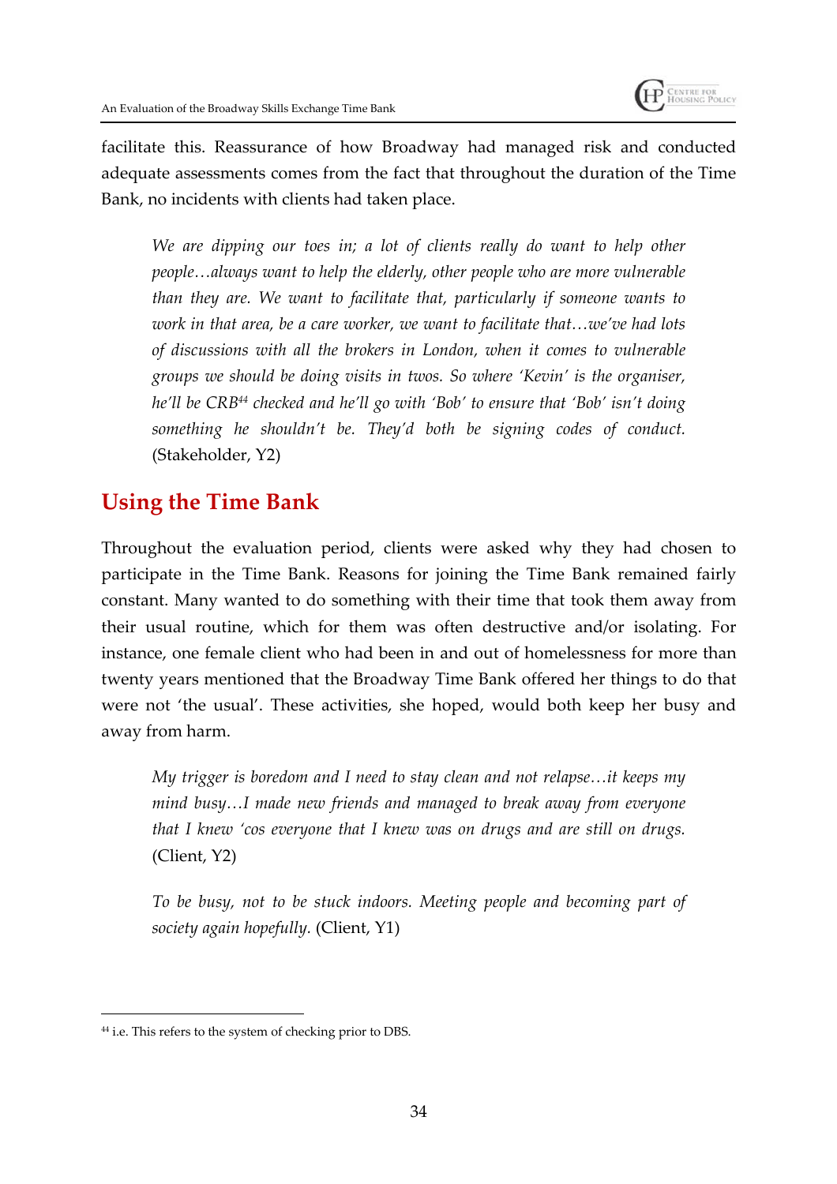facilitate this. Reassurance of how Broadway had managed risk and conducted adequate assessments comes from the fact that throughout the duration of the Time Bank, no incidents with clients had taken place.

> *We are dipping our toes in; a lot of clients really do want to help other people…always want to help the elderly, other people who are more vulnerable than they are. We want to facilitate that, particularly if someone wants to work in that area, be a care worker, we want to facilitate that…we've had lots of discussions with all the brokers in London, when it comes to vulnerable groups we should be doing visits in twos. So where 'Kevin' is the organiser, he'll be CRB[44] checked and he'll go with 'Bob' to ensure that 'Bob' isn't doing something he shouldn't be. They'd both be signing codes of conduct.* (Stakeholder, Y2)

## Using the Time Bank

Throughout the evaluation period, clients were asked why they had chosen to participate in the Time Bank. Reasons for joining the Time Bank remained fairly constant. Many wanted to do something with their time that took them away from their usual routine, which for them was often destructive and/or isolating. For instance, one female client who had been in and out of homelessness for more than twenty years mentioned that the Broadway Time Bank offered her things to do that were not 'the usual'. These activities, she hoped, would both keep her busy and away from harm.

> *My trigger is boredom and I need to stay clean and not relapse…it keeps my mind busy…I made new friends and managed to break away from everyone that I knew 'cos everyone that I knew was on drugs and are still on drugs.* (Client, Y2)

> *To be busy, not to be stuck indoors. Meeting people and becoming part of society again hopefully.* (Client, Y1)

---

[44] i.e. This refers to the system of checking prior to DBS.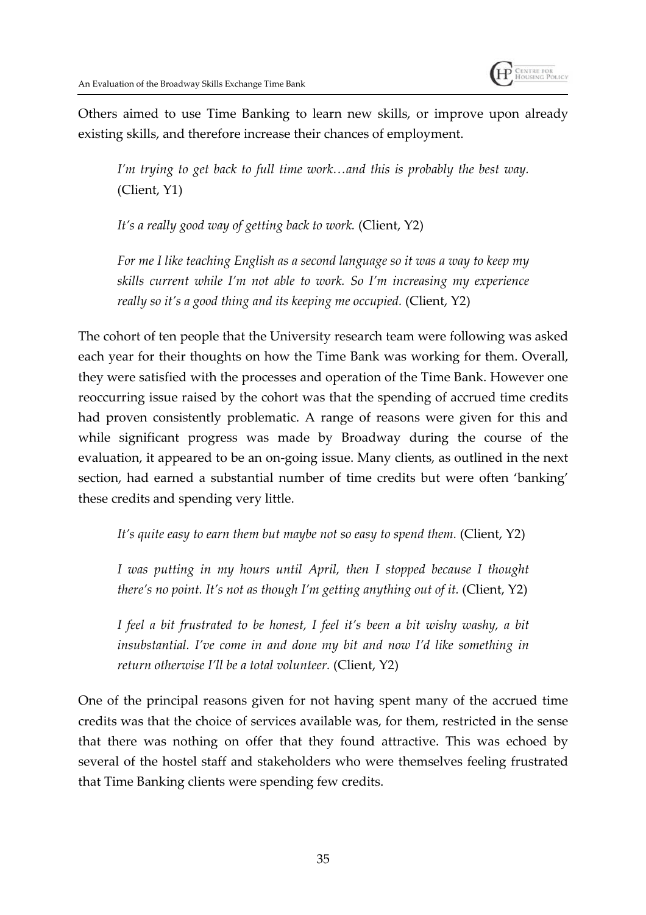Others aimed to use Time Banking to learn new skills, or improve upon already existing skills, and therefore increase their chances of employment.

> *I'm trying to get back to full time work…and this is probably the best way.* (Client, Y1)
>
> *It's a really good way of getting back to work.* (Client, Y2)
>
> *For me I like teaching English as a second language so it was a way to keep my skills current while I'm not able to work. So I'm increasing my experience really so it's a good thing and its keeping me occupied.* (Client, Y2)

The cohort of ten people that the University research team were following was asked each year for their thoughts on how the Time Bank was working for them. Overall, they were satisfied with the processes and operation of the Time Bank. However one reoccurring issue raised by the cohort was that the spending of accrued time credits had proven consistently problematic. A range of reasons were given for this and while significant progress was made by Broadway during the course of the evaluation, it appeared to be an on-going issue. Many clients, as outlined in the next section, had earned a substantial number of time credits but were often 'banking' these credits and spending very little.

> *It's quite easy to earn them but maybe not so easy to spend them.* (Client, Y2)
>
> *I was putting in my hours until April, then I stopped because I thought there's no point. It's not as though I'm getting anything out of it.* (Client, Y2)
>
> *I feel a bit frustrated to be honest, I feel it's been a bit wishy washy, a bit insubstantial. I've come in and done my bit and now I'd like something in return otherwise I'll be a total volunteer.* (Client, Y2)

One of the principal reasons given for not having spent many of the accrued time credits was that the choice of services available was, for them, restricted in the sense that there was nothing on offer that they found attractive. This was echoed by several of the hostel staff and stakeholders who were themselves feeling frustrated that Time Banking clients were spending few credits.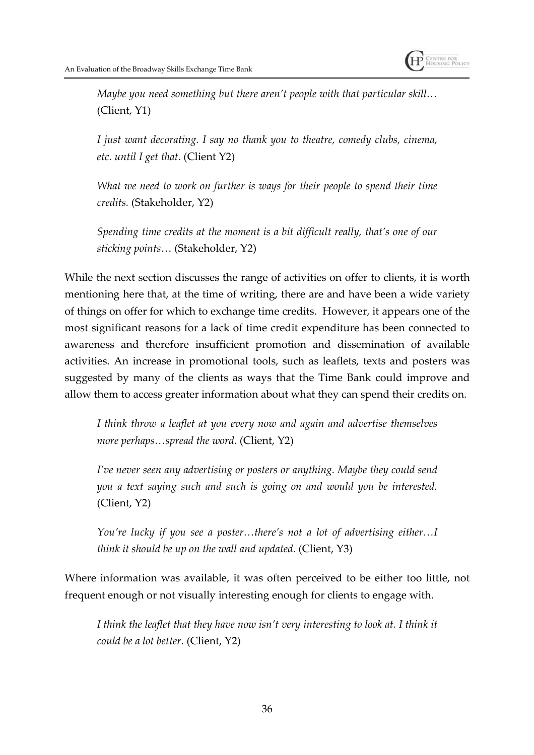*Maybe you need something but there aren't people with that particular skill…* (Client, Y1)

*I just want decorating. I say no thank you to theatre, comedy clubs, cinema, etc. until I get that*. (Client Y2)

*What we need to work on further is ways for their people to spend their time credits.* (Stakeholder, Y2)

*Spending time credits at the moment is a bit difficult really, that's one of our sticking points*… (Stakeholder, Y2)

While the next section discusses the range of activities on offer to clients, it is worth mentioning here that, at the time of writing, there are and have been a wide variety of things on offer for which to exchange time credits. However, it appears one of the most significant reasons for a lack of time credit expenditure has been connected to awareness and therefore insufficient promotion and dissemination of available activities. An increase in promotional tools, such as leaflets, texts and posters was suggested by many of the clients as ways that the Time Bank could improve and allow them to access greater information about what they can spend their credits on.

*I think throw a leaflet at you every now and again and advertise themselves more perhaps…spread the word*. (Client, Y2)

*I've never seen any advertising or posters or anything. Maybe they could send you a text saying such and such is going on and would you be interested.* (Client, Y2)

*You're lucky if you see a poster…there's not a lot of advertising either…I think it should be up on the wall and updated*. (Client, Y3)

Where information was available, it was often perceived to be either too little, not frequent enough or not visually interesting enough for clients to engage with.

*I think the leaflet that they have now isn't very interesting to look at. I think it could be a lot better.* (Client, Y2)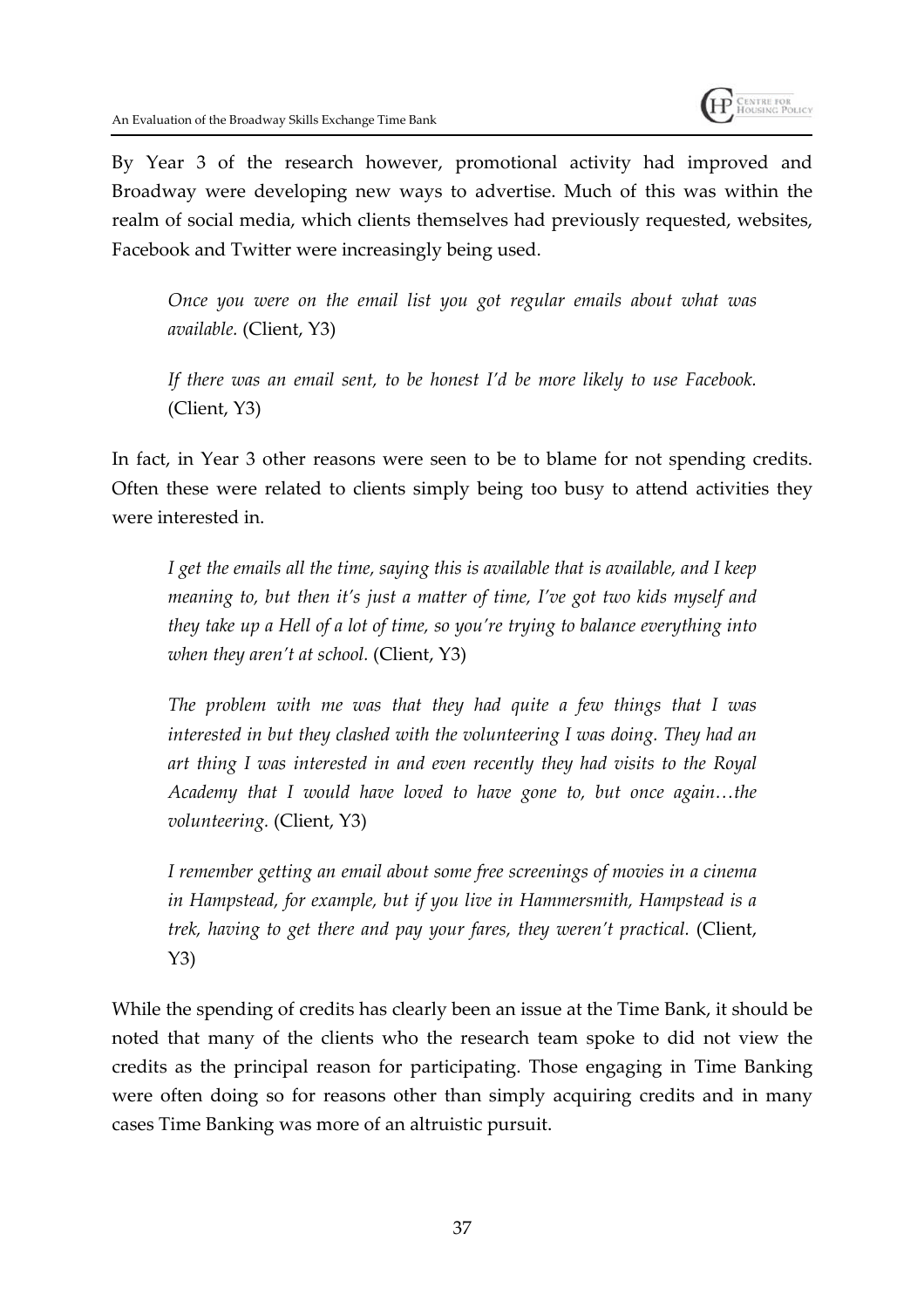By Year 3 of the research however, promotional activity had improved and Broadway were developing new ways to advertise. Much of this was within the realm of social media, which clients themselves had previously requested, websites, Facebook and Twitter were increasingly being used.

> *Once you were on the email list you got regular emails about what was available.* (Client, Y3)

> *If there was an email sent, to be honest I'd be more likely to use Facebook.* (Client, Y3)

In fact, in Year 3 other reasons were seen to be to blame for not spending credits. Often these were related to clients simply being too busy to attend activities they were interested in.

> *I get the emails all the time, saying this is available that is available, and I keep meaning to, but then it's just a matter of time, I've got two kids myself and they take up a Hell of a lot of time, so you're trying to balance everything into when they aren't at school.* (Client, Y3)

> *The problem with me was that they had quite a few things that I was interested in but they clashed with the volunteering I was doing. They had an art thing I was interested in and even recently they had visits to the Royal Academy that I would have loved to have gone to, but once again…the volunteering.* (Client, Y3)

> *I remember getting an email about some free screenings of movies in a cinema in Hampstead, for example, but if you live in Hammersmith, Hampstead is a trek, having to get there and pay your fares, they weren't practical.* (Client, Y3)

While the spending of credits has clearly been an issue at the Time Bank, it should be noted that many of the clients who the research team spoke to did not view the credits as the principal reason for participating. Those engaging in Time Banking were often doing so for reasons other than simply acquiring credits and in many cases Time Banking was more of an altruistic pursuit.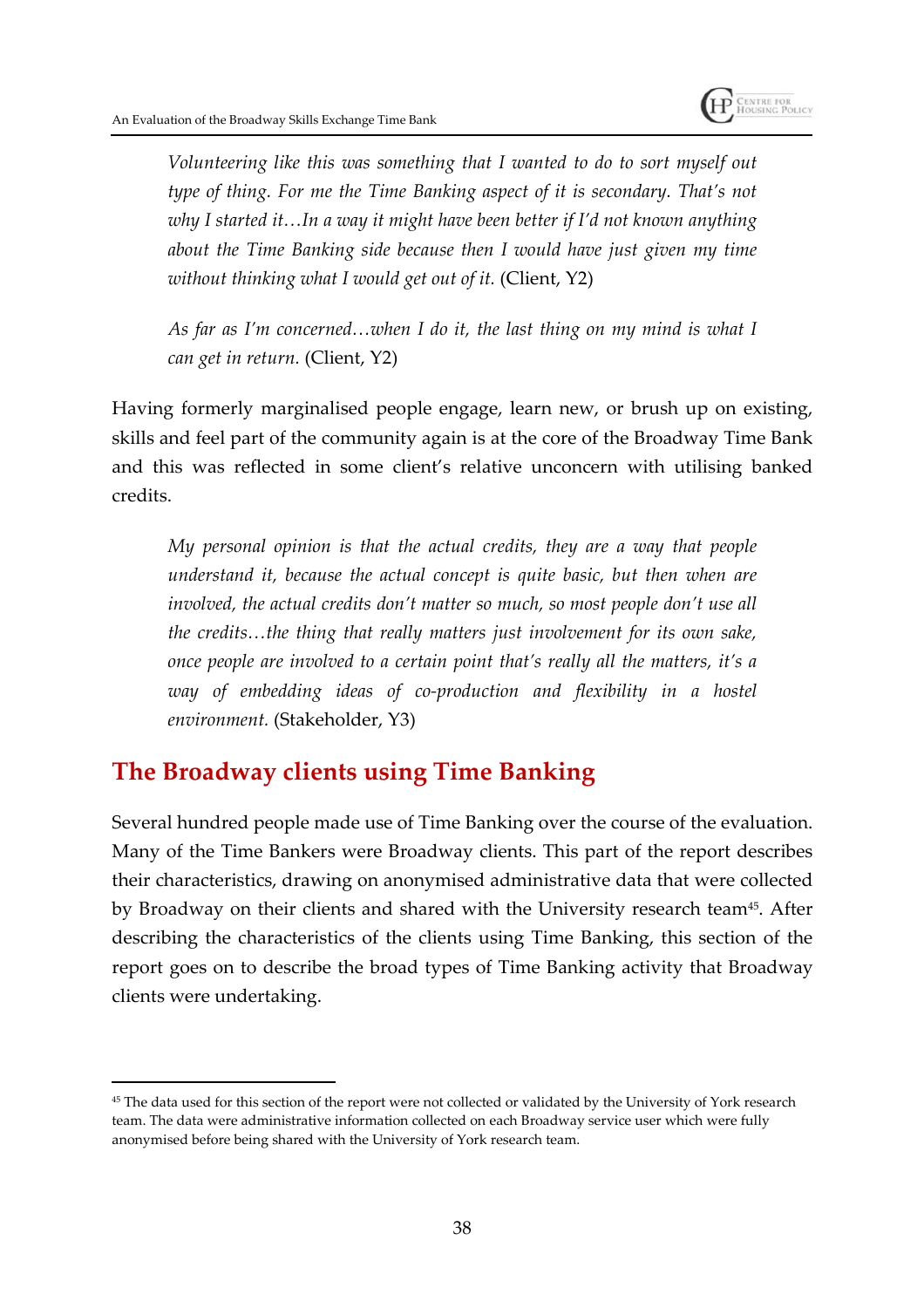> *Volunteering like this was something that I wanted to do to sort myself out type of thing. For me the Time Banking aspect of it is secondary. That's not why I started it…In a way it might have been better if I'd not known anything about the Time Banking side because then I would have just given my time without thinking what I would get out of it.* (Client, Y2)

> *As far as I'm concerned…when I do it, the last thing on my mind is what I can get in return.* (Client, Y2)

Having formerly marginalised people engage, learn new, or brush up on existing, skills and feel part of the community again is at the core of the Broadway Time Bank and this was reflected in some client's relative unconcern with utilising banked credits.

> *My personal opinion is that the actual credits, they are a way that people understand it, because the actual concept is quite basic, but then when are involved, the actual credits don't matter so much, so most people don't use all the credits…the thing that really matters just involvement for its own sake, once people are involved to a certain point that's really all the matters, it's a way of embedding ideas of co-production and flexibility in a hostel environment.* (Stakeholder, Y3)

## The Broadway clients using Time Banking

Several hundred people made use of Time Banking over the course of the evaluation. Many of the Time Bankers were Broadway clients. This part of the report describes their characteristics, drawing on anonymised administrative data that were collected by Broadway on their clients and shared with the University research team[45]. After describing the characteristics of the clients using Time Banking, this section of the report goes on to describe the broad types of Time Banking activity that Broadway clients were undertaking.

[45] The data used for this section of the report were not collected or validated by the University of York research team. The data were administrative information collected on each Broadway service user which were fully anonymised before being shared with the University of York research team.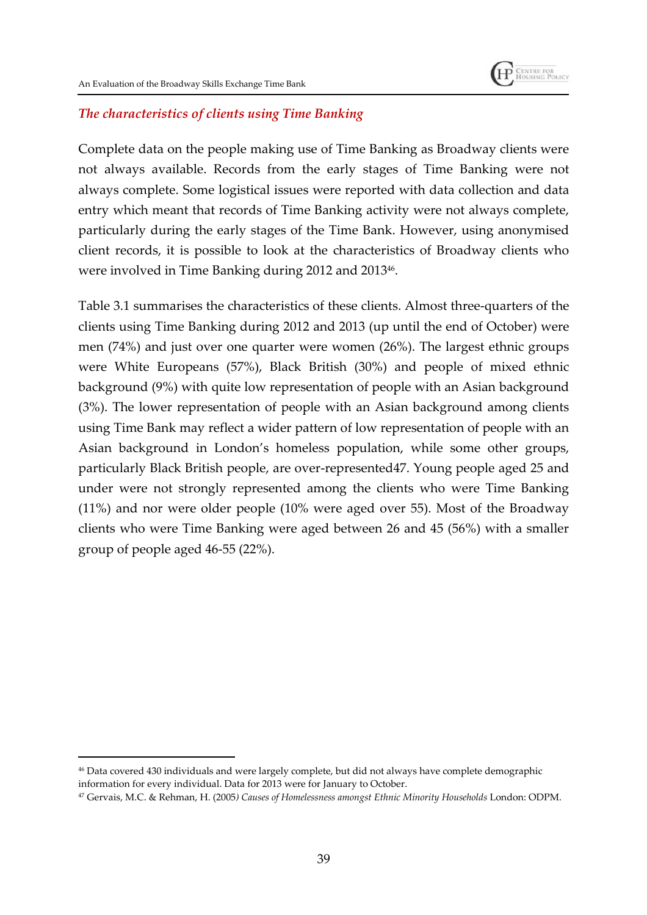### *The characteristics of clients using Time Banking*

Complete data on the people making use of Time Banking as Broadway clients were not always available. Records from the early stages of Time Banking were not always complete. Some logistical issues were reported with data collection and data entry which meant that records of Time Banking activity were not always complete, particularly during the early stages of the Time Bank. However, using anonymised client records, it is possible to look at the characteristics of Broadway clients who were involved in Time Banking during 2012 and 2013[46].

Table 3.1 summarises the characteristics of these clients. Almost three-quarters of the clients using Time Banking during 2012 and 2013 (up until the end of October) were men (74%) and just over one quarter were women (26%). The largest ethnic groups were White Europeans (57%), Black British (30%) and people of mixed ethnic background (9%) with quite low representation of people with an Asian background (3%). The lower representation of people with an Asian background among clients using Time Bank may reflect a wider pattern of low representation of people with an Asian background in London's homeless population, while some other groups, particularly Black British people, are over-represented47. Young people aged 25 and under were not strongly represented among the clients who were Time Banking (11%) and nor were older people (10% were aged over 55). Most of the Broadway clients who were Time Banking were aged between 26 and 45 (56%) with a smaller group of people aged 46-55 (22%).

---

[46] Data covered 430 individuals and were largely complete, but did not always have complete demographic information for every individual. Data for 2013 were for January to October.

[47] Gervais, M.C. & Rehman, H. (2005) *Causes of Homelessness amongst Ethnic Minority Households* London: ODPM.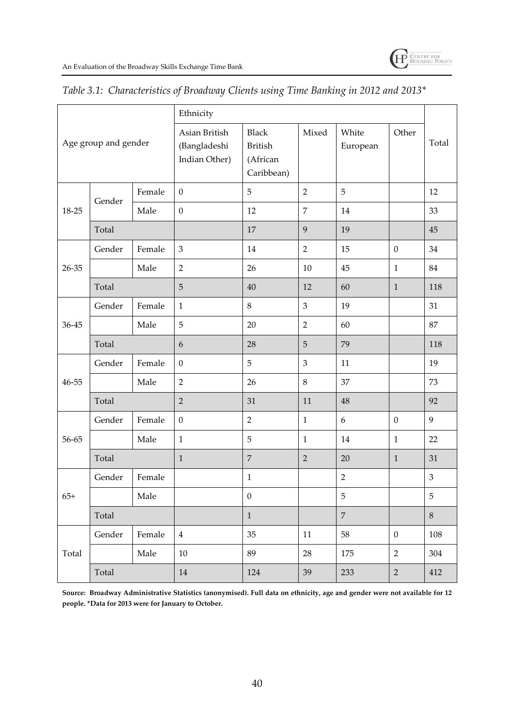*Table 3.1: Characteristics of Broadway Clients using Time Banking in 2012 and 2013**

| Age group and gender | | | Ethnicity | | | | | Total |
|---|---|---|---|---|---|---|---|---|
| | | | Asian British (Bangladeshi Indian Other) | Black British (African Caribbean) | Mixed | White European | Other | |
| 18-25 | Gender | Female | 0 | 5 | 2 | 5 | | 12 |
| | | Male | 0 | 12 | 7 | 14 | | 33 |
| | Total | | | 17 | 9 | 19 | | 45 |
| 26-35 | Gender | Female | 3 | 14 | 2 | 15 | 0 | 34 |
| | | Male | 2 | 26 | 10 | 45 | 1 | 84 |
| | Total | | 5 | 40 | 12 | 60 | 1 | 118 |
| 36-45 | Gender | Female | 1 | 8 | 3 | 19 | | 31 |
| | | Male | 5 | 20 | 2 | 60 | | 87 |
| | Total | | 6 | 28 | 5 | 79 | | 118 |
| 46-55 | Gender | Female | 0 | 5 | 3 | 11 | | 19 |
| | | Male | 2 | 26 | 8 | 37 | | 73 |
| | Total | | 2 | 31 | 11 | 48 | | 92 |
| 56-65 | Gender | Female | 0 | 2 | 1 | 6 | 0 | 9 |
| | | Male | 1 | 5 | 1 | 14 | 1 | 22 |
| | Total | | 1 | 7 | 2 | 20 | 1 | 31 |
| 65+ | Gender | Female | | 1 | | 2 | | 3 |
| | | Male | | 0 | | 5 | | 5 |
| | Total | | | 1 | | 7 | | 8 |
| Total | Gender | Female | 4 | 35 | 11 | 58 | 0 | 108 |
| | | Male | 10 | 89 | 28 | 175 | 2 | 304 |
| | Total | | 14 | 124 | 39 | 233 | 2 | 412 |

**Source: Broadway Administrative Statistics (anonymised). Full data on ethnicity, age and gender were not available for 12 people. *Data for 2013 were for January to October.**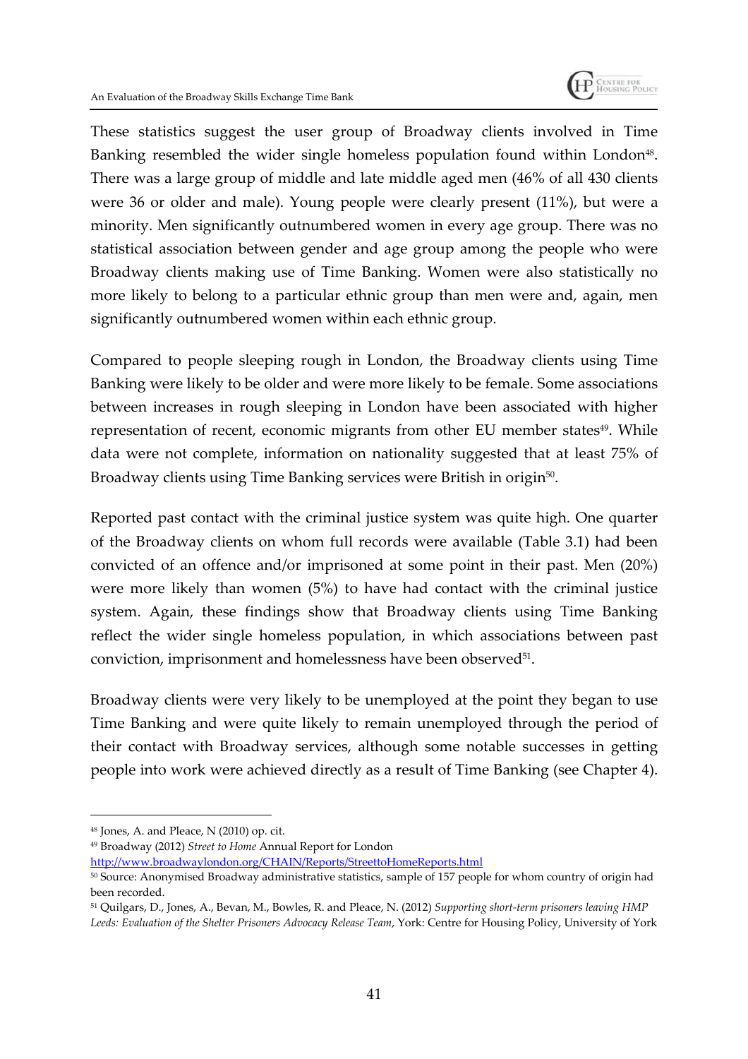These statistics suggest the user group of Broadway clients involved in Time Banking resembled the wider single homeless population found within London[48]. There was a large group of middle and late middle aged men (46% of all 430 clients were 36 or older and male). Young people were clearly present (11%), but were a minority. Men significantly outnumbered women in every age group. There was no statistical association between gender and age group among the people who were Broadway clients making use of Time Banking. Women were also statistically no more likely to belong to a particular ethnic group than men were and, again, men significantly outnumbered women within each ethnic group.

Compared to people sleeping rough in London, the Broadway clients using Time Banking were likely to be older and were more likely to be female. Some associations between increases in rough sleeping in London have been associated with higher representation of recent, economic migrants from other EU member states[49]. While data were not complete, information on nationality suggested that at least 75% of Broadway clients using Time Banking services were British in origin[50].

Reported past contact with the criminal justice system was quite high. One quarter of the Broadway clients on whom full records were available (Table 3.1) had been convicted of an offence and/or imprisoned at some point in their past. Men (20%) were more likely than women (5%) to have had contact with the criminal justice system. Again, these findings show that Broadway clients using Time Banking reflect the wider single homeless population, in which associations between past conviction, imprisonment and homelessness have been observed[51].

Broadway clients were very likely to be unemployed at the point they began to use Time Banking and were quite likely to remain unemployed through the period of their contact with Broadway services, although some notable successes in getting people into work were achieved directly as a result of Time Banking (see Chapter 4).

---

[48] Jones, A. and Pleace, N (2010) op. cit.

[49] Broadway (2012) *Street to Home* Annual Report for London http://www.broadwaylondon.org/CHAIN/Reports/StreettoHomeReports.html

[50] Source: Anonymised Broadway administrative statistics, sample of 157 people for whom country of origin had been recorded.

[51] Quilgars, D., Jones, A., Bevan, M., Bowles, R. and Pleace, N. (2012) *Supporting short-term prisoners leaving HMP Leeds: Evaluation of the Shelter Prisoners Advocacy Release Team*, York: Centre for Housing Policy, University of York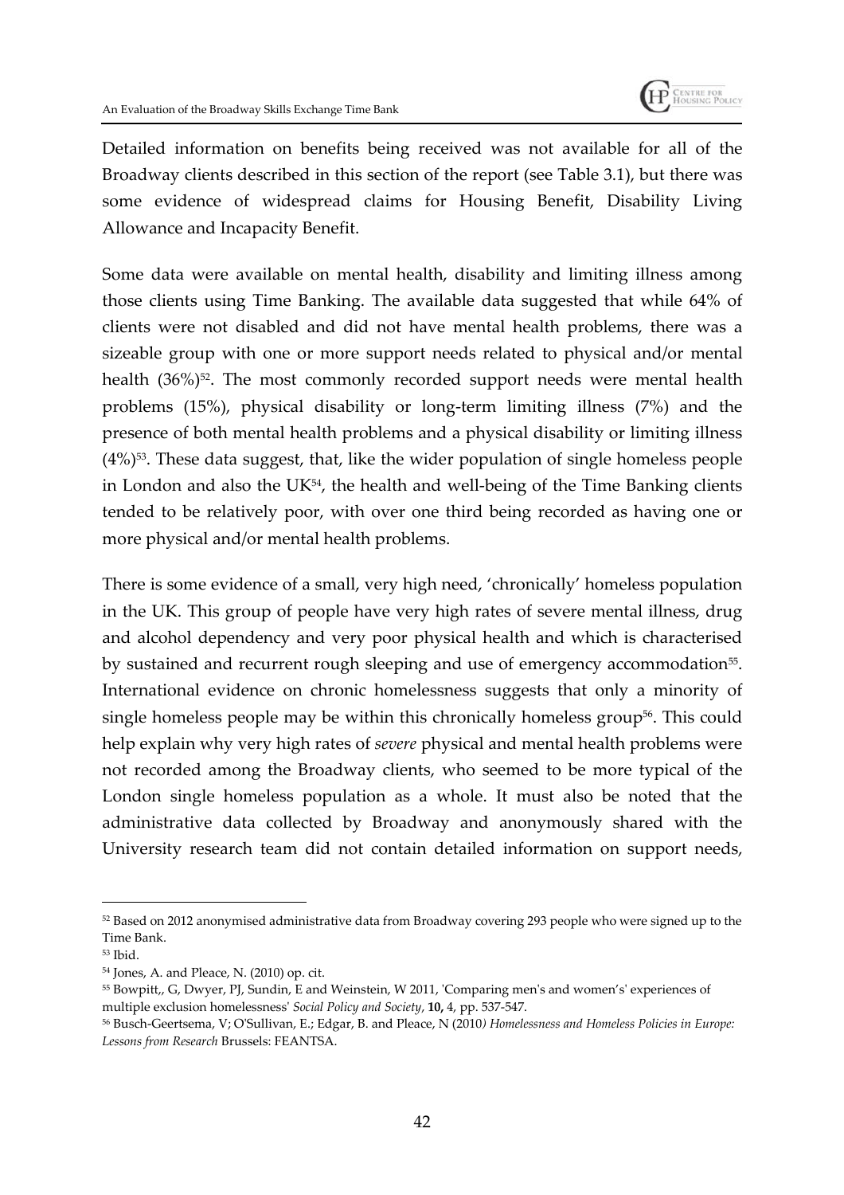Detailed information on benefits being received was not available for all of the Broadway clients described in this section of the report (see Table 3.1), but there was some evidence of widespread claims for Housing Benefit, Disability Living Allowance and Incapacity Benefit.

Some data were available on mental health, disability and limiting illness among those clients using Time Banking. The available data suggested that while 64% of clients were not disabled and did not have mental health problems, there was a sizeable group with one or more support needs related to physical and/or mental health (36%)[52]. The most commonly recorded support needs were mental health problems (15%), physical disability or long-term limiting illness (7%) and the presence of both mental health problems and a physical disability or limiting illness (4%)[53]. These data suggest, that, like the wider population of single homeless people in London and also the UK[54], the health and well-being of the Time Banking clients tended to be relatively poor, with over one third being recorded as having one or more physical and/or mental health problems.

There is some evidence of a small, very high need, 'chronically' homeless population in the UK. This group of people have very high rates of severe mental illness, drug and alcohol dependency and very poor physical health and which is characterised by sustained and recurrent rough sleeping and use of emergency accommodation[55]. International evidence on chronic homelessness suggests that only a minority of single homeless people may be within this chronically homeless group[56]. This could help explain why very high rates of *severe* physical and mental health problems were not recorded among the Broadway clients, who seemed to be more typical of the London single homeless population as a whole. It must also be noted that the administrative data collected by Broadway and anonymously shared with the University research team did not contain detailed information on support needs,

---

[52] Based on 2012 anonymised administrative data from Broadway covering 293 people who were signed up to the Time Bank.

[53] Ibid.

[54] Jones, A. and Pleace, N. (2010) op. cit.

[55] Bowpitt,, G, Dwyer, PJ, Sundin, E and Weinstein, W 2011, 'Comparing men's and women's' experiences of multiple exclusion homelessness' *Social Policy and Society*, **10,** 4, pp. 537-547.

[56] Busch-Geertsema, V; O'Sullivan, E.; Edgar, B. and Pleace, N (2010*) Homelessness and Homeless Policies in Europe: Lessons from Research* Brussels: FEANTSA.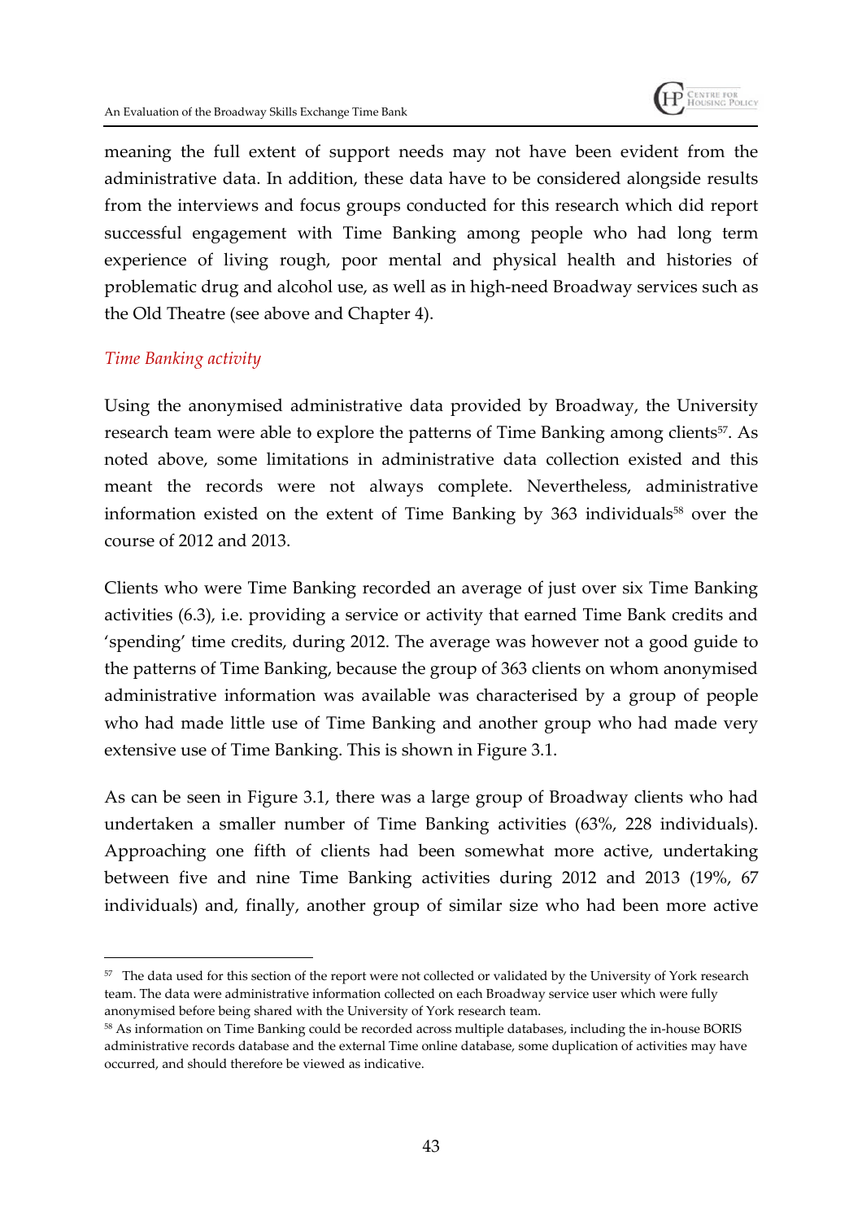meaning the full extent of support needs may not have been evident from the administrative data. In addition, these data have to be considered alongside results from the interviews and focus groups conducted for this research which did report successful engagement with Time Banking among people who had long term experience of living rough, poor mental and physical health and histories of problematic drug and alcohol use, as well as in high-need Broadway services such as the Old Theatre (see above and Chapter 4).

### *Time Banking activity*

Using the anonymised administrative data provided by Broadway, the University research team were able to explore the patterns of Time Banking among clients[57]. As noted above, some limitations in administrative data collection existed and this meant the records were not always complete. Nevertheless, administrative information existed on the extent of Time Banking by 363 individuals[58] over the course of 2012 and 2013.

Clients who were Time Banking recorded an average of just over six Time Banking activities (6.3), i.e. providing a service or activity that earned Time Bank credits and 'spending' time credits, during 2012. The average was however not a good guide to the patterns of Time Banking, because the group of 363 clients on whom anonymised administrative information was available was characterised by a group of people who had made little use of Time Banking and another group who had made very extensive use of Time Banking. This is shown in Figure 3.1.

As can be seen in Figure 3.1, there was a large group of Broadway clients who had undertaken a smaller number of Time Banking activities (63%, 228 individuals). Approaching one fifth of clients had been somewhat more active, undertaking between five and nine Time Banking activities during 2012 and 2013 (19%, 67 individuals) and, finally, another group of similar size who had been more active

---

[57] The data used for this section of the report were not collected or validated by the University of York research team. The data were administrative information collected on each Broadway service user which were fully anonymised before being shared with the University of York research team.

[58] As information on Time Banking could be recorded across multiple databases, including the in-house BORIS administrative records database and the external Time online database, some duplication of activities may have occurred, and should therefore be viewed as indicative.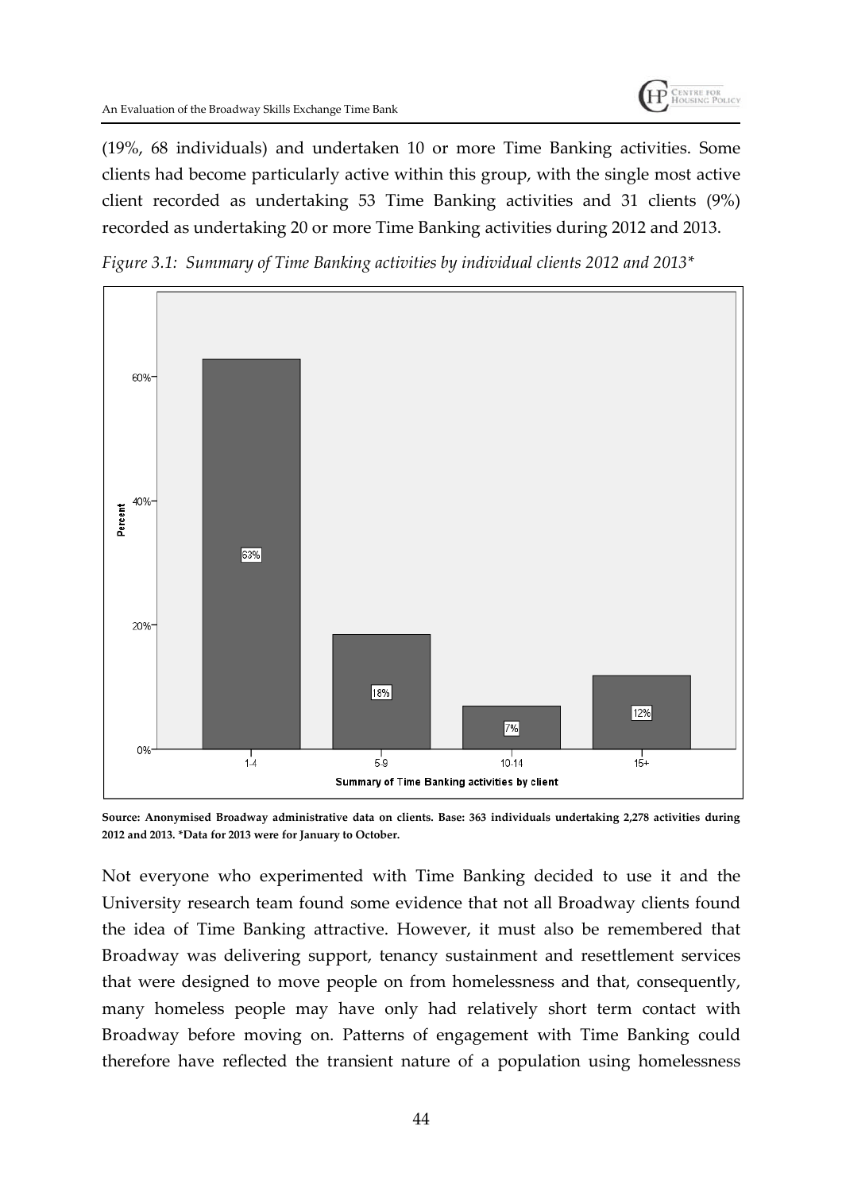(19%, 68 individuals) and undertaken 10 or more Time Banking activities. Some clients had become particularly active within this group, with the single most active client recorded as undertaking 53 Time Banking activities and 31 clients (9%) recorded as undertaking 20 or more Time Banking activities during 2012 and 2013.

*Figure 3.1: Summary of Time Banking activities by individual clients 2012 and 2013\**

| Summary of Time Banking activities by client | Percent |
| --- | --- |
| 1-4 | 63% |
| 5-9 | 18% |
| 10-14 | 7% |
| 15+ | 12% |

**Source: Anonymised Broadway administrative data on clients. Base: 363 individuals undertaking 2,278 activities during 2012 and 2013. \*Data for 2013 were for January to October.**

Not everyone who experimented with Time Banking decided to use it and the University research team found some evidence that not all Broadway clients found the idea of Time Banking attractive. However, it must also be remembered that Broadway was delivering support, tenancy sustainment and resettlement services that were designed to move people on from homelessness and that, consequently, many homeless people may have only had relatively short term contact with Broadway before moving on. Patterns of engagement with Time Banking could therefore have reflected the transient nature of a population using homelessness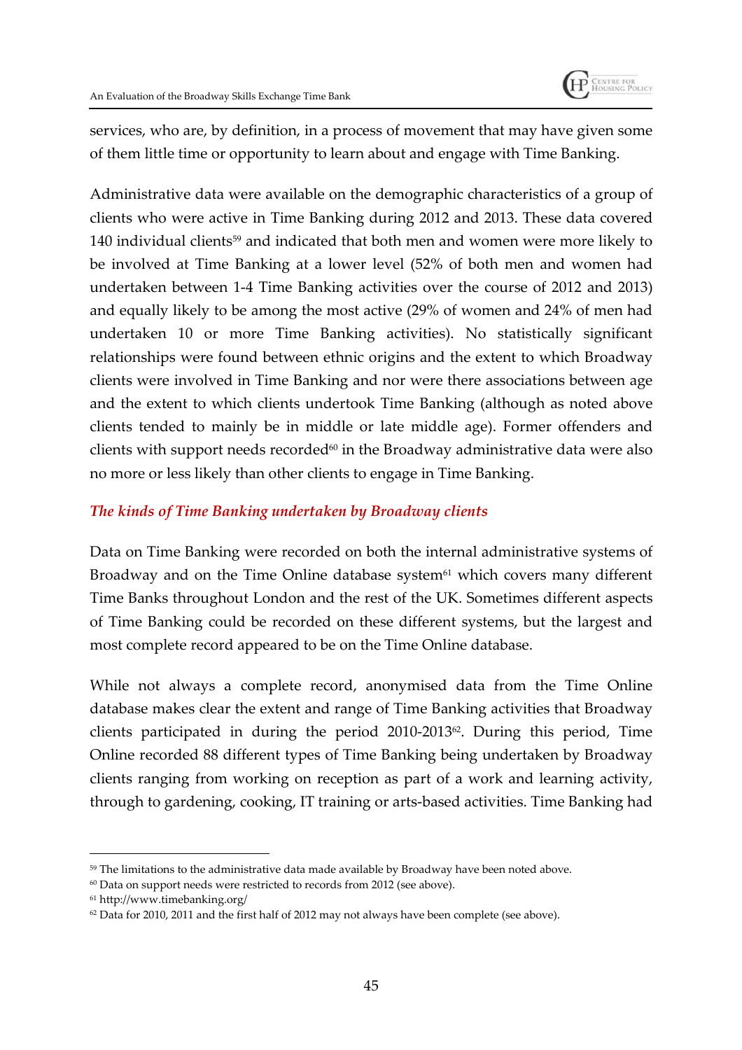services, who are, by definition, in a process of movement that may have given some of them little time or opportunity to learn about and engage with Time Banking.

Administrative data were available on the demographic characteristics of a group of clients who were active in Time Banking during 2012 and 2013. These data covered 140 individual clients[59] and indicated that both men and women were more likely to be involved at Time Banking at a lower level (52% of both men and women had undertaken between 1-4 Time Banking activities over the course of 2012 and 2013) and equally likely to be among the most active (29% of women and 24% of men had undertaken 10 or more Time Banking activities). No statistically significant relationships were found between ethnic origins and the extent to which Broadway clients were involved in Time Banking and nor were there associations between age and the extent to which clients undertook Time Banking (although as noted above clients tended to mainly be in middle or late middle age). Former offenders and clients with support needs recorded[60] in the Broadway administrative data were also no more or less likely than other clients to engage in Time Banking.

### *The kinds of Time Banking undertaken by Broadway clients*

Data on Time Banking were recorded on both the internal administrative systems of Broadway and on the Time Online database system[61] which covers many different Time Banks throughout London and the rest of the UK. Sometimes different aspects of Time Banking could be recorded on these different systems, but the largest and most complete record appeared to be on the Time Online database.

While not always a complete record, anonymised data from the Time Online database makes clear the extent and range of Time Banking activities that Broadway clients participated in during the period 2010-2013[62]. During this period, Time Online recorded 88 different types of Time Banking being undertaken by Broadway clients ranging from working on reception as part of a work and learning activity, through to gardening, cooking, IT training or arts-based activities. Time Banking had

---

[59] The limitations to the administrative data made available by Broadway have been noted above.

[60] Data on support needs were restricted to records from 2012 (see above).

[61] http://www.timebanking.org/

[62] Data for 2010, 2011 and the first half of 2012 may not always have been complete (see above).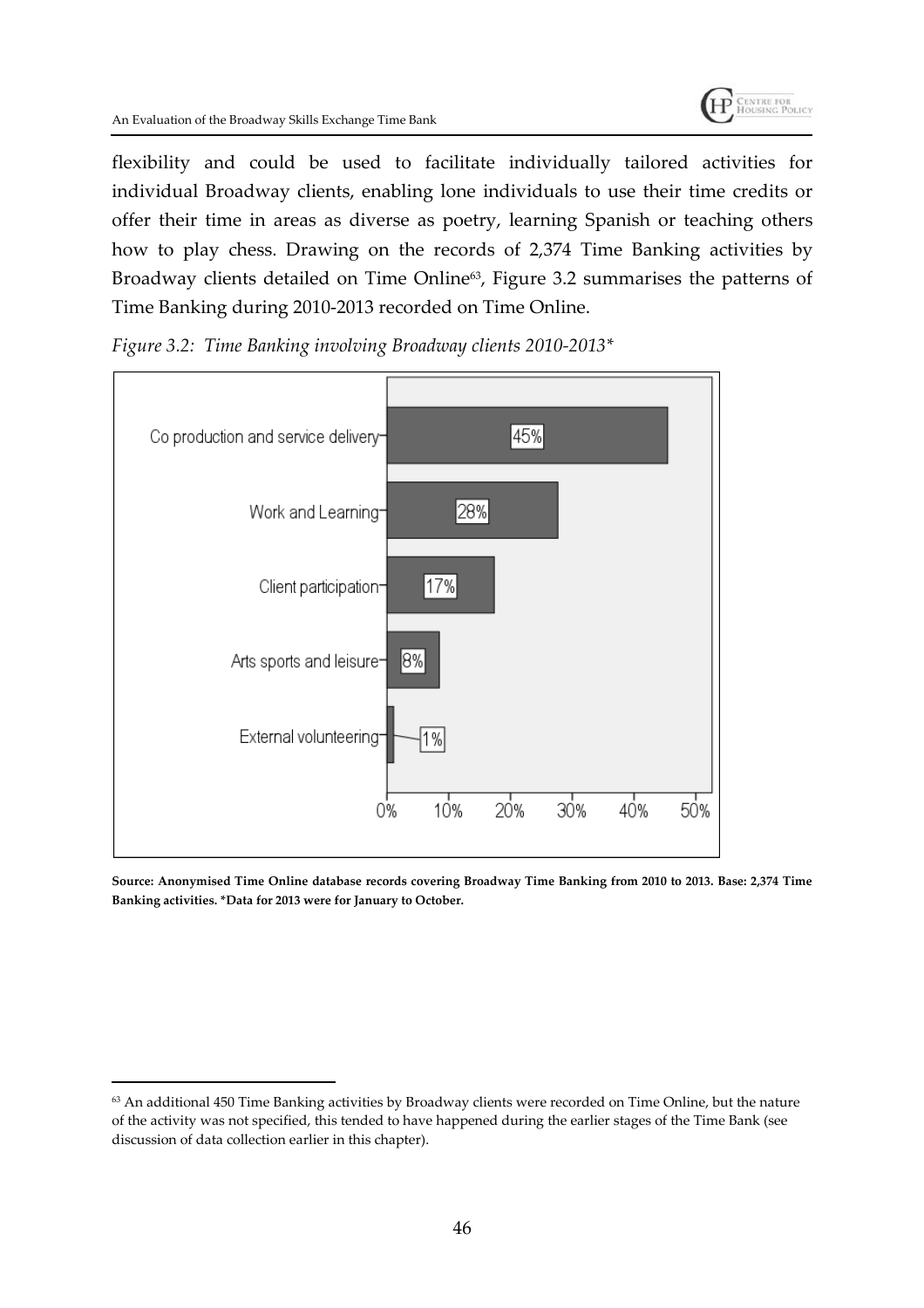flexibility and could be used to facilitate individually tailored activities for individual Broadway clients, enabling lone individuals to use their time credits or offer their time in areas as diverse as poetry, learning Spanish or teaching others how to play chess. Drawing on the records of 2,374 Time Banking activities by Broadway clients detailed on Time Online[63], Figure 3.2 summarises the patterns of Time Banking during 2010-2013 recorded on Time Online.

*Figure 3.2: Time Banking involving Broadway clients 2010-2013\**

| Activity | Percentage |
|---|---|
| Co production and service delivery | 45% |
| Work and Learning | 28% |
| Client participation | 17% |
| Arts sports and leisure | 8% |
| External volunteering | 1% |

**Source: Anonymised Time Online database records covering Broadway Time Banking from 2010 to 2013. Base: 2,374 Time Banking activities. \*Data for 2013 were for January to October.**

[63] An additional 450 Time Banking activities by Broadway clients were recorded on Time Online, but the nature of the activity was not specified, this tended to have happened during the earlier stages of the Time Bank (see discussion of data collection earlier in this chapter).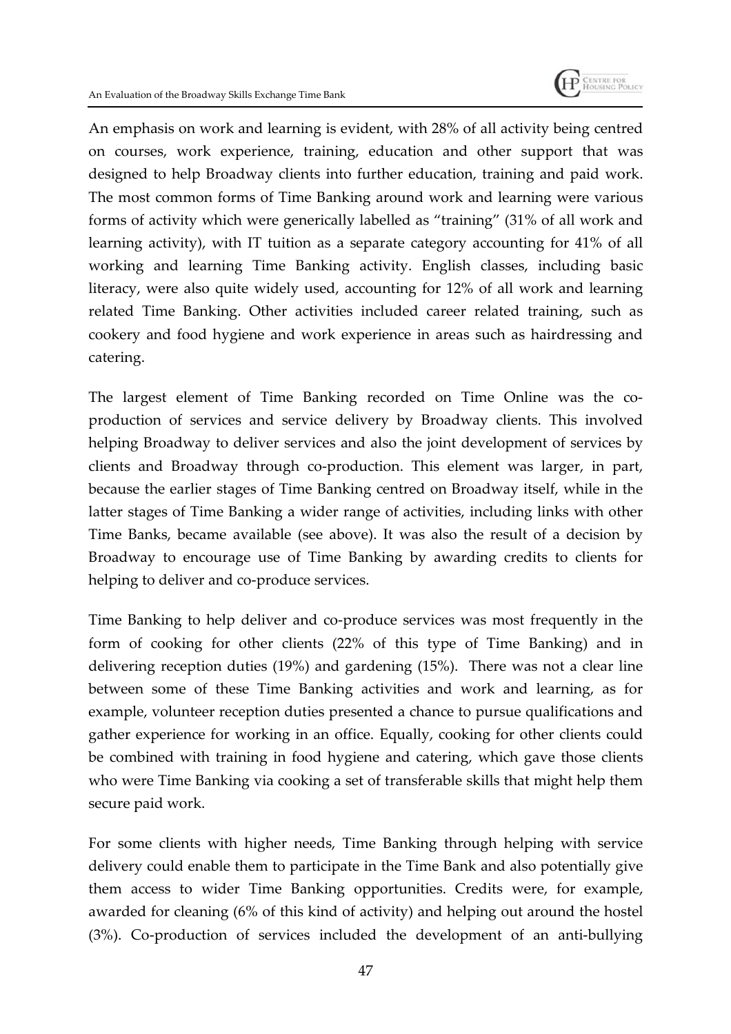An emphasis on work and learning is evident, with 28% of all activity being centred on courses, work experience, training, education and other support that was designed to help Broadway clients into further education, training and paid work. The most common forms of Time Banking around work and learning were various forms of activity which were generically labelled as "training" (31% of all work and learning activity), with IT tuition as a separate category accounting for 41% of all working and learning Time Banking activity. English classes, including basic literacy, were also quite widely used, accounting for 12% of all work and learning related Time Banking. Other activities included career related training, such as cookery and food hygiene and work experience in areas such as hairdressing and catering.

The largest element of Time Banking recorded on Time Online was the co-production of services and service delivery by Broadway clients. This involved helping Broadway to deliver services and also the joint development of services by clients and Broadway through co-production. This element was larger, in part, because the earlier stages of Time Banking centred on Broadway itself, while in the latter stages of Time Banking a wider range of activities, including links with other Time Banks, became available (see above). It was also the result of a decision by Broadway to encourage use of Time Banking by awarding credits to clients for helping to deliver and co-produce services.

Time Banking to help deliver and co-produce services was most frequently in the form of cooking for other clients (22% of this type of Time Banking) and in delivering reception duties (19%) and gardening (15%). There was not a clear line between some of these Time Banking activities and work and learning, as for example, volunteer reception duties presented a chance to pursue qualifications and gather experience for working in an office. Equally, cooking for other clients could be combined with training in food hygiene and catering, which gave those clients who were Time Banking via cooking a set of transferable skills that might help them secure paid work.

For some clients with higher needs, Time Banking through helping with service delivery could enable them to participate in the Time Bank and also potentially give them access to wider Time Banking opportunities. Credits were, for example, awarded for cleaning (6% of this kind of activity) and helping out around the hostel (3%). Co-production of services included the development of an anti-bullying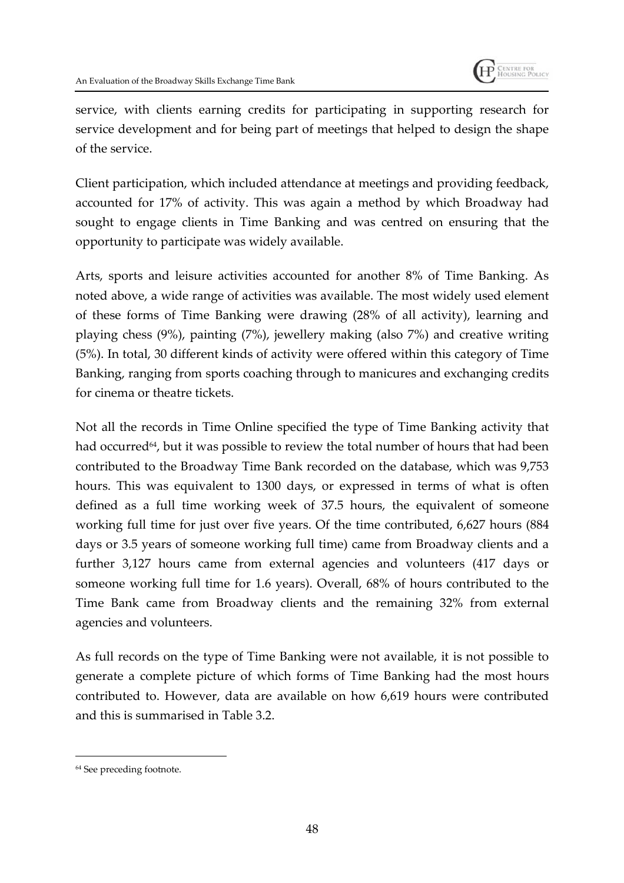service, with clients earning credits for participating in supporting research for service development and for being part of meetings that helped to design the shape of the service.

Client participation, which included attendance at meetings and providing feedback, accounted for 17% of activity. This was again a method by which Broadway had sought to engage clients in Time Banking and was centred on ensuring that the opportunity to participate was widely available.

Arts, sports and leisure activities accounted for another 8% of Time Banking. As noted above, a wide range of activities was available. The most widely used element of these forms of Time Banking were drawing (28% of all activity), learning and playing chess (9%), painting (7%), jewellery making (also 7%) and creative writing (5%). In total, 30 different kinds of activity were offered within this category of Time Banking, ranging from sports coaching through to manicures and exchanging credits for cinema or theatre tickets.

Not all the records in Time Online specified the type of Time Banking activity that had occurred[64], but it was possible to review the total number of hours that had been contributed to the Broadway Time Bank recorded on the database, which was 9,753 hours. This was equivalent to 1300 days, or expressed in terms of what is often defined as a full time working week of 37.5 hours, the equivalent of someone working full time for just over five years. Of the time contributed, 6,627 hours (884 days or 3.5 years of someone working full time) came from Broadway clients and a further 3,127 hours came from external agencies and volunteers (417 days or someone working full time for 1.6 years). Overall, 68% of hours contributed to the Time Bank came from Broadway clients and the remaining 32% from external agencies and volunteers.

As full records on the type of Time Banking were not available, it is not possible to generate a complete picture of which forms of Time Banking had the most hours contributed to. However, data are available on how 6,619 hours were contributed and this is summarised in Table 3.2.

[64] See preceding footnote.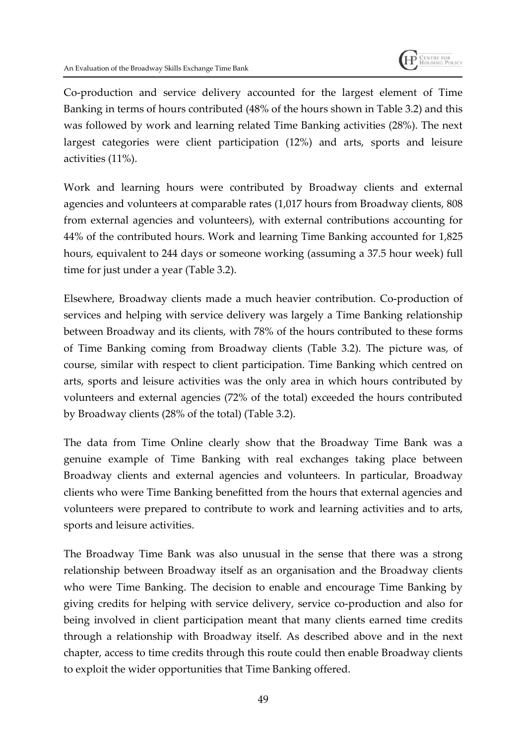Co-production and service delivery accounted for the largest element of Time Banking in terms of hours contributed (48% of the hours shown in Table 3.2) and this was followed by work and learning related Time Banking activities (28%). The next largest categories were client participation (12%) and arts, sports and leisure activities (11%).

Work and learning hours were contributed by Broadway clients and external agencies and volunteers at comparable rates (1,017 hours from Broadway clients, 808 from external agencies and volunteers), with external contributions accounting for 44% of the contributed hours. Work and learning Time Banking accounted for 1,825 hours, equivalent to 244 days or someone working (assuming a 37.5 hour week) full time for just under a year (Table 3.2).

Elsewhere, Broadway clients made a much heavier contribution. Co-production of services and helping with service delivery was largely a Time Banking relationship between Broadway and its clients, with 78% of the hours contributed to these forms of Time Banking coming from Broadway clients (Table 3.2). The picture was, of course, similar with respect to client participation. Time Banking which centred on arts, sports and leisure activities was the only area in which hours contributed by volunteers and external agencies (72% of the total) exceeded the hours contributed by Broadway clients (28% of the total) (Table 3.2).

The data from Time Online clearly show that the Broadway Time Bank was a genuine example of Time Banking with real exchanges taking place between Broadway clients and external agencies and volunteers. In particular, Broadway clients who were Time Banking benefitted from the hours that external agencies and volunteers were prepared to contribute to work and learning activities and to arts, sports and leisure activities.

The Broadway Time Bank was also unusual in the sense that there was a strong relationship between Broadway itself as an organisation and the Broadway clients who were Time Banking. The decision to enable and encourage Time Banking by giving credits for helping with service delivery, service co-production and also for being involved in client participation meant that many clients earned time credits through a relationship with Broadway itself. As described above and in the next chapter, access to time credits through this route could then enable Broadway clients to exploit the wider opportunities that Time Banking offered.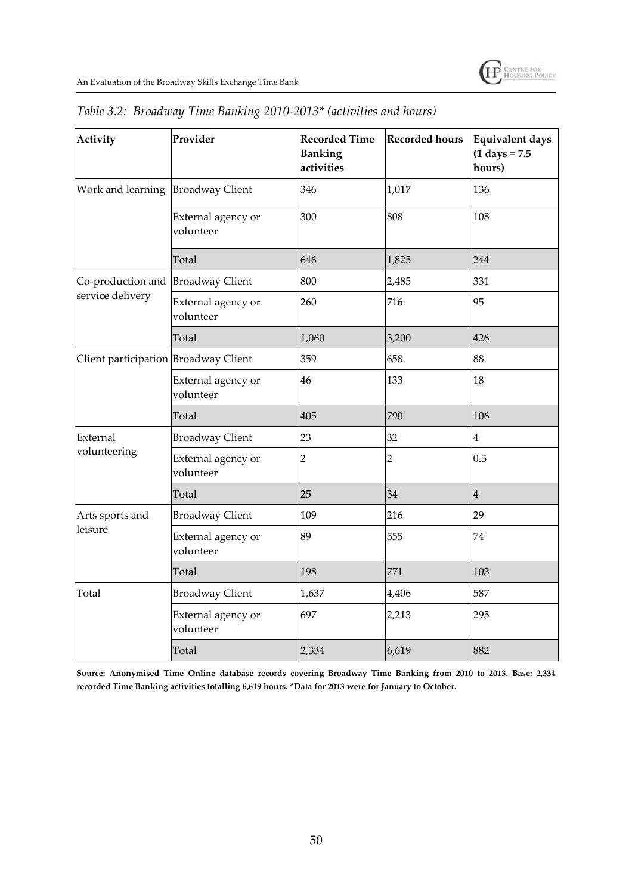*Table 3.2: Broadway Time Banking 2010-2013\* (activities and hours)*

| Activity | Provider | Recorded Time Banking activities | Recorded hours | Equivalent days (1 days = 7.5 hours) |
|---|---|---|---|---|
| Work and learning | Broadway Client | 346 | 1,017 | 136 |
| | External agency or volunteer | 300 | 808 | 108 |
| | Total | 646 | 1,825 | 244 |
| Co-production and service delivery | Broadway Client | 800 | 2,485 | 331 |
| | External agency or volunteer | 260 | 716 | 95 |
| | Total | 1,060 | 3,200 | 426 |
| Client participation | Broadway Client | 359 | 658 | 88 |
| | External agency or volunteer | 46 | 133 | 18 |
| | Total | 405 | 790 | 106 |
| External volunteering | Broadway Client | 23 | 32 | 4 |
| | External agency or volunteer | 2 | 2 | 0.3 |
| | Total | 25 | 34 | 4 |
| Arts sports and leisure | Broadway Client | 109 | 216 | 29 |
| | External agency or volunteer | 89 | 555 | 74 |
| | Total | 198 | 771 | 103 |
| Total | Broadway Client | 1,637 | 4,406 | 587 |
| | External agency or volunteer | 697 | 2,213 | 295 |
| | Total | 2,334 | 6,619 | 882 |

**Source: Anonymised Time Online database records covering Broadway Time Banking from 2010 to 2013. Base: 2,334 recorded Time Banking activities totalling 6,619 hours. \*Data for 2013 were for January to October.**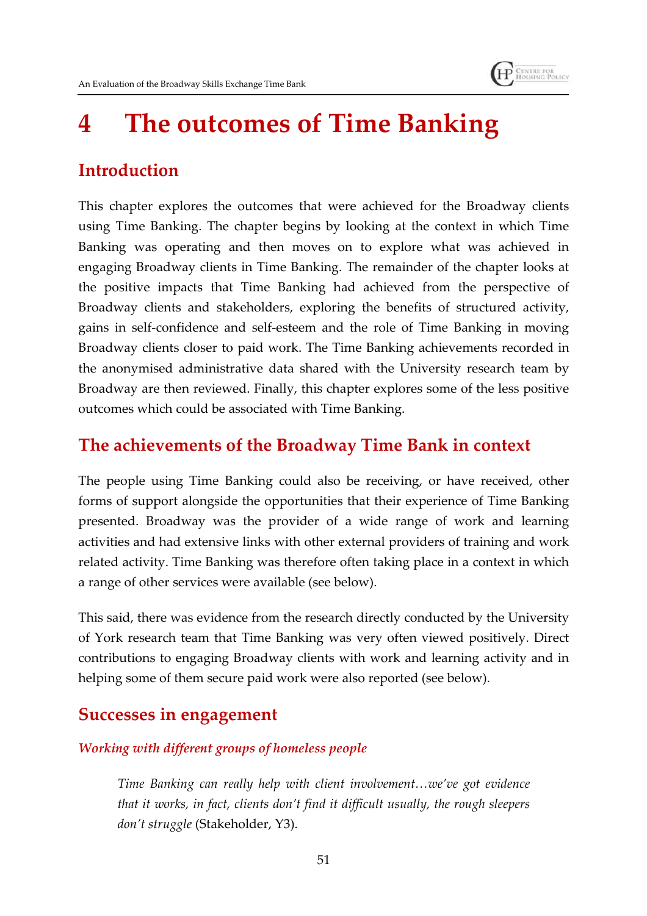# 4 The outcomes of Time Banking

## Introduction

This chapter explores the outcomes that were achieved for the Broadway clients using Time Banking. The chapter begins by looking at the context in which Time Banking was operating and then moves on to explore what was achieved in engaging Broadway clients in Time Banking. The remainder of the chapter looks at the positive impacts that Time Banking had achieved from the perspective of Broadway clients and stakeholders, exploring the benefits of structured activity, gains in self-confidence and self-esteem and the role of Time Banking in moving Broadway clients closer to paid work. The Time Banking achievements recorded in the anonymised administrative data shared with the University research team by Broadway are then reviewed. Finally, this chapter explores some of the less positive outcomes which could be associated with Time Banking.

## The achievements of the Broadway Time Bank in context

The people using Time Banking could also be receiving, or have received, other forms of support alongside the opportunities that their experience of Time Banking presented. Broadway was the provider of a wide range of work and learning activities and had extensive links with other external providers of training and work related activity. Time Banking was therefore often taking place in a context in which a range of other services were available (see below).

This said, there was evidence from the research directly conducted by the University of York research team that Time Banking was very often viewed positively. Direct contributions to engaging Broadway clients with work and learning activity and in helping some of them secure paid work were also reported (see below).

## Successes in engagement

### *Working with different groups of homeless people*

> *Time Banking can really help with client involvement…we've got evidence that it works, in fact, clients don't find it difficult usually, the rough sleepers don't struggle* (Stakeholder, Y3).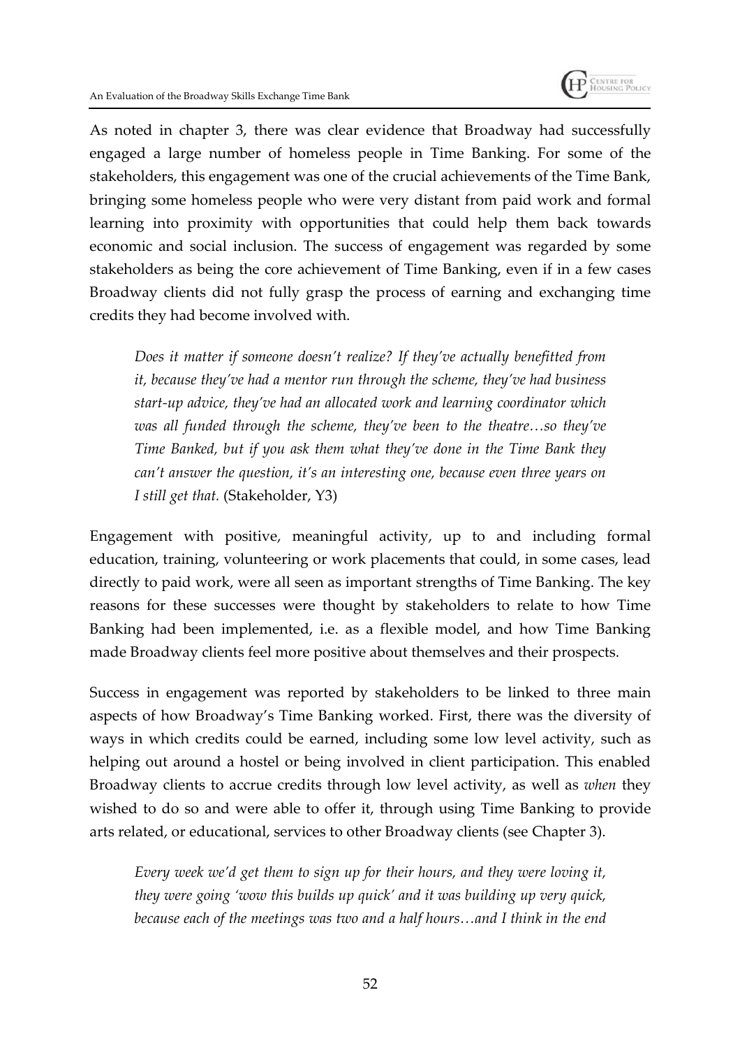As noted in chapter 3, there was clear evidence that Broadway had successfully engaged a large number of homeless people in Time Banking. For some of the stakeholders, this engagement was one of the crucial achievements of the Time Bank, bringing some homeless people who were very distant from paid work and formal learning into proximity with opportunities that could help them back towards economic and social inclusion. The success of engagement was regarded by some stakeholders as being the core achievement of Time Banking, even if in a few cases Broadway clients did not fully grasp the process of earning and exchanging time credits they had become involved with.

> *Does it matter if someone doesn't realize? If they've actually benefitted from it, because they've had a mentor run through the scheme, they've had business start-up advice, they've had an allocated work and learning coordinator which was all funded through the scheme, they've been to the theatre…so they've Time Banked, but if you ask them what they've done in the Time Bank they can't answer the question, it's an interesting one, because even three years on I still get that.* (Stakeholder, Y3)

Engagement with positive, meaningful activity, up to and including formal education, training, volunteering or work placements that could, in some cases, lead directly to paid work, were all seen as important strengths of Time Banking. The key reasons for these successes were thought by stakeholders to relate to how Time Banking had been implemented, i.e. as a flexible model, and how Time Banking made Broadway clients feel more positive about themselves and their prospects.

Success in engagement was reported by stakeholders to be linked to three main aspects of how Broadway's Time Banking worked. First, there was the diversity of ways in which credits could be earned, including some low level activity, such as helping out around a hostel or being involved in client participation. This enabled Broadway clients to accrue credits through low level activity, as well as *when* they wished to do so and were able to offer it, through using Time Banking to provide arts related, or educational, services to other Broadway clients (see Chapter 3).

> *Every week we'd get them to sign up for their hours, and they were loving it, they were going 'wow this builds up quick' and it was building up very quick, because each of the meetings was two and a half hours…and I think in the end*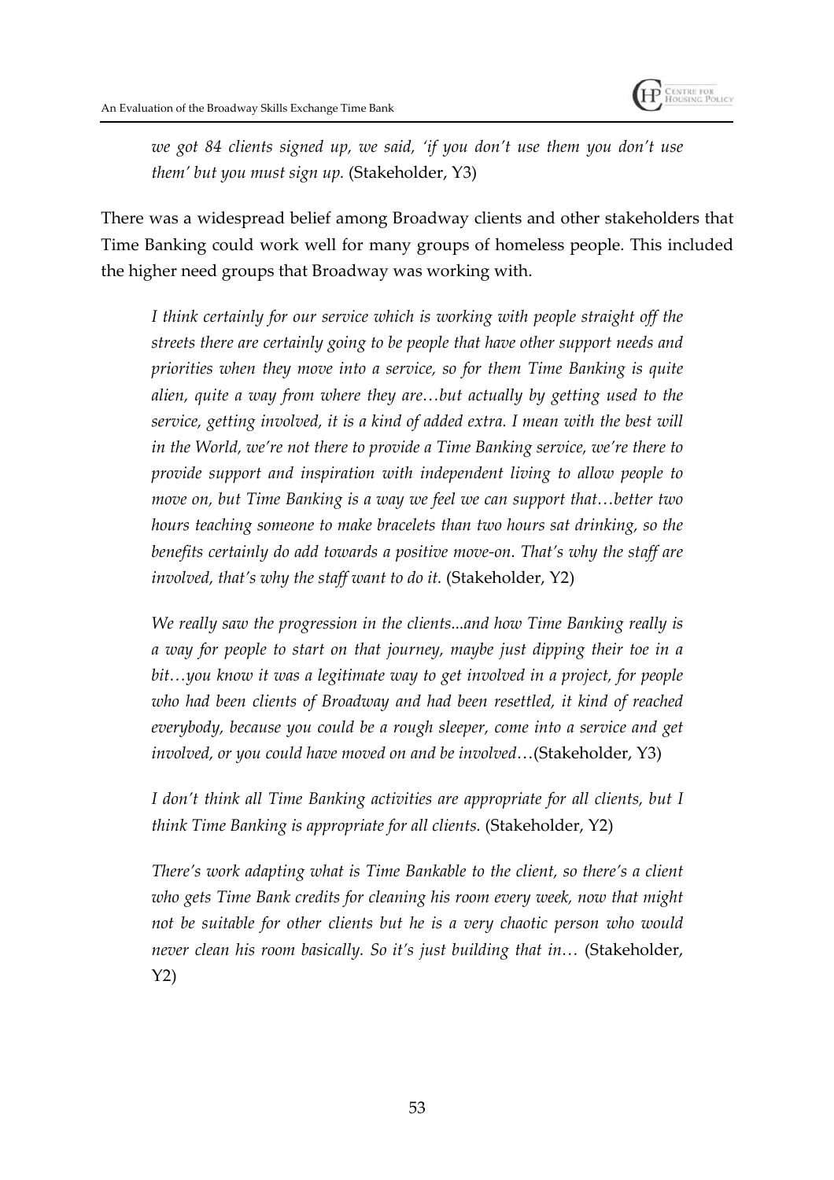*we got 84 clients signed up, we said, 'if you don't use them you don't use them' but you must sign up.* (Stakeholder, Y3)

There was a widespread belief among Broadway clients and other stakeholders that Time Banking could work well for many groups of homeless people. This included the higher need groups that Broadway was working with.

> *I think certainly for our service which is working with people straight off the streets there are certainly going to be people that have other support needs and priorities when they move into a service, so for them Time Banking is quite alien, quite a way from where they are…but actually by getting used to the service, getting involved, it is a kind of added extra. I mean with the best will in the World, we're not there to provide a Time Banking service, we're there to provide support and inspiration with independent living to allow people to move on, but Time Banking is a way we feel we can support that…better two hours teaching someone to make bracelets than two hours sat drinking, so the benefits certainly do add towards a positive move-on. That's why the staff are involved, that's why the staff want to do it.* (Stakeholder, Y2)

> *We really saw the progression in the clients...and how Time Banking really is a way for people to start on that journey, maybe just dipping their toe in a bit…you know it was a legitimate way to get involved in a project, for people who had been clients of Broadway and had been resettled, it kind of reached everybody, because you could be a rough sleeper, come into a service and get involved, or you could have moved on and be involved*…(Stakeholder, Y3)

> *I don't think all Time Banking activities are appropriate for all clients, but I think Time Banking is appropriate for all clients.* (Stakeholder, Y2)

> *There's work adapting what is Time Bankable to the client, so there's a client who gets Time Bank credits for cleaning his room every week, now that might not be suitable for other clients but he is a very chaotic person who would never clean his room basically. So it's just building that in…* (Stakeholder, Y2)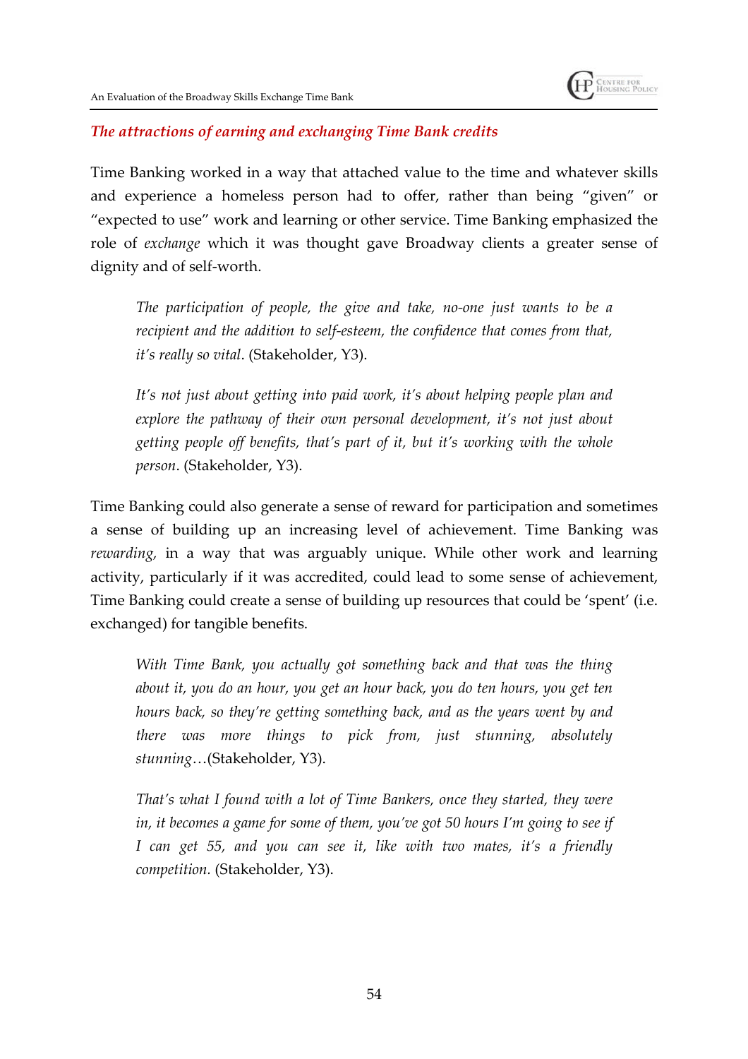### *The attractions of earning and exchanging Time Bank credits*

Time Banking worked in a way that attached value to the time and whatever skills and experience a homeless person had to offer, rather than being "given" or "expected to use" work and learning or other service. Time Banking emphasized the role of *exchange* which it was thought gave Broadway clients a greater sense of dignity and of self-worth.

> *The participation of people, the give and take, no-one just wants to be a recipient and the addition to self-esteem, the confidence that comes from that, it's really so vital*. (Stakeholder, Y3).

> *It's not just about getting into paid work, it's about helping people plan and explore the pathway of their own personal development, it's not just about getting people off benefits, that's part of it, but it's working with the whole person*. (Stakeholder, Y3).

Time Banking could also generate a sense of reward for participation and sometimes a sense of building up an increasing level of achievement. Time Banking was *rewarding,* in a way that was arguably unique. While other work and learning activity, particularly if it was accredited, could lead to some sense of achievement, Time Banking could create a sense of building up resources that could be 'spent' (i.e. exchanged) for tangible benefits.

> *With Time Bank, you actually got something back and that was the thing about it, you do an hour, you get an hour back, you do ten hours, you get ten hours back, so they're getting something back, and as the years went by and there was more things to pick from, just stunning, absolutely stunning*…(Stakeholder, Y3).

> *That's what I found with a lot of Time Bankers, once they started, they were in, it becomes a game for some of them, you've got 50 hours I'm going to see if I can get 55, and you can see it, like with two mates, it's a friendly competition.* (Stakeholder, Y3).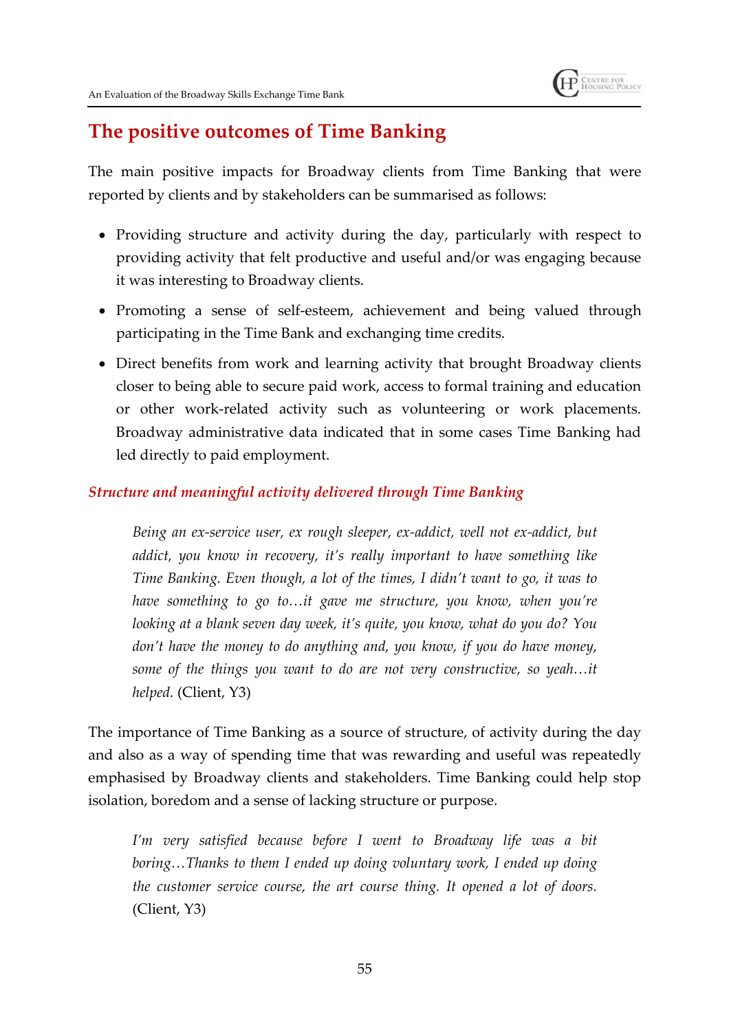## The positive outcomes of Time Banking

The main positive impacts for Broadway clients from Time Banking that were reported by clients and by stakeholders can be summarised as follows:

- Providing structure and activity during the day, particularly with respect to providing activity that felt productive and useful and/or was engaging because it was interesting to Broadway clients.
- Promoting a sense of self-esteem, achievement and being valued through participating in the Time Bank and exchanging time credits.
- Direct benefits from work and learning activity that brought Broadway clients closer to being able to secure paid work, access to formal training and education or other work-related activity such as volunteering or work placements. Broadway administrative data indicated that in some cases Time Banking had led directly to paid employment.

### *Structure and meaningful activity delivered through Time Banking*

> *Being an ex-service user, ex rough sleeper, ex-addict, well not ex-addict, but addict, you know in recovery, it's really important to have something like Time Banking. Even though, a lot of the times, I didn't want to go, it was to have something to go to…it gave me structure, you know, when you're looking at a blank seven day week, it's quite, you know, what do you do? You don't have the money to do anything and, you know, if you do have money, some of the things you want to do are not very constructive, so yeah…it helped.* (Client, Y3)

The importance of Time Banking as a source of structure, of activity during the day and also as a way of spending time that was rewarding and useful was repeatedly emphasised by Broadway clients and stakeholders. Time Banking could help stop isolation, boredom and a sense of lacking structure or purpose.

> *I'm very satisfied because before I went to Broadway life was a bit boring…Thanks to them I ended up doing voluntary work, I ended up doing the customer service course, the art course thing. It opened a lot of doors.* (Client, Y3)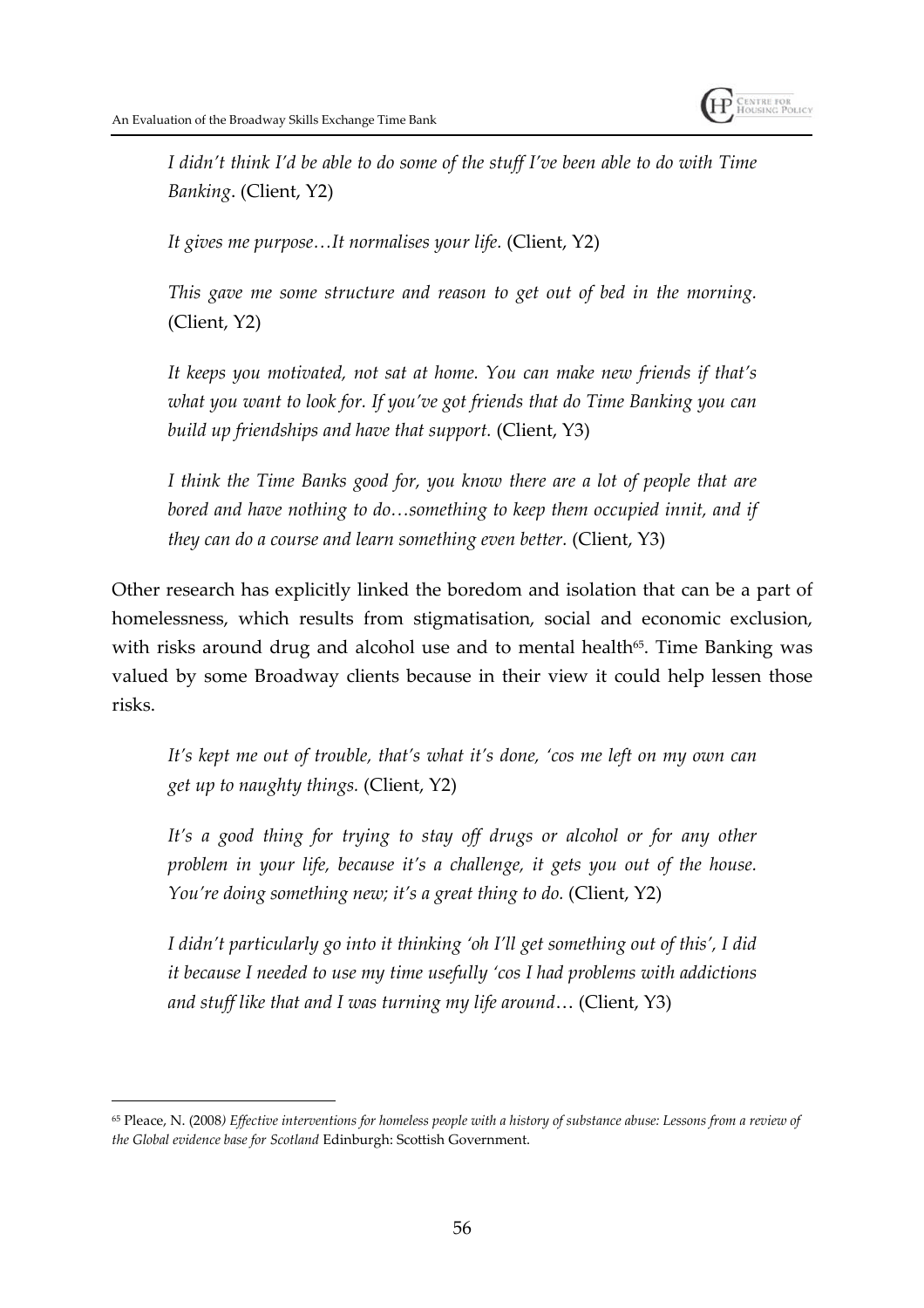> *I didn't think I'd be able to do some of the stuff I've been able to do with Time Banking*. (Client, Y2)

> *It gives me purpose…It normalises your life.* (Client, Y2)

> *This gave me some structure and reason to get out of bed in the morning.* (Client, Y2)

> *It keeps you motivated, not sat at home. You can make new friends if that's what you want to look for. If you've got friends that do Time Banking you can build up friendships and have that support.* (Client, Y3)

> *I think the Time Banks good for, you know there are a lot of people that are bored and have nothing to do…something to keep them occupied innit, and if they can do a course and learn something even better.* (Client, Y3)

Other research has explicitly linked the boredom and isolation that can be a part of homelessness, which results from stigmatisation, social and economic exclusion, with risks around drug and alcohol use and to mental health[65]. Time Banking was valued by some Broadway clients because in their view it could help lessen those risks.

> *It's kept me out of trouble, that's what it's done, 'cos me left on my own can get up to naughty things.* (Client, Y2)

> *It's a good thing for trying to stay off drugs or alcohol or for any other problem in your life, because it's a challenge, it gets you out of the house. You're doing something new; it's a great thing to do.* (Client, Y2)

> *I didn't particularly go into it thinking 'oh I'll get something out of this', I did it because I needed to use my time usefully 'cos I had problems with addictions and stuff like that and I was turning my life around*… (Client, Y3)

---

[65] Pleace, N. (2008) *Effective interventions for homeless people with a history of substance abuse: Lessons from a review of the Global evidence base for Scotland* Edinburgh: Scottish Government.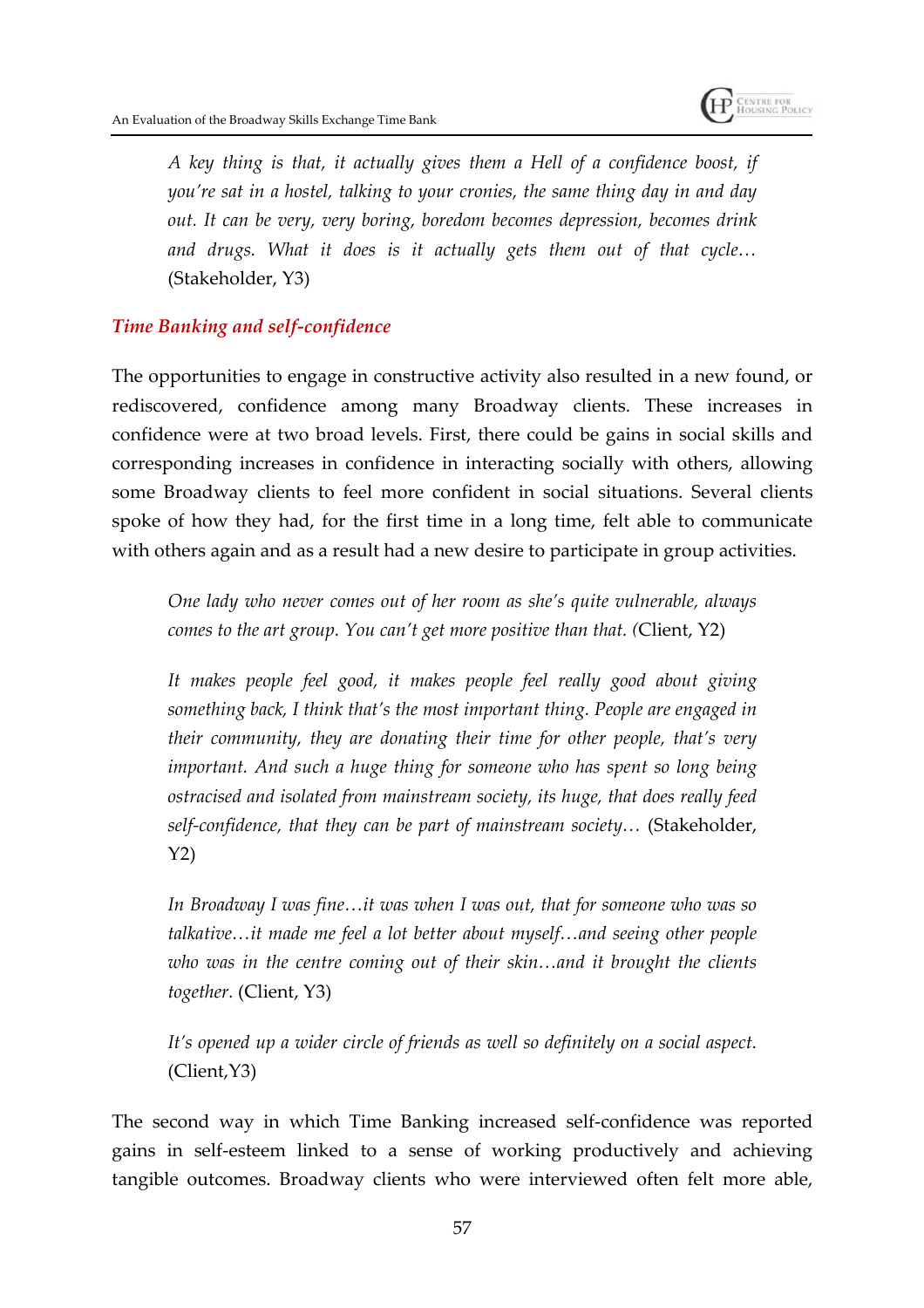> *A key thing is that, it actually gives them a Hell of a confidence boost, if you're sat in a hostel, talking to your cronies, the same thing day in and day out. It can be very, very boring, boredom becomes depression, becomes drink and drugs. What it does is it actually gets them out of that cycle…* (Stakeholder, Y3)

### *Time Banking and self-confidence*

The opportunities to engage in constructive activity also resulted in a new found, or rediscovered, confidence among many Broadway clients. These increases in confidence were at two broad levels. First, there could be gains in social skills and corresponding increases in confidence in interacting socially with others, allowing some Broadway clients to feel more confident in social situations. Several clients spoke of how they had, for the first time in a long time, felt able to communicate with others again and as a result had a new desire to participate in group activities.

> *One lady who never comes out of her room as she's quite vulnerable, always comes to the art group. You can't get more positive than that.* (Client, Y2)

> *It makes people feel good, it makes people feel really good about giving something back, I think that's the most important thing. People are engaged in their community, they are donating their time for other people, that's very important. And such a huge thing for someone who has spent so long being ostracised and isolated from mainstream society, its huge, that does really feed self-confidence, that they can be part of mainstream society…* (Stakeholder, Y2)

> *In Broadway I was fine…it was when I was out, that for someone who was so talkative…it made me feel a lot better about myself…and seeing other people who was in the centre coming out of their skin…and it brought the clients together.* (Client, Y3)

> *It's opened up a wider circle of friends as well so definitely on a social aspect.* (Client,Y3)

The second way in which Time Banking increased self-confidence was reported gains in self-esteem linked to a sense of working productively and achieving tangible outcomes. Broadway clients who were interviewed often felt more able,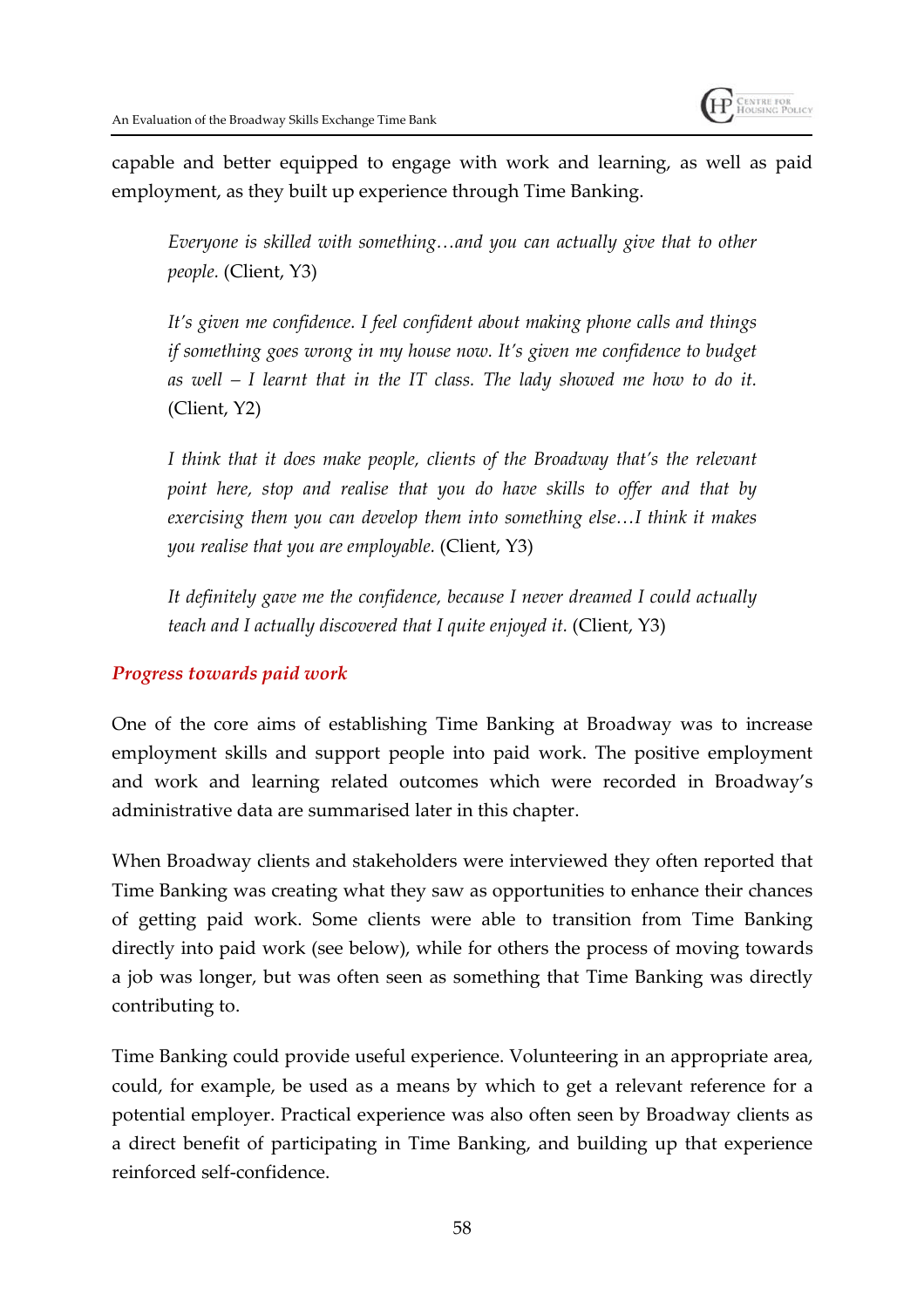capable and better equipped to engage with work and learning, as well as paid employment, as they built up experience through Time Banking.

> *Everyone is skilled with something…and you can actually give that to other people.* (Client, Y3)

> *It's given me confidence. I feel confident about making phone calls and things if something goes wrong in my house now. It's given me confidence to budget as well – I learnt that in the IT class. The lady showed me how to do it.* (Client, Y2)

> *I think that it does make people, clients of the Broadway that's the relevant point here, stop and realise that you do have skills to offer and that by exercising them you can develop them into something else…I think it makes you realise that you are employable.* (Client, Y3)

> *It definitely gave me the confidence, because I never dreamed I could actually teach and I actually discovered that I quite enjoyed it.* (Client, Y3)

### *Progress towards paid work*

One of the core aims of establishing Time Banking at Broadway was to increase employment skills and support people into paid work. The positive employment and work and learning related outcomes which were recorded in Broadway's administrative data are summarised later in this chapter.

When Broadway clients and stakeholders were interviewed they often reported that Time Banking was creating what they saw as opportunities to enhance their chances of getting paid work. Some clients were able to transition from Time Banking directly into paid work (see below), while for others the process of moving towards a job was longer, but was often seen as something that Time Banking was directly contributing to.

Time Banking could provide useful experience. Volunteering in an appropriate area, could, for example, be used as a means by which to get a relevant reference for a potential employer. Practical experience was also often seen by Broadway clients as a direct benefit of participating in Time Banking, and building up that experience reinforced self-confidence.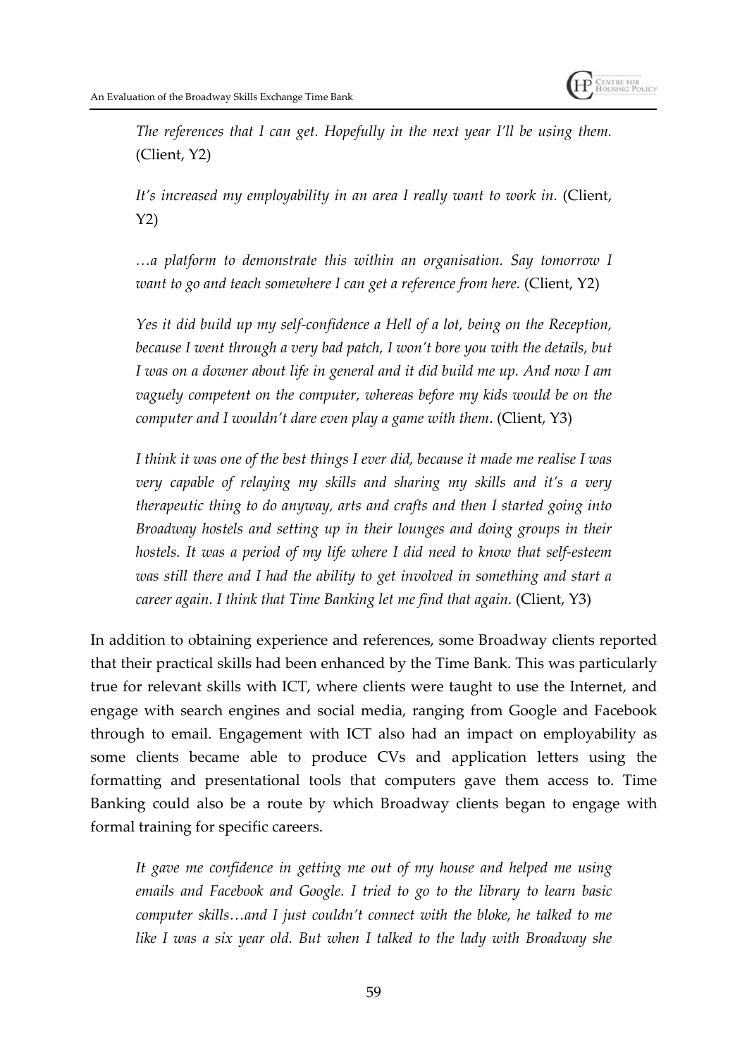> *The references that I can get. Hopefully in the next year I'll be using them.* (Client, Y2)

> *It's increased my employability in an area I really want to work in.* (Client, Y2)

> *…a platform to demonstrate this within an organisation. Say tomorrow I want to go and teach somewhere I can get a reference from here.* (Client, Y2)

> *Yes it did build up my self-confidence a Hell of a lot, being on the Reception, because I went through a very bad patch, I won't bore you with the details, but I was on a downer about life in general and it did build me up. And now I am vaguely competent on the computer, whereas before my kids would be on the computer and I wouldn't dare even play a game with them*. (Client, Y3)

> *I think it was one of the best things I ever did, because it made me realise I was very capable of relaying my skills and sharing my skills and it's a very therapeutic thing to do anyway, arts and crafts and then I started going into Broadway hostels and setting up in their lounges and doing groups in their hostels. It was a period of my life where I did need to know that self-esteem was still there and I had the ability to get involved in something and start a career again. I think that Time Banking let me find that again.* (Client, Y3)

In addition to obtaining experience and references, some Broadway clients reported that their practical skills had been enhanced by the Time Bank. This was particularly true for relevant skills with ICT, where clients were taught to use the Internet, and engage with search engines and social media, ranging from Google and Facebook through to email. Engagement with ICT also had an impact on employability as some clients became able to produce CVs and application letters using the formatting and presentational tools that computers gave them access to. Time Banking could also be a route by which Broadway clients began to engage with formal training for specific careers.

> *It gave me confidence in getting me out of my house and helped me using emails and Facebook and Google. I tried to go to the library to learn basic computer skills…and I just couldn't connect with the bloke, he talked to me like I was a six year old. But when I talked to the lady with Broadway she*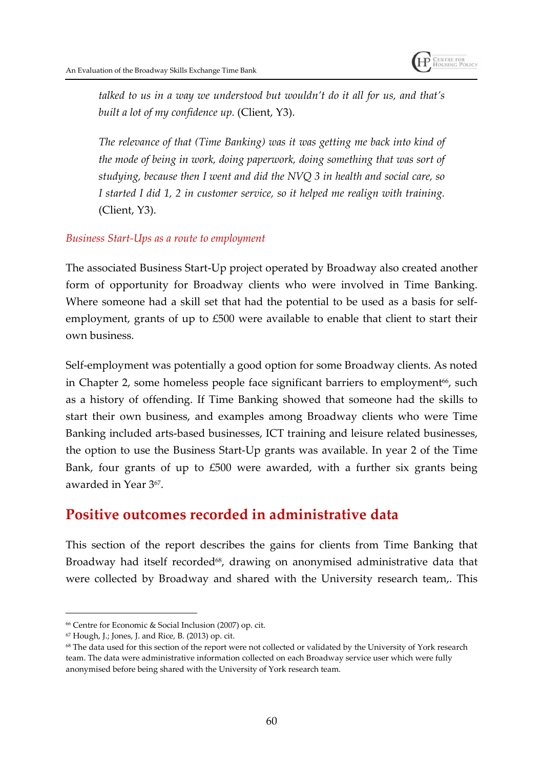*talked to us in a way we understood but wouldn't do it all for us, and that's built a lot of my confidence up.* (Client, Y3).

*The relevance of that (Time Banking) was it was getting me back into kind of the mode of being in work, doing paperwork, doing something that was sort of studying, because then I went and did the NVQ 3 in health and social care, so I started I did 1, 2 in customer service, so it helped me realign with training.* (Client, Y3).

*Business Start-Ups as a route to employment*

The associated Business Start-Up project operated by Broadway also created another form of opportunity for Broadway clients who were involved in Time Banking. Where someone had a skill set that had the potential to be used as a basis for self-employment, grants of up to £500 were available to enable that client to start their own business.

Self-employment was potentially a good option for some Broadway clients. As noted in Chapter 2, some homeless people face significant barriers to employment[66], such as a history of offending. If Time Banking showed that someone had the skills to start their own business, and examples among Broadway clients who were Time Banking included arts-based businesses, ICT training and leisure related businesses, the option to use the Business Start-Up grants was available. In year 2 of the Time Bank, four grants of up to £500 were awarded, with a further six grants being awarded in Year 3[67].

## Positive outcomes recorded in administrative data

This section of the report describes the gains for clients from Time Banking that Broadway had itself recorded[68], drawing on anonymised administrative data that were collected by Broadway and shared with the University research team,. This

---

[66] Centre for Economic & Social Inclusion (2007) op. cit.

[67] Hough, J.; Jones, J. and Rice, B. (2013) op. cit.

[68] The data used for this section of the report were not collected or validated by the University of York research team. The data were administrative information collected on each Broadway service user which were fully anonymised before being shared with the University of York research team.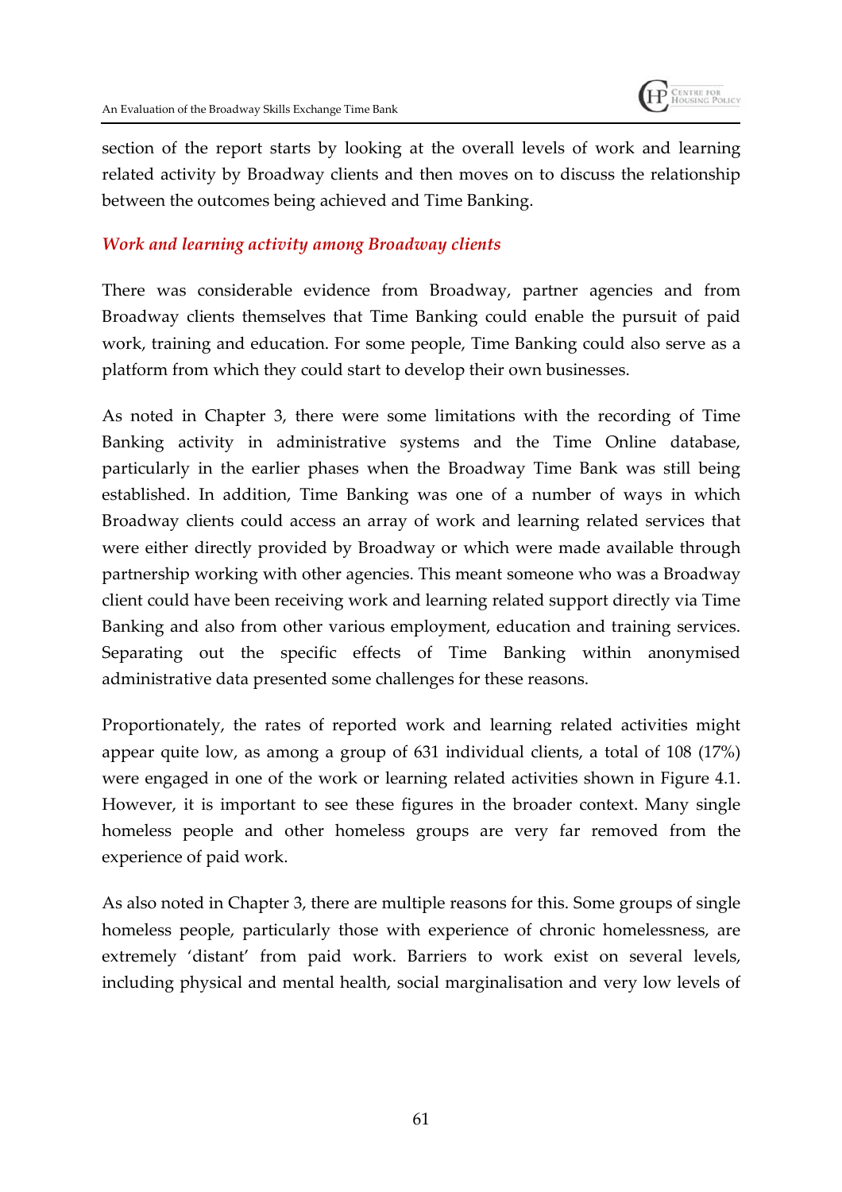section of the report starts by looking at the overall levels of work and learning related activity by Broadway clients and then moves on to discuss the relationship between the outcomes being achieved and Time Banking.

### *Work and learning activity among Broadway clients*

There was considerable evidence from Broadway, partner agencies and from Broadway clients themselves that Time Banking could enable the pursuit of paid work, training and education. For some people, Time Banking could also serve as a platform from which they could start to develop their own businesses.

As noted in Chapter 3, there were some limitations with the recording of Time Banking activity in administrative systems and the Time Online database, particularly in the earlier phases when the Broadway Time Bank was still being established. In addition, Time Banking was one of a number of ways in which Broadway clients could access an array of work and learning related services that were either directly provided by Broadway or which were made available through partnership working with other agencies. This meant someone who was a Broadway client could have been receiving work and learning related support directly via Time Banking and also from other various employment, education and training services. Separating out the specific effects of Time Banking within anonymised administrative data presented some challenges for these reasons.

Proportionately, the rates of reported work and learning related activities might appear quite low, as among a group of 631 individual clients, a total of 108 (17%) were engaged in one of the work or learning related activities shown in Figure 4.1. However, it is important to see these figures in the broader context. Many single homeless people and other homeless groups are very far removed from the experience of paid work.

As also noted in Chapter 3, there are multiple reasons for this. Some groups of single homeless people, particularly those with experience of chronic homelessness, are extremely 'distant' from paid work. Barriers to work exist on several levels, including physical and mental health, social marginalisation and very low levels of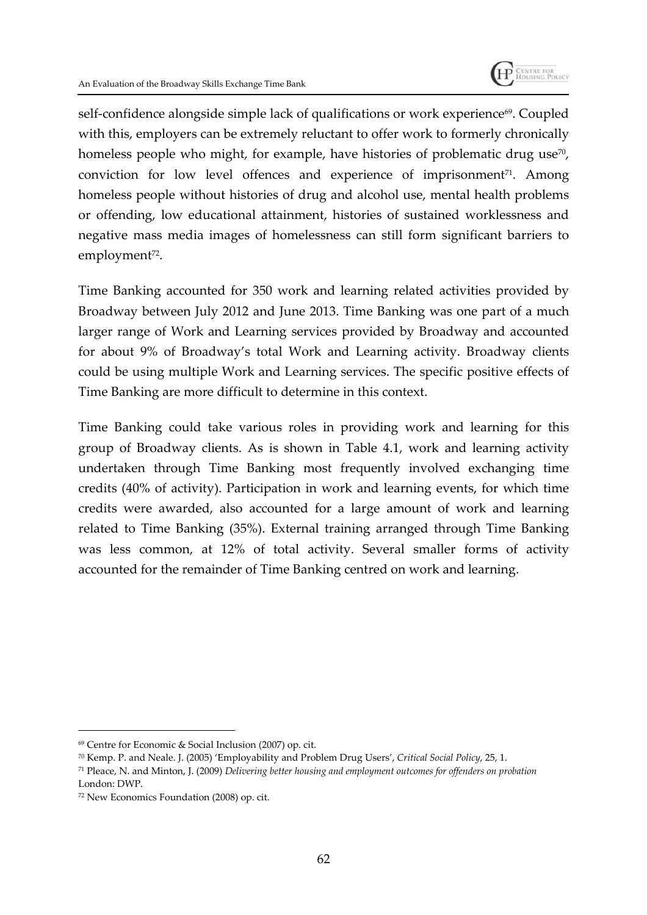self-confidence alongside simple lack of qualifications or work experience[69]. Coupled with this, employers can be extremely reluctant to offer work to formerly chronically homeless people who might, for example, have histories of problematic drug use[70], conviction for low level offences and experience of imprisonment[71]. Among homeless people without histories of drug and alcohol use, mental health problems or offending, low educational attainment, histories of sustained worklessness and negative mass media images of homelessness can still form significant barriers to employment[72].

Time Banking accounted for 350 work and learning related activities provided by Broadway between July 2012 and June 2013. Time Banking was one part of a much larger range of Work and Learning services provided by Broadway and accounted for about 9% of Broadway's total Work and Learning activity. Broadway clients could be using multiple Work and Learning services. The specific positive effects of Time Banking are more difficult to determine in this context.

Time Banking could take various roles in providing work and learning for this group of Broadway clients. As is shown in Table 4.1, work and learning activity undertaken through Time Banking most frequently involved exchanging time credits (40% of activity). Participation in work and learning events, for which time credits were awarded, also accounted for a large amount of work and learning related to Time Banking (35%). External training arranged through Time Banking was less common, at 12% of total activity. Several smaller forms of activity accounted for the remainder of Time Banking centred on work and learning.

---

[69] Centre for Economic & Social Inclusion (2007) op. cit.

[70] Kemp. P. and Neale. J. (2005) 'Employability and Problem Drug Users', *Critical Social Policy*, 25, 1.

[71] Pleace, N. and Minton, J. (2009) *Delivering better housing and employment outcomes for offenders on probation* London: DWP.

[72] New Economics Foundation (2008) op. cit.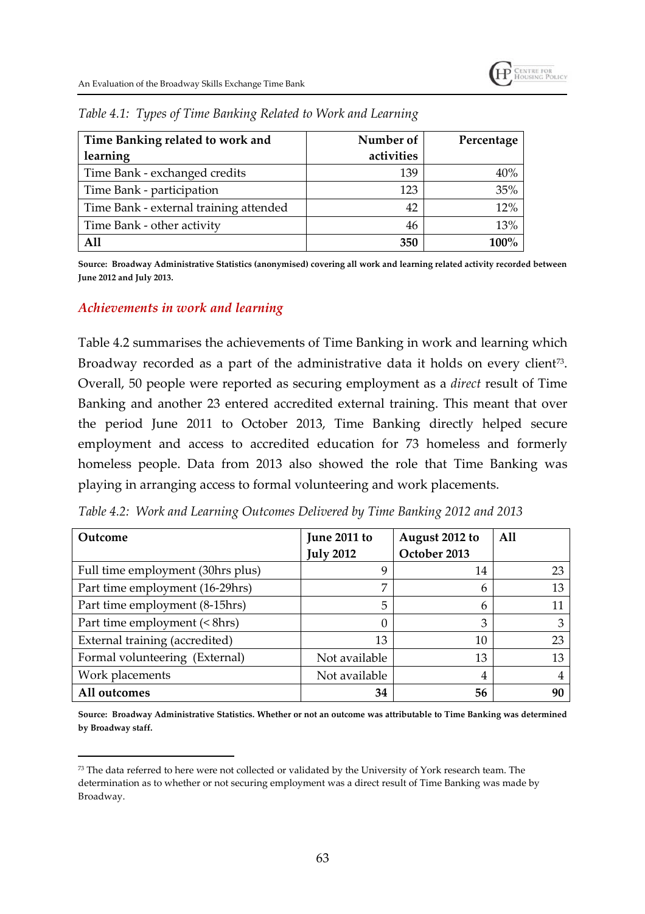*Table 4.1: Types of Time Banking Related to Work and Learning*

| Time Banking related to work and learning | Number of activities | Percentage |
|---|---|---|
| Time Bank - exchanged credits | 139 | 40% |
| Time Bank - participation | 123 | 35% |
| Time Bank - external training attended | 42 | 12% |
| Time Bank - other activity | 46 | 13% |
| **All** | **350** | **100%** |

**Source: Broadway Administrative Statistics (anonymised) covering all work and learning related activity recorded between June 2012 and July 2013.**

### *Achievements in work and learning*

Table 4.2 summarises the achievements of Time Banking in work and learning which Broadway recorded as a part of the administrative data it holds on every client[73]. Overall, 50 people were reported as securing employment as a *direct* result of Time Banking and another 23 entered accredited external training. This meant that over the period June 2011 to October 2013, Time Banking directly helped secure employment and access to accredited education for 73 homeless and formerly homeless people. Data from 2013 also showed the role that Time Banking was playing in arranging access to formal volunteering and work placements.

*Table 4.2: Work and Learning Outcomes Delivered by Time Banking 2012 and 2013*

| Outcome | June 2011 to July 2012 | August 2012 to October 2013 | All |
|---|---|---|---|
| Full time employment (30hrs plus) | 9 | 14 | 23 |
| Part time employment (16-29hrs) | 7 | 6 | 13 |
| Part time employment (8-15hrs) | 5 | 6 | 11 |
| Part time employment (< 8hrs) | 0 | 3 | 3 |
| External training (accredited) | 13 | 10 | 23 |
| Formal volunteering (External) | Not available | 13 | 13 |
| Work placements | Not available | 4 | 4 |
| **All outcomes** | **34** | **56** | **90** |

**Source: Broadway Administrative Statistics. Whether or not an outcome was attributable to Time Banking was determined by Broadway staff.**

---

[73] The data referred to here were not collected or validated by the University of York research team. The determination as to whether or not securing employment was a direct result of Time Banking was made by Broadway.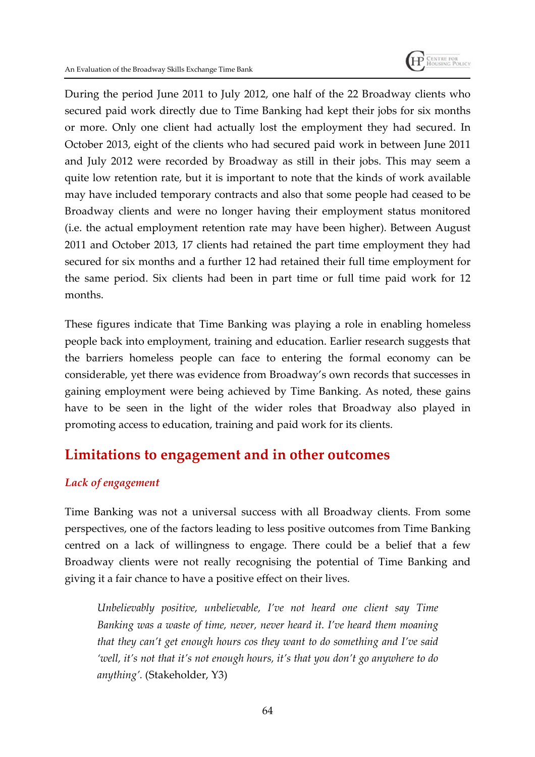During the period June 2011 to July 2012, one half of the 22 Broadway clients who secured paid work directly due to Time Banking had kept their jobs for six months or more. Only one client had actually lost the employment they had secured. In October 2013, eight of the clients who had secured paid work in between June 2011 and July 2012 were recorded by Broadway as still in their jobs. This may seem a quite low retention rate, but it is important to note that the kinds of work available may have included temporary contracts and also that some people had ceased to be Broadway clients and were no longer having their employment status monitored (i.e. the actual employment retention rate may have been higher). Between August 2011 and October 2013, 17 clients had retained the part time employment they had secured for six months and a further 12 had retained their full time employment for the same period. Six clients had been in part time or full time paid work for 12 months.

These figures indicate that Time Banking was playing a role in enabling homeless people back into employment, training and education. Earlier research suggests that the barriers homeless people can face to entering the formal economy can be considerable, yet there was evidence from Broadway's own records that successes in gaining employment were being achieved by Time Banking. As noted, these gains have to be seen in the light of the wider roles that Broadway also played in promoting access to education, training and paid work for its clients.

## Limitations to engagement and in other outcomes

### *Lack of engagement*

Time Banking was not a universal success with all Broadway clients. From some perspectives, one of the factors leading to less positive outcomes from Time Banking centred on a lack of willingness to engage. There could be a belief that a few Broadway clients were not really recognising the potential of Time Banking and giving it a fair chance to have a positive effect on their lives.

> *Unbelievably positive, unbelievable, I've not heard one client say Time Banking was a waste of time, never, never heard it. I've heard them moaning that they can't get enough hours cos they want to do something and I've said 'well, it's not that it's not enough hours, it's that you don't go anywhere to do anything'.* (Stakeholder, Y3)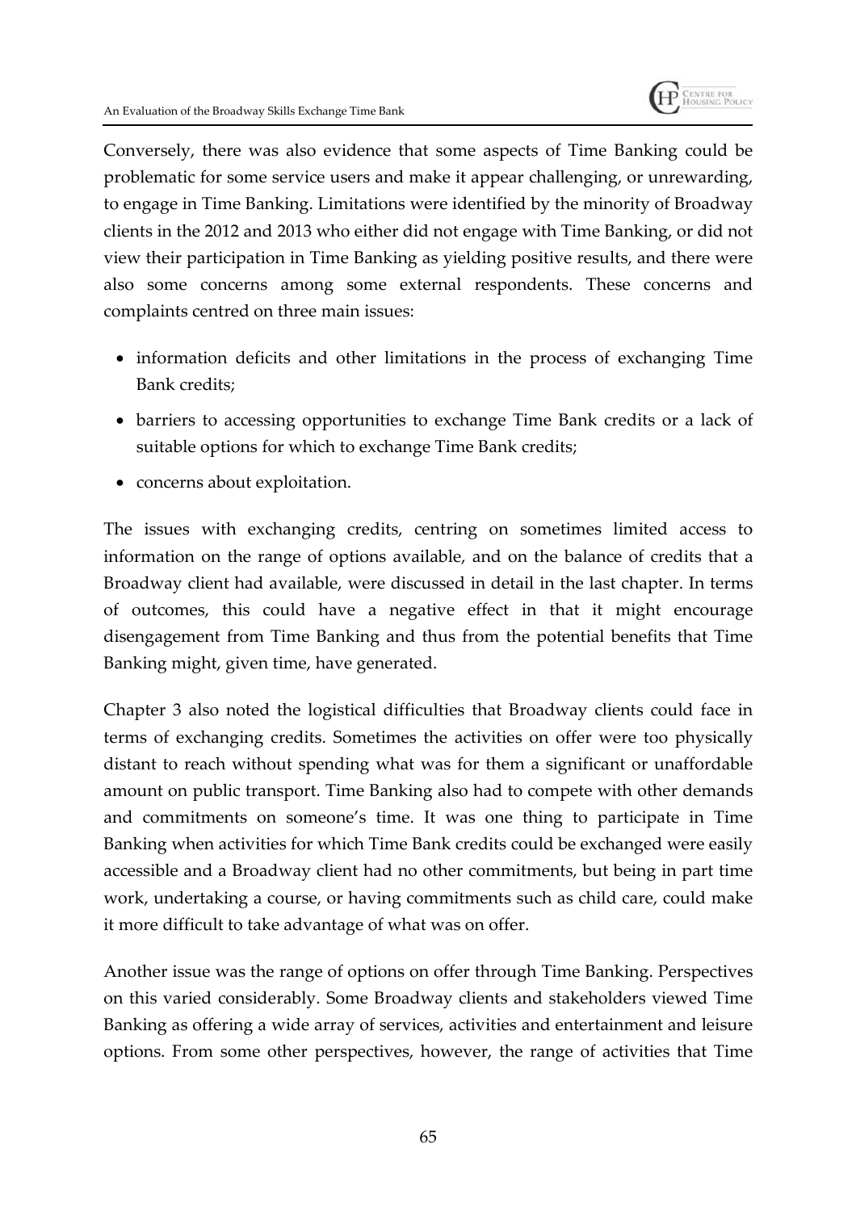Conversely, there was also evidence that some aspects of Time Banking could be problematic for some service users and make it appear challenging, or unrewarding, to engage in Time Banking. Limitations were identified by the minority of Broadway clients in the 2012 and 2013 who either did not engage with Time Banking, or did not view their participation in Time Banking as yielding positive results, and there were also some concerns among some external respondents. These concerns and complaints centred on three main issues:

- information deficits and other limitations in the process of exchanging Time Bank credits;
- barriers to accessing opportunities to exchange Time Bank credits or a lack of suitable options for which to exchange Time Bank credits;
- concerns about exploitation.

The issues with exchanging credits, centring on sometimes limited access to information on the range of options available, and on the balance of credits that a Broadway client had available, were discussed in detail in the last chapter. In terms of outcomes, this could have a negative effect in that it might encourage disengagement from Time Banking and thus from the potential benefits that Time Banking might, given time, have generated.

Chapter 3 also noted the logistical difficulties that Broadway clients could face in terms of exchanging credits. Sometimes the activities on offer were too physically distant to reach without spending what was for them a significant or unaffordable amount on public transport. Time Banking also had to compete with other demands and commitments on someone's time. It was one thing to participate in Time Banking when activities for which Time Bank credits could be exchanged were easily accessible and a Broadway client had no other commitments, but being in part time work, undertaking a course, or having commitments such as child care, could make it more difficult to take advantage of what was on offer.

Another issue was the range of options on offer through Time Banking. Perspectives on this varied considerably. Some Broadway clients and stakeholders viewed Time Banking as offering a wide array of services, activities and entertainment and leisure options. From some other perspectives, however, the range of activities that Time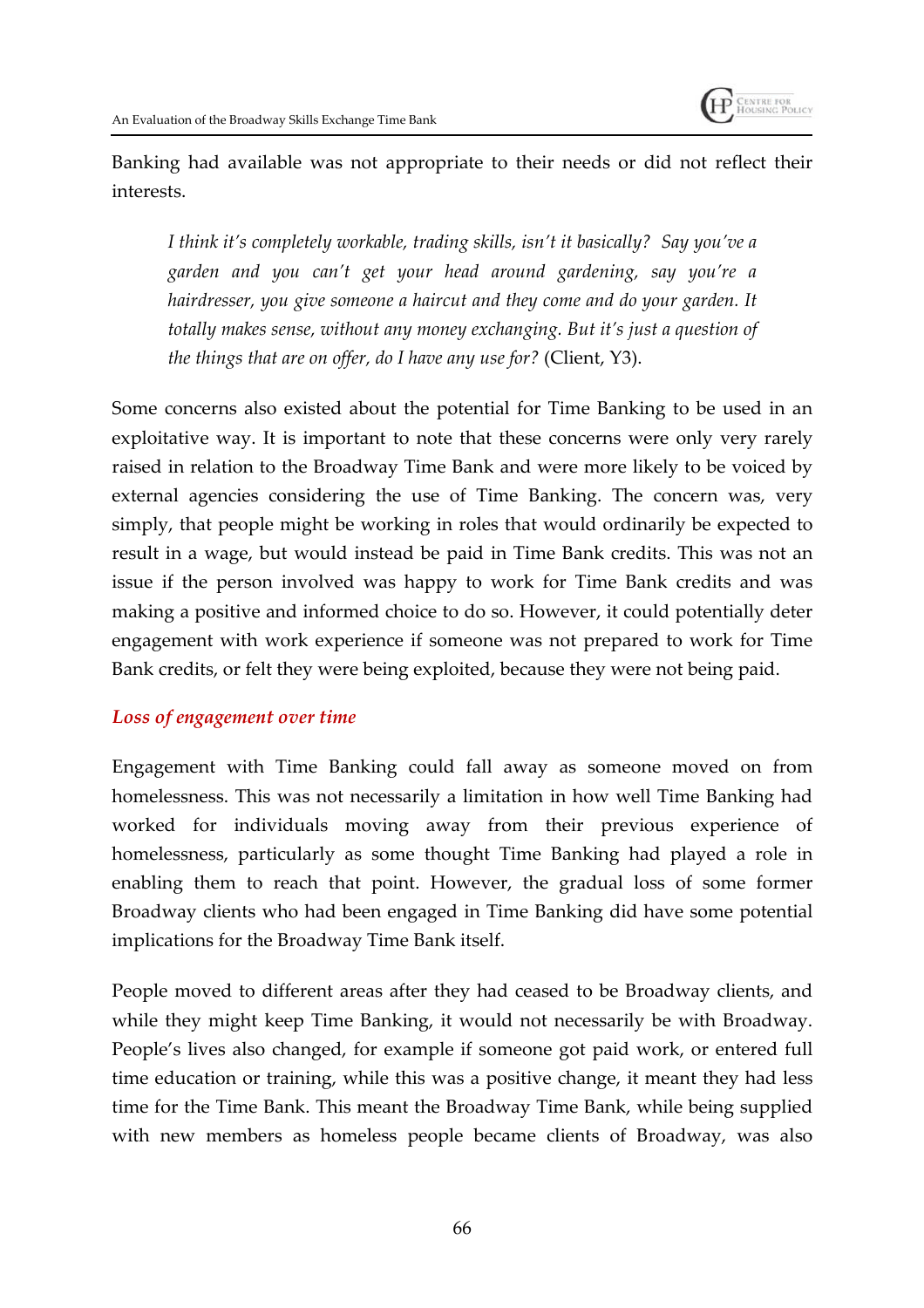Banking had available was not appropriate to their needs or did not reflect their interests.

> *I think it's completely workable, trading skills, isn't it basically? Say you've a garden and you can't get your head around gardening, say you're a hairdresser, you give someone a haircut and they come and do your garden. It totally makes sense, without any money exchanging. But it's just a question of the things that are on offer, do I have any use for?* (Client, Y3).

Some concerns also existed about the potential for Time Banking to be used in an exploitative way. It is important to note that these concerns were only very rarely raised in relation to the Broadway Time Bank and were more likely to be voiced by external agencies considering the use of Time Banking. The concern was, very simply, that people might be working in roles that would ordinarily be expected to result in a wage, but would instead be paid in Time Bank credits. This was not an issue if the person involved was happy to work for Time Bank credits and was making a positive and informed choice to do so. However, it could potentially deter engagement with work experience if someone was not prepared to work for Time Bank credits, or felt they were being exploited, because they were not being paid.

### *Loss of engagement over time*

Engagement with Time Banking could fall away as someone moved on from homelessness. This was not necessarily a limitation in how well Time Banking had worked for individuals moving away from their previous experience of homelessness, particularly as some thought Time Banking had played a role in enabling them to reach that point. However, the gradual loss of some former Broadway clients who had been engaged in Time Banking did have some potential implications for the Broadway Time Bank itself.

People moved to different areas after they had ceased to be Broadway clients, and while they might keep Time Banking, it would not necessarily be with Broadway. People's lives also changed, for example if someone got paid work, or entered full time education or training, while this was a positive change, it meant they had less time for the Time Bank. This meant the Broadway Time Bank, while being supplied with new members as homeless people became clients of Broadway, was also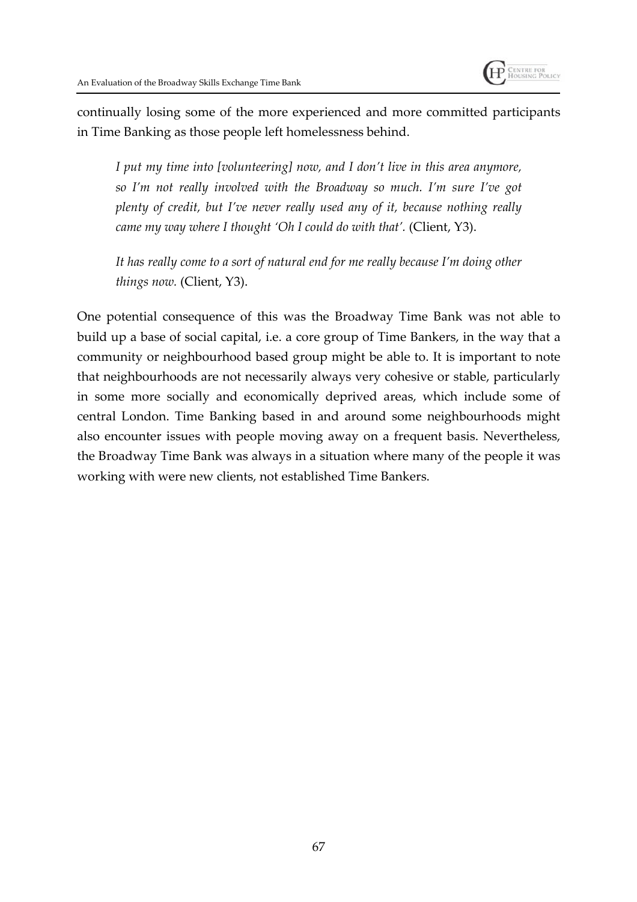continually losing some of the more experienced and more committed participants in Time Banking as those people left homelessness behind.

> *I put my time into [volunteering] now, and I don't live in this area anymore, so I'm not really involved with the Broadway so much. I'm sure I've got plenty of credit, but I've never really used any of it, because nothing really came my way where I thought 'Oh I could do with that'.* (Client, Y3).

> *It has really come to a sort of natural end for me really because I'm doing other things now.* (Client, Y3).

One potential consequence of this was the Broadway Time Bank was not able to build up a base of social capital, i.e. a core group of Time Bankers, in the way that a community or neighbourhood based group might be able to. It is important to note that neighbourhoods are not necessarily always very cohesive or stable, particularly in some more socially and economically deprived areas, which include some of central London. Time Banking based in and around some neighbourhoods might also encounter issues with people moving away on a frequent basis. Nevertheless, the Broadway Time Bank was always in a situation where many of the people it was working with were new clients, not established Time Bankers.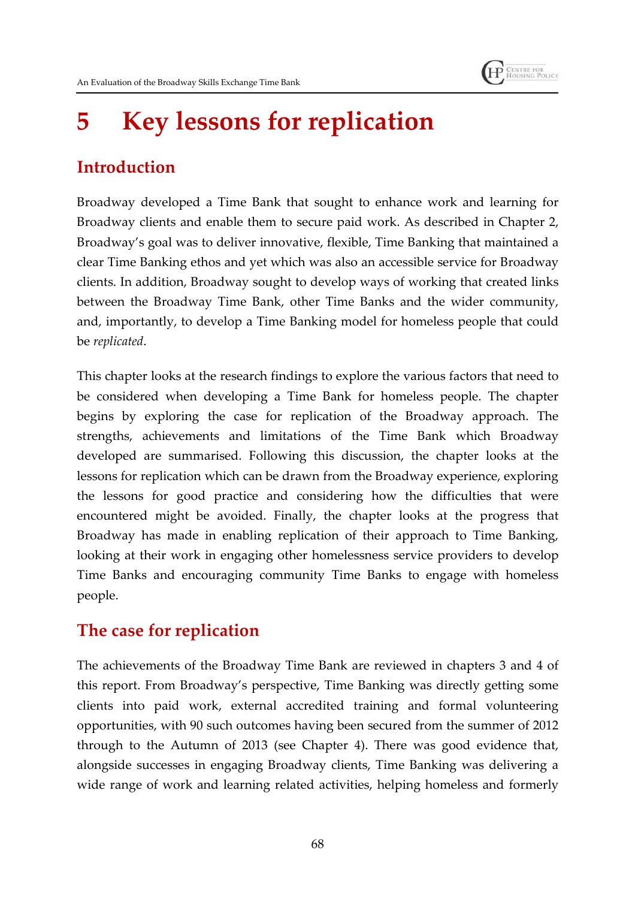# 5 Key lessons for replication

## Introduction

Broadway developed a Time Bank that sought to enhance work and learning for Broadway clients and enable them to secure paid work. As described in Chapter 2, Broadway's goal was to deliver innovative, flexible, Time Banking that maintained a clear Time Banking ethos and yet which was also an accessible service for Broadway clients. In addition, Broadway sought to develop ways of working that created links between the Broadway Time Bank, other Time Banks and the wider community, and, importantly, to develop a Time Banking model for homeless people that could be *replicated*.

This chapter looks at the research findings to explore the various factors that need to be considered when developing a Time Bank for homeless people. The chapter begins by exploring the case for replication of the Broadway approach. The strengths, achievements and limitations of the Time Bank which Broadway developed are summarised. Following this discussion, the chapter looks at the lessons for replication which can be drawn from the Broadway experience, exploring the lessons for good practice and considering how the difficulties that were encountered might be avoided. Finally, the chapter looks at the progress that Broadway has made in enabling replication of their approach to Time Banking, looking at their work in engaging other homelessness service providers to develop Time Banks and encouraging community Time Banks to engage with homeless people.

## The case for replication

The achievements of the Broadway Time Bank are reviewed in chapters 3 and 4 of this report. From Broadway's perspective, Time Banking was directly getting some clients into paid work, external accredited training and formal volunteering opportunities, with 90 such outcomes having been secured from the summer of 2012 through to the Autumn of 2013 (see Chapter 4). There was good evidence that, alongside successes in engaging Broadway clients, Time Banking was delivering a wide range of work and learning related activities, helping homeless and formerly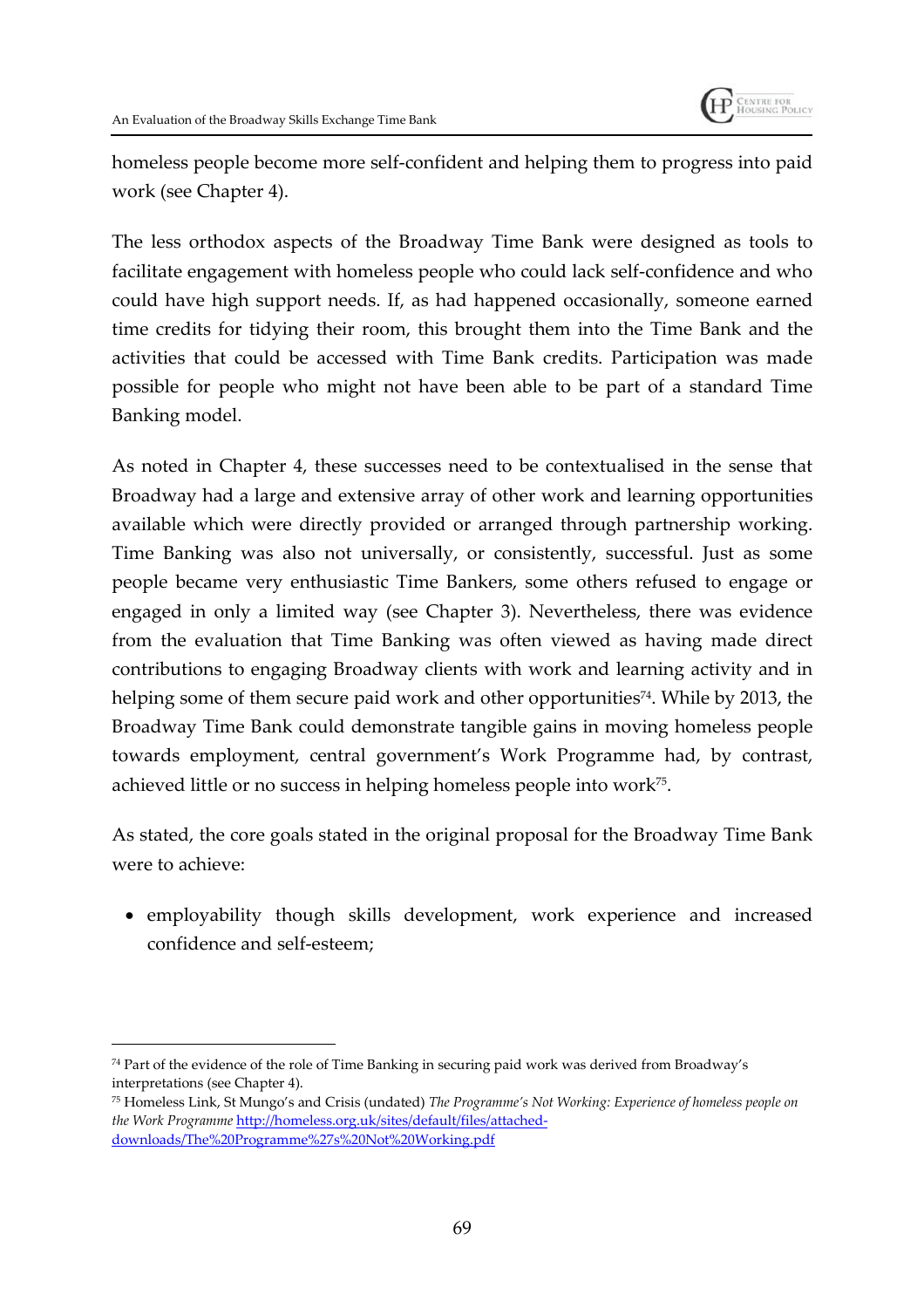homeless people become more self-confident and helping them to progress into paid work (see Chapter 4).

The less orthodox aspects of the Broadway Time Bank were designed as tools to facilitate engagement with homeless people who could lack self-confidence and who could have high support needs. If, as had happened occasionally, someone earned time credits for tidying their room, this brought them into the Time Bank and the activities that could be accessed with Time Bank credits. Participation was made possible for people who might not have been able to be part of a standard Time Banking model.

As noted in Chapter 4, these successes need to be contextualised in the sense that Broadway had a large and extensive array of other work and learning opportunities available which were directly provided or arranged through partnership working. Time Banking was also not universally, or consistently, successful. Just as some people became very enthusiastic Time Bankers, some others refused to engage or engaged in only a limited way (see Chapter 3). Nevertheless, there was evidence from the evaluation that Time Banking was often viewed as having made direct contributions to engaging Broadway clients with work and learning activity and in helping some of them secure paid work and other opportunities[74]. While by 2013, the Broadway Time Bank could demonstrate tangible gains in moving homeless people towards employment, central government's Work Programme had, by contrast, achieved little or no success in helping homeless people into work[75].

As stated, the core goals stated in the original proposal for the Broadway Time Bank were to achieve:

- employability though skills development, work experience and increased confidence and self-esteem;

---

[74] Part of the evidence of the role of Time Banking in securing paid work was derived from Broadway's interpretations (see Chapter 4).

[75] Homeless Link, St Mungo's and Crisis (undated) *The Programme's Not Working: Experience of homeless people on the Work Programme* http://homeless.org.uk/sites/default/files/attached-downloads/The%20Programme%27s%20Not%20Working.pdf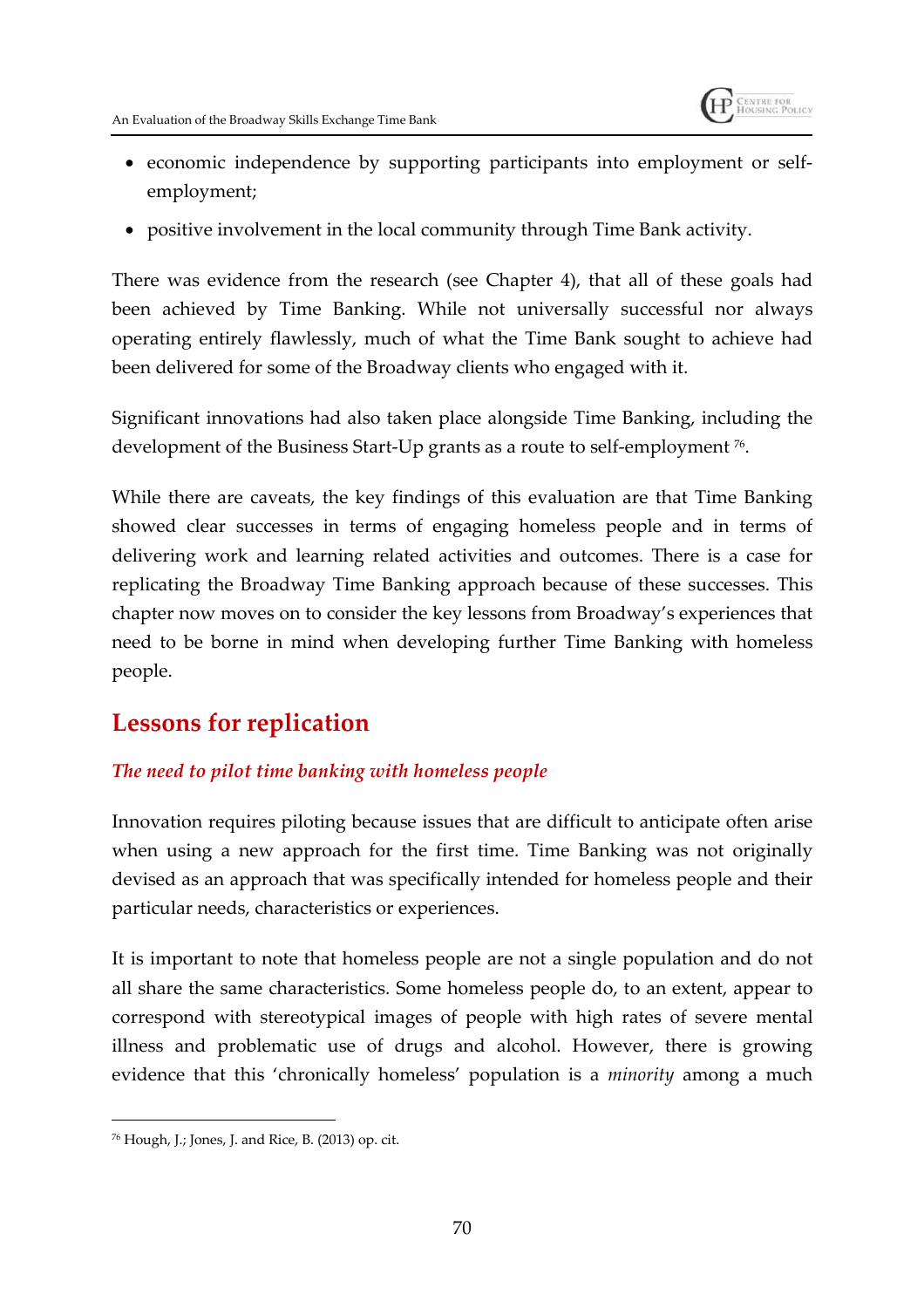- economic independence by supporting participants into employment or self-employment;
- positive involvement in the local community through Time Bank activity.

There was evidence from the research (see Chapter 4), that all of these goals had been achieved by Time Banking. While not universally successful nor always operating entirely flawlessly, much of what the Time Bank sought to achieve had been delivered for some of the Broadway clients who engaged with it.

Significant innovations had also taken place alongside Time Banking, including the development of the Business Start-Up grants as a route to self-employment [76].

While there are caveats, the key findings of this evaluation are that Time Banking showed clear successes in terms of engaging homeless people and in terms of delivering work and learning related activities and outcomes. There is a case for replicating the Broadway Time Banking approach because of these successes. This chapter now moves on to consider the key lessons from Broadway's experiences that need to be borne in mind when developing further Time Banking with homeless people.

## Lessons for replication

### *The need to pilot time banking with homeless people*

Innovation requires piloting because issues that are difficult to anticipate often arise when using a new approach for the first time. Time Banking was not originally devised as an approach that was specifically intended for homeless people and their particular needs, characteristics or experiences.

It is important to note that homeless people are not a single population and do not all share the same characteristics. Some homeless people do, to an extent, appear to correspond with stereotypical images of people with high rates of severe mental illness and problematic use of drugs and alcohol. However, there is growing evidence that this 'chronically homeless' population is a *minority* among a much

[76] Hough, J.; Jones, J. and Rice, B. (2013) op. cit.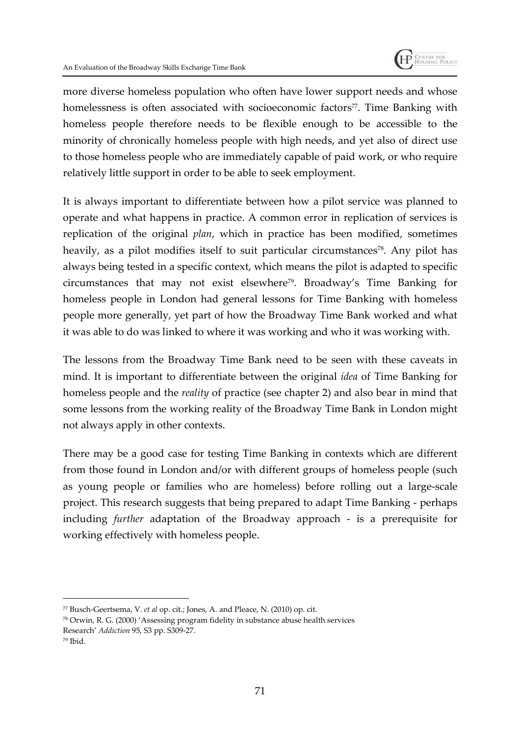more diverse homeless population who often have lower support needs and whose homelessness is often associated with socioeconomic factors[77]. Time Banking with homeless people therefore needs to be flexible enough to be accessible to the minority of chronically homeless people with high needs, and yet also of direct use to those homeless people who are immediately capable of paid work, or who require relatively little support in order to be able to seek employment.

It is always important to differentiate between how a pilot service was planned to operate and what happens in practice. A common error in replication of services is replication of the original *plan*, which in practice has been modified, sometimes heavily, as a pilot modifies itself to suit particular circumstances[78]. Any pilot has always being tested in a specific context, which means the pilot is adapted to specific circumstances that may not exist elsewhere[79]. Broadway's Time Banking for homeless people in London had general lessons for Time Banking with homeless people more generally, yet part of how the Broadway Time Bank worked and what it was able to do was linked to where it was working and who it was working with.

The lessons from the Broadway Time Bank need to be seen with these caveats in mind. It is important to differentiate between the original *idea* of Time Banking for homeless people and the *reality* of practice (see chapter 2) and also bear in mind that some lessons from the working reality of the Broadway Time Bank in London might not always apply in other contexts.

There may be a good case for testing Time Banking in contexts which are different from those found in London and/or with different groups of homeless people (such as young people or families who are homeless) before rolling out a large-scale project. This research suggests that being prepared to adapt Time Banking - perhaps including *further* adaptation of the Broadway approach - is a prerequisite for working effectively with homeless people.

[77] Busch-Geertsema, V. *et al* op. cit.; Jones, A. and Pleace, N. (2010) op. cit.

[78] Orwin, R. G. (2000) 'Assessing program fidelity in substance abuse health services Research' *Addiction* 95, S3 pp. S309-27.

[79] Ibid.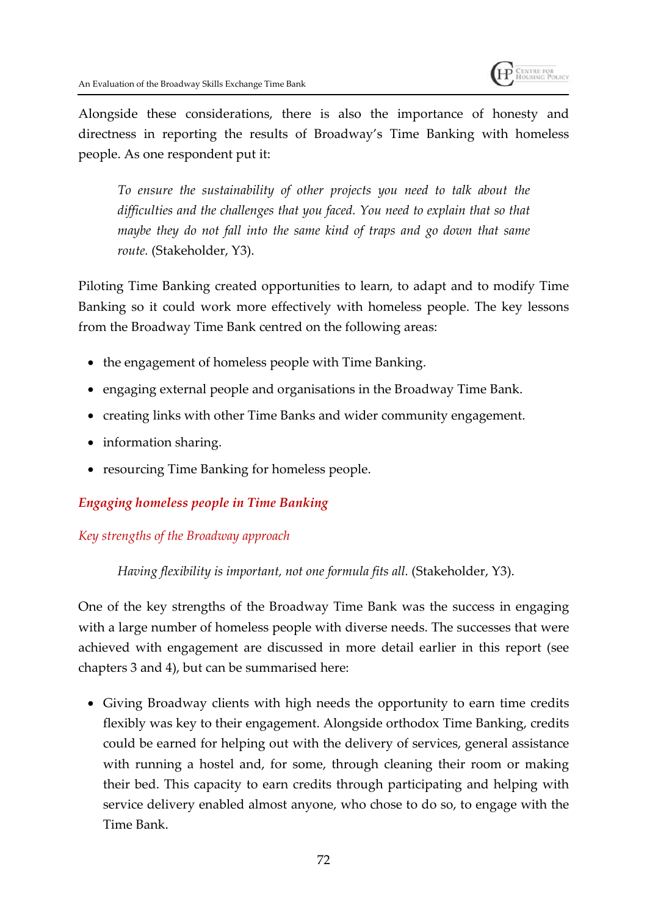Alongside these considerations, there is also the importance of honesty and directness in reporting the results of Broadway's Time Banking with homeless people. As one respondent put it:

> *To ensure the sustainability of other projects you need to talk about the difficulties and the challenges that you faced. You need to explain that so that maybe they do not fall into the same kind of traps and go down that same route.* (Stakeholder, Y3).

Piloting Time Banking created opportunities to learn, to adapt and to modify Time Banking so it could work more effectively with homeless people. The key lessons from the Broadway Time Bank centred on the following areas:

- the engagement of homeless people with Time Banking.
- engaging external people and organisations in the Broadway Time Bank.
- creating links with other Time Banks and wider community engagement.
- information sharing.
- resourcing Time Banking for homeless people.

### *Engaging homeless people in Time Banking*

#### *Key strengths of the Broadway approach*

> *Having flexibility is important, not one formula fits all.* (Stakeholder, Y3).

One of the key strengths of the Broadway Time Bank was the success in engaging with a large number of homeless people with diverse needs. The successes that were achieved with engagement are discussed in more detail earlier in this report (see chapters 3 and 4), but can be summarised here:

- Giving Broadway clients with high needs the opportunity to earn time credits flexibly was key to their engagement. Alongside orthodox Time Banking, credits could be earned for helping out with the delivery of services, general assistance with running a hostel and, for some, through cleaning their room or making their bed. This capacity to earn credits through participating and helping with service delivery enabled almost anyone, who chose to do so, to engage with the Time Bank.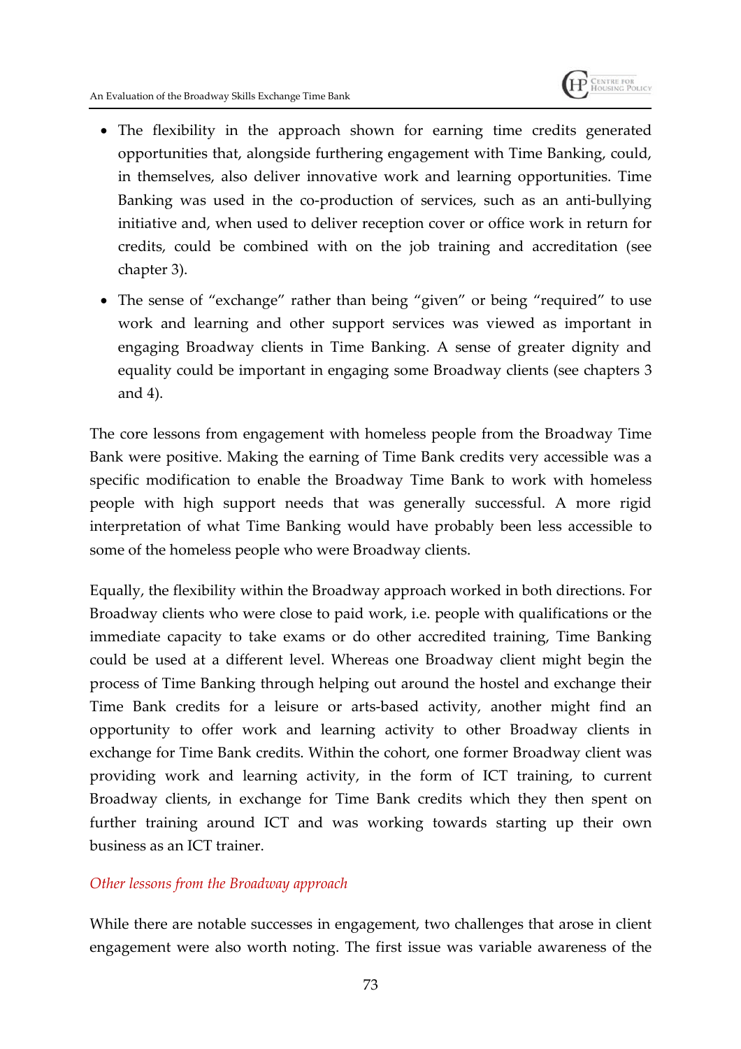- The flexibility in the approach shown for earning time credits generated opportunities that, alongside furthering engagement with Time Banking, could, in themselves, also deliver innovative work and learning opportunities. Time Banking was used in the co-production of services, such as an anti-bullying initiative and, when used to deliver reception cover or office work in return for credits, could be combined with on the job training and accreditation (see chapter 3).
- The sense of "exchange" rather than being "given" or being "required" to use work and learning and other support services was viewed as important in engaging Broadway clients in Time Banking. A sense of greater dignity and equality could be important in engaging some Broadway clients (see chapters 3 and 4).

The core lessons from engagement with homeless people from the Broadway Time Bank were positive. Making the earning of Time Bank credits very accessible was a specific modification to enable the Broadway Time Bank to work with homeless people with high support needs that was generally successful. A more rigid interpretation of what Time Banking would have probably been less accessible to some of the homeless people who were Broadway clients.

Equally, the flexibility within the Broadway approach worked in both directions. For Broadway clients who were close to paid work, i.e. people with qualifications or the immediate capacity to take exams or do other accredited training, Time Banking could be used at a different level. Whereas one Broadway client might begin the process of Time Banking through helping out around the hostel and exchange their Time Bank credits for a leisure or arts-based activity, another might find an opportunity to offer work and learning activity to other Broadway clients in exchange for Time Bank credits. Within the cohort, one former Broadway client was providing work and learning activity, in the form of ICT training, to current Broadway clients, in exchange for Time Bank credits which they then spent on further training around ICT and was working towards starting up their own business as an ICT trainer.

### *Other lessons from the Broadway approach*

While there are notable successes in engagement, two challenges that arose in client engagement were also worth noting. The first issue was variable awareness of the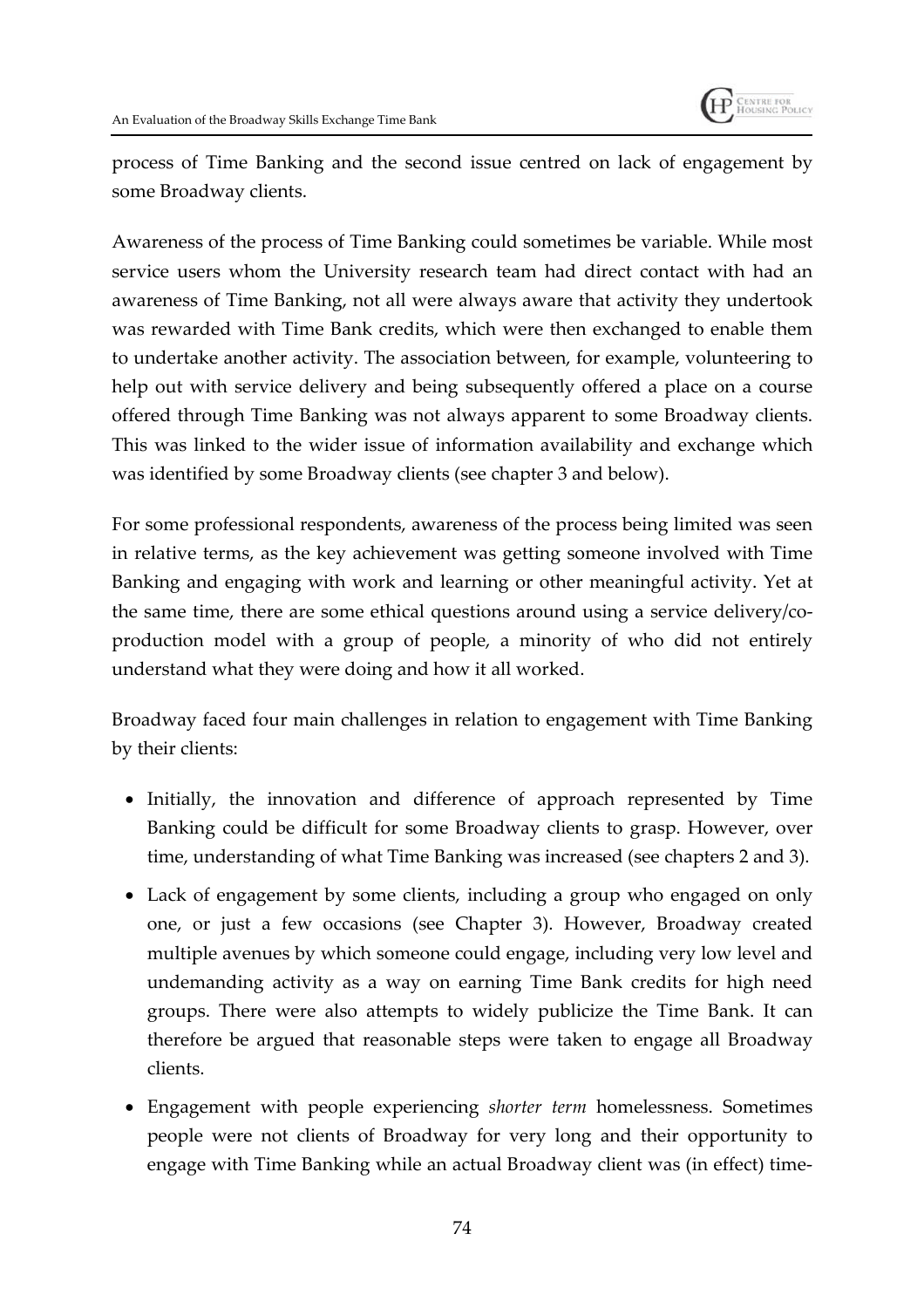process of Time Banking and the second issue centred on lack of engagement by some Broadway clients.

Awareness of the process of Time Banking could sometimes be variable. While most service users whom the University research team had direct contact with had an awareness of Time Banking, not all were always aware that activity they undertook was rewarded with Time Bank credits, which were then exchanged to enable them to undertake another activity. The association between, for example, volunteering to help out with service delivery and being subsequently offered a place on a course offered through Time Banking was not always apparent to some Broadway clients. This was linked to the wider issue of information availability and exchange which was identified by some Broadway clients (see chapter 3 and below).

For some professional respondents, awareness of the process being limited was seen in relative terms, as the key achievement was getting someone involved with Time Banking and engaging with work and learning or other meaningful activity. Yet at the same time, there are some ethical questions around using a service delivery/co-production model with a group of people, a minority of who did not entirely understand what they were doing and how it all worked.

Broadway faced four main challenges in relation to engagement with Time Banking by their clients:

- Initially, the innovation and difference of approach represented by Time Banking could be difficult for some Broadway clients to grasp. However, over time, understanding of what Time Banking was increased (see chapters 2 and 3).
- Lack of engagement by some clients, including a group who engaged on only one, or just a few occasions (see Chapter 3). However, Broadway created multiple avenues by which someone could engage, including very low level and undemanding activity as a way on earning Time Bank credits for high need groups. There were also attempts to widely publicize the Time Bank. It can therefore be argued that reasonable steps were taken to engage all Broadway clients.
- Engagement with people experiencing *shorter term* homelessness. Sometimes people were not clients of Broadway for very long and their opportunity to engage with Time Banking while an actual Broadway client was (in effect) time-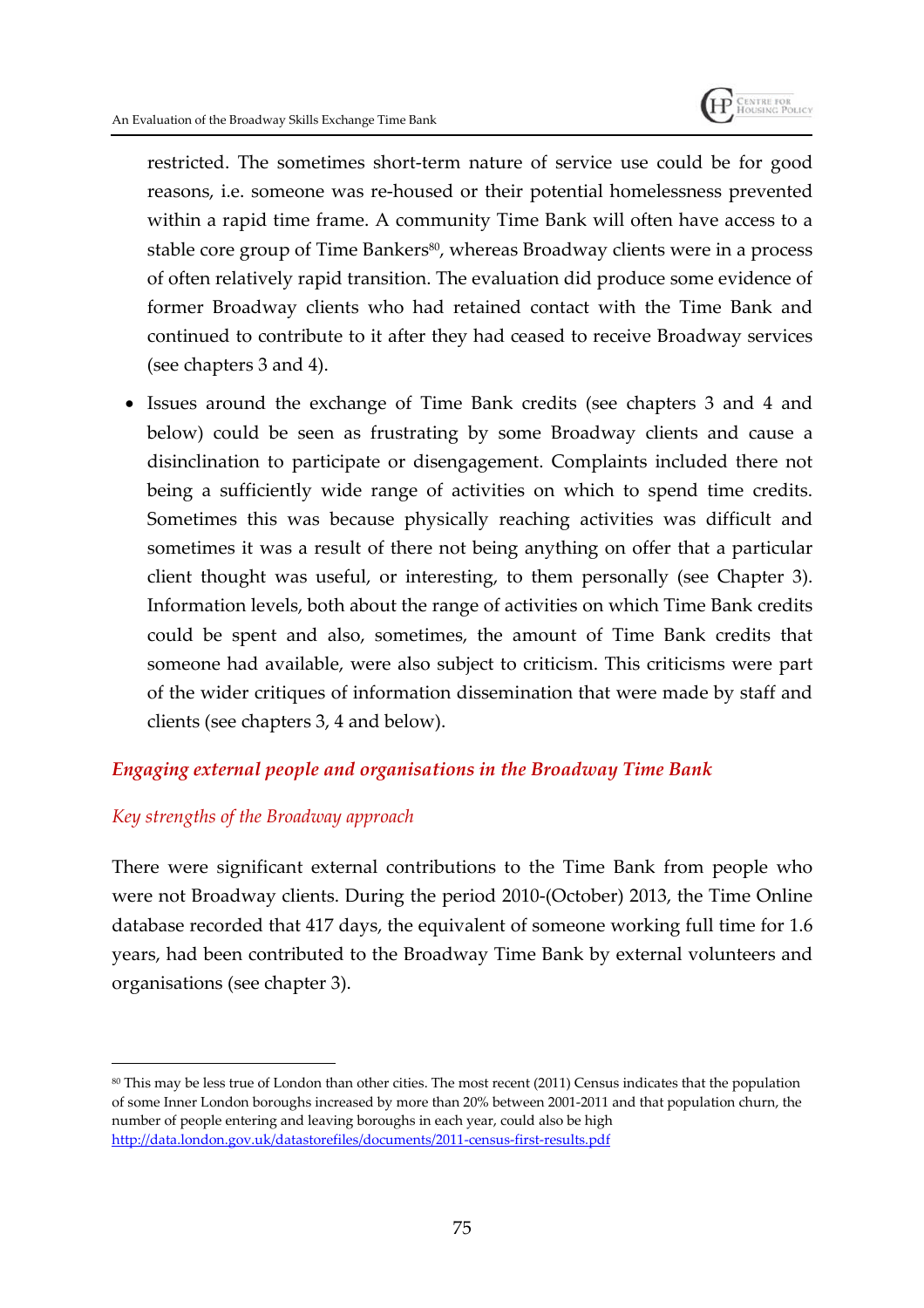restricted. The sometimes short-term nature of service use could be for good reasons, i.e. someone was re-housed or their potential homelessness prevented within a rapid time frame. A community Time Bank will often have access to a stable core group of Time Bankers[80], whereas Broadway clients were in a process of often relatively rapid transition. The evaluation did produce some evidence of former Broadway clients who had retained contact with the Time Bank and continued to contribute to it after they had ceased to receive Broadway services (see chapters 3 and 4).

- Issues around the exchange of Time Bank credits (see chapters 3 and 4 and below) could be seen as frustrating by some Broadway clients and cause a disinclination to participate or disengagement. Complaints included there not being a sufficiently wide range of activities on which to spend time credits. Sometimes this was because physically reaching activities was difficult and sometimes it was a result of there not being anything on offer that a particular client thought was useful, or interesting, to them personally (see Chapter 3). Information levels, both about the range of activities on which Time Bank credits could be spent and also, sometimes, the amount of Time Bank credits that someone had available, were also subject to criticism. This criticisms were part of the wider critiques of information dissemination that were made by staff and clients (see chapters 3, 4 and below).

## *Engaging external people and organisations in the Broadway Time Bank*

### *Key strengths of the Broadway approach*

There were significant external contributions to the Time Bank from people who were not Broadway clients. During the period 2010-(October) 2013, the Time Online database recorded that 417 days, the equivalent of someone working full time for 1.6 years, had been contributed to the Broadway Time Bank by external volunteers and organisations (see chapter 3).

---

[80] This may be less true of London than other cities. The most recent (2011) Census indicates that the population of some Inner London boroughs increased by more than 20% between 2001-2011 and that population churn, the number of people entering and leaving boroughs in each year, could also be high http://data.london.gov.uk/datastorefiles/documents/2011-census-first-results.pdf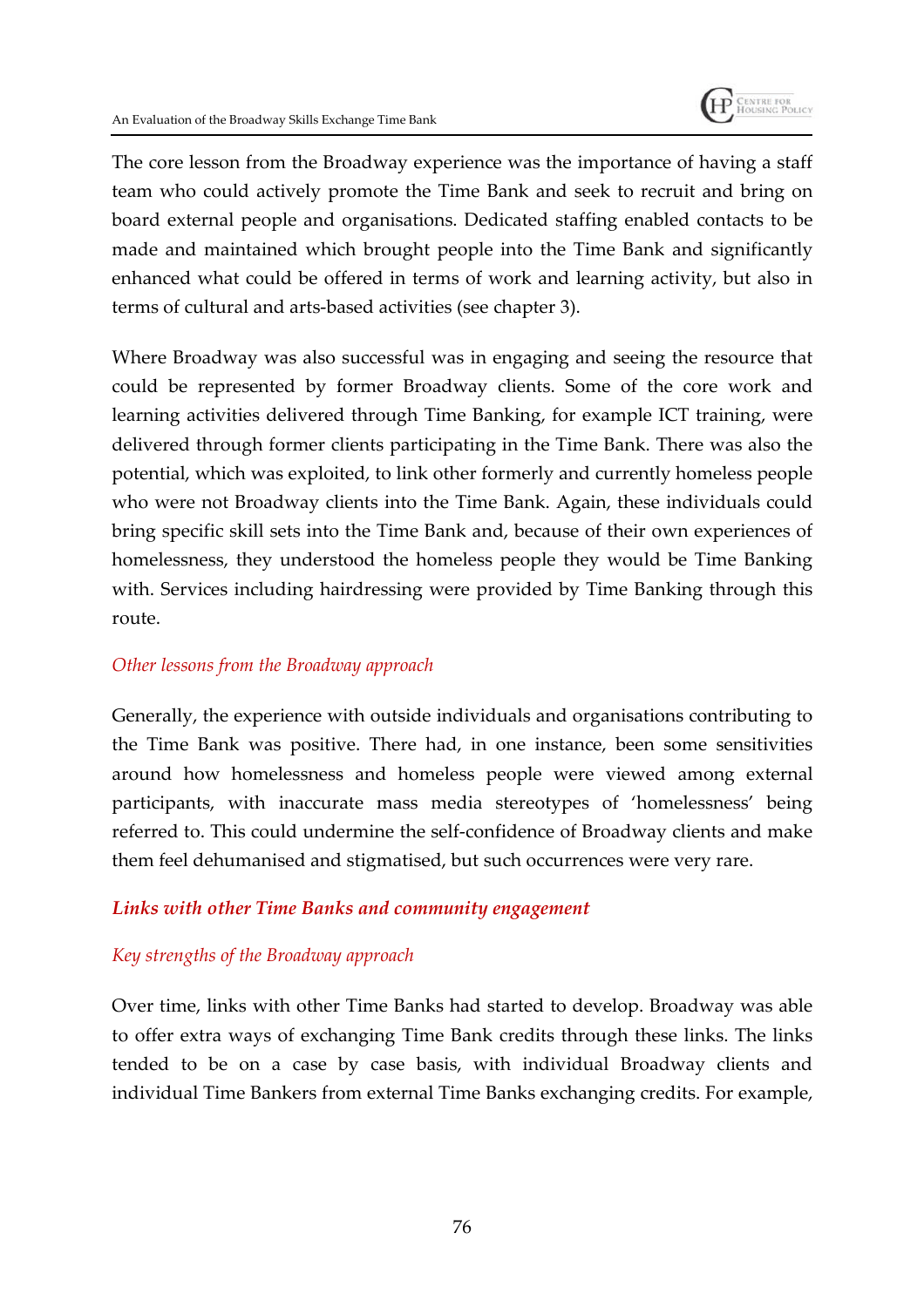The core lesson from the Broadway experience was the importance of having a staff team who could actively promote the Time Bank and seek to recruit and bring on board external people and organisations. Dedicated staffing enabled contacts to be made and maintained which brought people into the Time Bank and significantly enhanced what could be offered in terms of work and learning activity, but also in terms of cultural and arts-based activities (see chapter 3).

Where Broadway was also successful was in engaging and seeing the resource that could be represented by former Broadway clients. Some of the core work and learning activities delivered through Time Banking, for example ICT training, were delivered through former clients participating in the Time Bank. There was also the potential, which was exploited, to link other formerly and currently homeless people who were not Broadway clients into the Time Bank. Again, these individuals could bring specific skill sets into the Time Bank and, because of their own experiences of homelessness, they understood the homeless people they would be Time Banking with. Services including hairdressing were provided by Time Banking through this route.

*Other lessons from the Broadway approach*

Generally, the experience with outside individuals and organisations contributing to the Time Bank was positive. There had, in one instance, been some sensitivities around how homelessness and homeless people were viewed among external participants, with inaccurate mass media stereotypes of 'homelessness' being referred to. This could undermine the self-confidence of Broadway clients and make them feel dehumanised and stigmatised, but such occurrences were very rare.

### *Links with other Time Banks and community engagement*

*Key strengths of the Broadway approach*

Over time, links with other Time Banks had started to develop. Broadway was able to offer extra ways of exchanging Time Bank credits through these links. The links tended to be on a case by case basis, with individual Broadway clients and individual Time Bankers from external Time Banks exchanging credits. For example,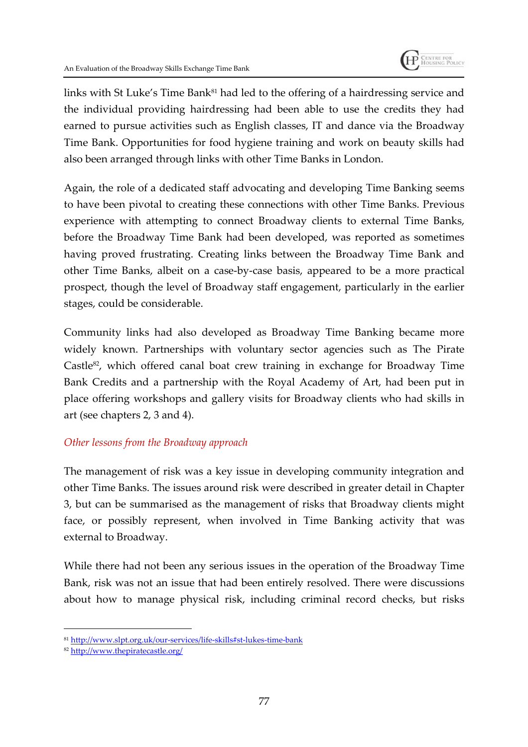links with St Luke's Time Bank[81] had led to the offering of a hairdressing service and the individual providing hairdressing had been able to use the credits they had earned to pursue activities such as English classes, IT and dance via the Broadway Time Bank. Opportunities for food hygiene training and work on beauty skills had also been arranged through links with other Time Banks in London.

Again, the role of a dedicated staff advocating and developing Time Banking seems to have been pivotal to creating these connections with other Time Banks. Previous experience with attempting to connect Broadway clients to external Time Banks, before the Broadway Time Bank had been developed, was reported as sometimes having proved frustrating. Creating links between the Broadway Time Bank and other Time Banks, albeit on a case-by-case basis, appeared to be a more practical prospect, though the level of Broadway staff engagement, particularly in the earlier stages, could be considerable.

Community links had also developed as Broadway Time Banking became more widely known. Partnerships with voluntary sector agencies such as The Pirate Castle[82], which offered canal boat crew training in exchange for Broadway Time Bank Credits and a partnership with the Royal Academy of Art, had been put in place offering workshops and gallery visits for Broadway clients who had skills in art (see chapters 2, 3 and 4).

### *Other lessons from the Broadway approach*

The management of risk was a key issue in developing community integration and other Time Banks. The issues around risk were described in greater detail in Chapter 3, but can be summarised as the management of risks that Broadway clients might face, or possibly represent, when involved in Time Banking activity that was external to Broadway.

While there had not been any serious issues in the operation of the Broadway Time Bank, risk was not an issue that had been entirely resolved. There were discussions about how to manage physical risk, including criminal record checks, but risks

---

[81] http://www.slpt.org.uk/our-services/life-skills#st-lukes-time-bank

[82] http://www.thepiratecastle.org/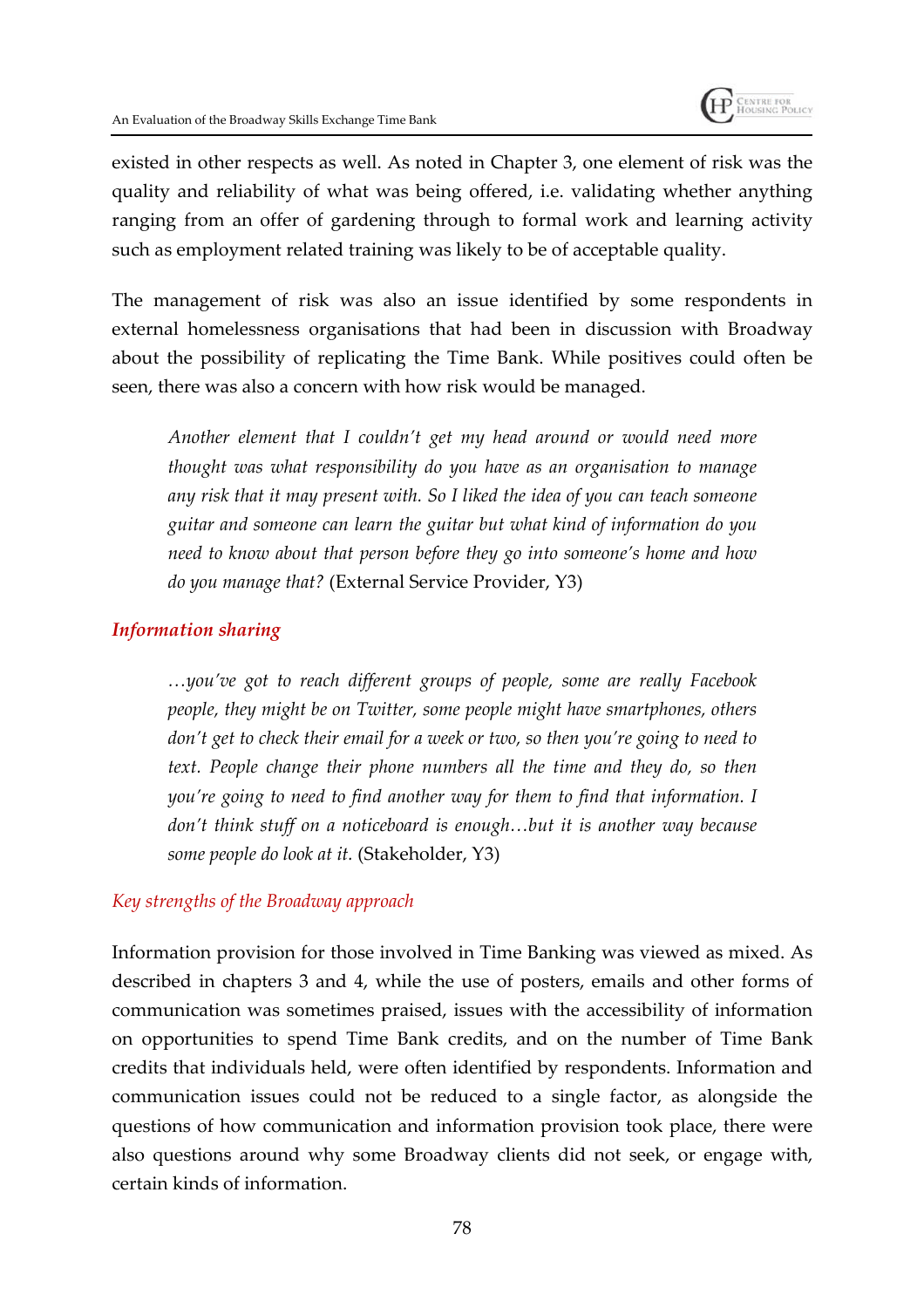existed in other respects as well. As noted in Chapter 3, one element of risk was the quality and reliability of what was being offered, i.e. validating whether anything ranging from an offer of gardening through to formal work and learning activity such as employment related training was likely to be of acceptable quality.

The management of risk was also an issue identified by some respondents in external homelessness organisations that had been in discussion with Broadway about the possibility of replicating the Time Bank. While positives could often be seen, there was also a concern with how risk would be managed.

> *Another element that I couldn't get my head around or would need more thought was what responsibility do you have as an organisation to manage any risk that it may present with. So I liked the idea of you can teach someone guitar and someone can learn the guitar but what kind of information do you need to know about that person before they go into someone's home and how do you manage that?* (External Service Provider, Y3)

### *Information sharing*

> *…you've got to reach different groups of people, some are really Facebook people, they might be on Twitter, some people might have smartphones, others don't get to check their email for a week or two, so then you're going to need to text. People change their phone numbers all the time and they do, so then you're going to need to find another way for them to find that information. I don't think stuff on a noticeboard is enough…but it is another way because some people do look at it.* (Stakeholder, Y3)

### *Key strengths of the Broadway approach*

Information provision for those involved in Time Banking was viewed as mixed. As described in chapters 3 and 4, while the use of posters, emails and other forms of communication was sometimes praised, issues with the accessibility of information on opportunities to spend Time Bank credits, and on the number of Time Bank credits that individuals held, were often identified by respondents. Information and communication issues could not be reduced to a single factor, as alongside the questions of how communication and information provision took place, there were also questions around why some Broadway clients did not seek, or engage with, certain kinds of information.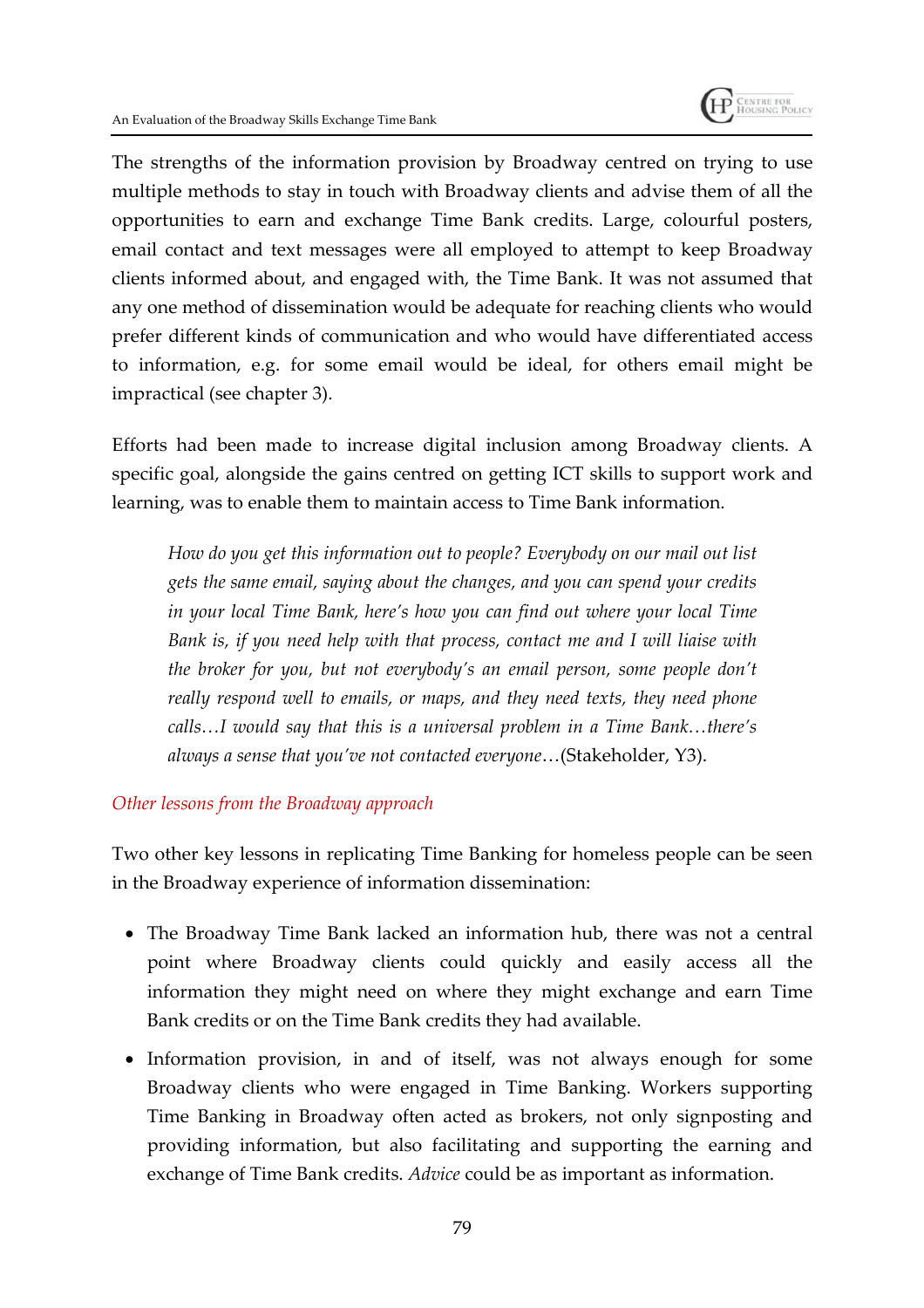The strengths of the information provision by Broadway centred on trying to use multiple methods to stay in touch with Broadway clients and advise them of all the opportunities to earn and exchange Time Bank credits. Large, colourful posters, email contact and text messages were all employed to attempt to keep Broadway clients informed about, and engaged with, the Time Bank. It was not assumed that any one method of dissemination would be adequate for reaching clients who would prefer different kinds of communication and who would have differentiated access to information, e.g. for some email would be ideal, for others email might be impractical (see chapter 3).

Efforts had been made to increase digital inclusion among Broadway clients. A specific goal, alongside the gains centred on getting ICT skills to support work and learning, was to enable them to maintain access to Time Bank information.

> *How do you get this information out to people? Everybody on our mail out list gets the same email, saying about the changes, and you can spend your credits in your local Time Bank, here's how you can find out where your local Time Bank is, if you need help with that process, contact me and I will liaise with the broker for you, but not everybody's an email person, some people don't really respond well to emails, or maps, and they need texts, they need phone calls…I would say that this is a universal problem in a Time Bank…there's always a sense that you've not contacted everyone*…(Stakeholder, Y3).

### *Other lessons from the Broadway approach*

Two other key lessons in replicating Time Banking for homeless people can be seen in the Broadway experience of information dissemination:

- The Broadway Time Bank lacked an information hub, there was not a central point where Broadway clients could quickly and easily access all the information they might need on where they might exchange and earn Time Bank credits or on the Time Bank credits they had available.
- Information provision, in and of itself, was not always enough for some Broadway clients who were engaged in Time Banking. Workers supporting Time Banking in Broadway often acted as brokers, not only signposting and providing information, but also facilitating and supporting the earning and exchange of Time Bank credits. *Advice* could be as important as information.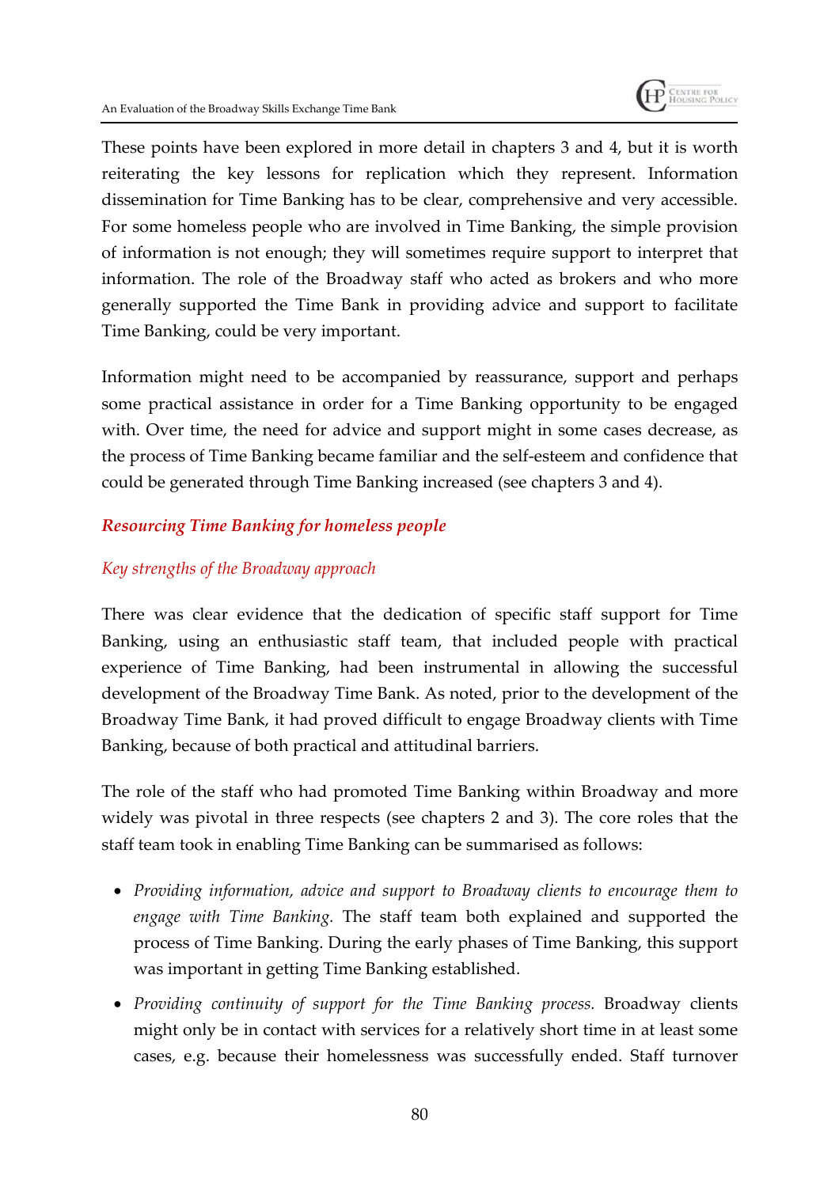These points have been explored in more detail in chapters 3 and 4, but it is worth reiterating the key lessons for replication which they represent. Information dissemination for Time Banking has to be clear, comprehensive and very accessible. For some homeless people who are involved in Time Banking, the simple provision of information is not enough; they will sometimes require support to interpret that information. The role of the Broadway staff who acted as brokers and who more generally supported the Time Bank in providing advice and support to facilitate Time Banking, could be very important.

Information might need to be accompanied by reassurance, support and perhaps some practical assistance in order for a Time Banking opportunity to be engaged with. Over time, the need for advice and support might in some cases decrease, as the process of Time Banking became familiar and the self-esteem and confidence that could be generated through Time Banking increased (see chapters 3 and 4).

### *Resourcing Time Banking for homeless people*

#### *Key strengths of the Broadway approach*

There was clear evidence that the dedication of specific staff support for Time Banking, using an enthusiastic staff team, that included people with practical experience of Time Banking, had been instrumental in allowing the successful development of the Broadway Time Bank. As noted, prior to the development of the Broadway Time Bank, it had proved difficult to engage Broadway clients with Time Banking, because of both practical and attitudinal barriers.

The role of the staff who had promoted Time Banking within Broadway and more widely was pivotal in three respects (see chapters 2 and 3). The core roles that the staff team took in enabling Time Banking can be summarised as follows:

- *Providing information, advice and support to Broadway clients to encourage them to engage with Time Banking.* The staff team both explained and supported the process of Time Banking. During the early phases of Time Banking, this support was important in getting Time Banking established.
- *Providing continuity of support for the Time Banking process.* Broadway clients might only be in contact with services for a relatively short time in at least some cases, e.g. because their homelessness was successfully ended. Staff turnover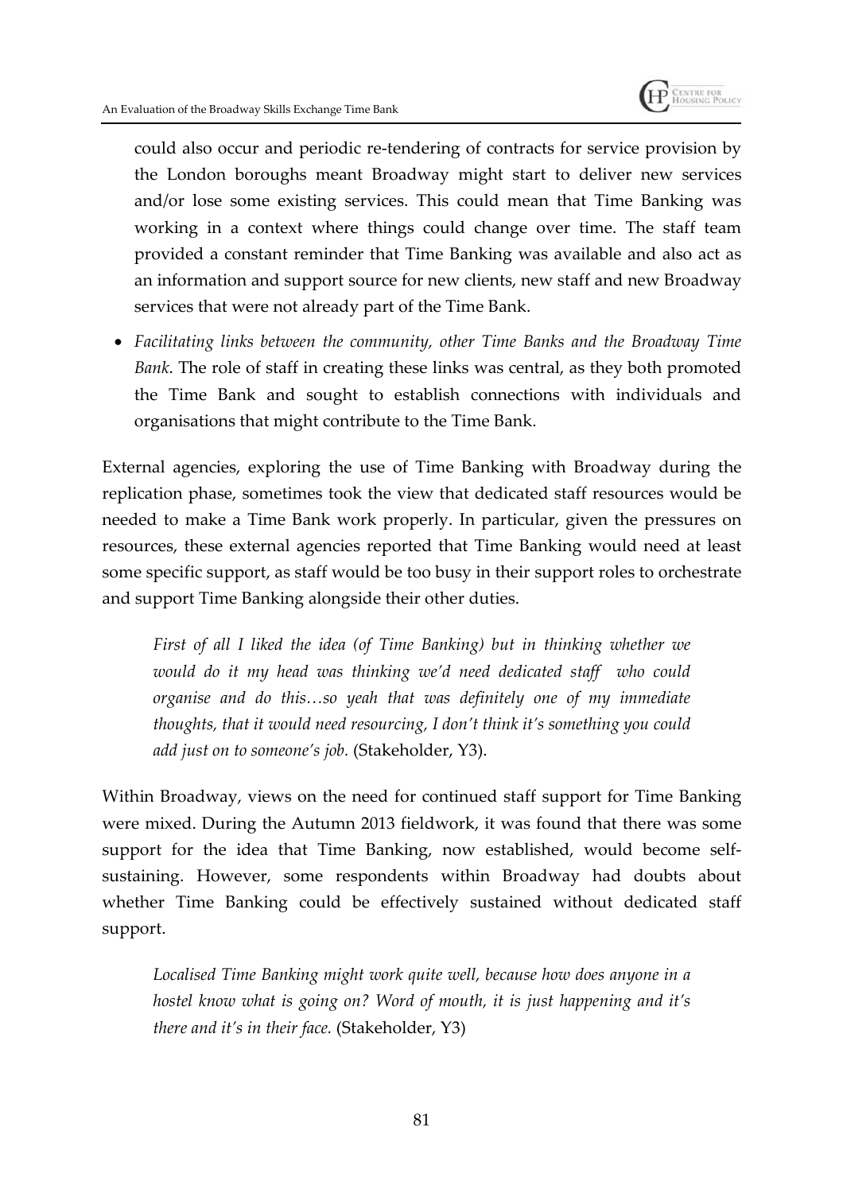could also occur and periodic re-tendering of contracts for service provision by the London boroughs meant Broadway might start to deliver new services and/or lose some existing services. This could mean that Time Banking was working in a context where things could change over time. The staff team provided a constant reminder that Time Banking was available and also act as an information and support source for new clients, new staff and new Broadway services that were not already part of the Time Bank.

- *Facilitating links between the community, other Time Banks and the Broadway Time Bank*. The role of staff in creating these links was central, as they both promoted the Time Bank and sought to establish connections with individuals and organisations that might contribute to the Time Bank.

External agencies, exploring the use of Time Banking with Broadway during the replication phase, sometimes took the view that dedicated staff resources would be needed to make a Time Bank work properly. In particular, given the pressures on resources, these external agencies reported that Time Banking would need at least some specific support, as staff would be too busy in their support roles to orchestrate and support Time Banking alongside their other duties.

> *First of all I liked the idea (of Time Banking) but in thinking whether we would do it my head was thinking we'd need dedicated staff who could organise and do this…so yeah that was definitely one of my immediate thoughts, that it would need resourcing, I don't think it's something you could add just on to someone's job.* (Stakeholder, Y3).

Within Broadway, views on the need for continued staff support for Time Banking were mixed. During the Autumn 2013 fieldwork, it was found that there was some support for the idea that Time Banking, now established, would become self-sustaining. However, some respondents within Broadway had doubts about whether Time Banking could be effectively sustained without dedicated staff support.

> *Localised Time Banking might work quite well, because how does anyone in a hostel know what is going on? Word of mouth, it is just happening and it's there and it's in their face.* (Stakeholder, Y3)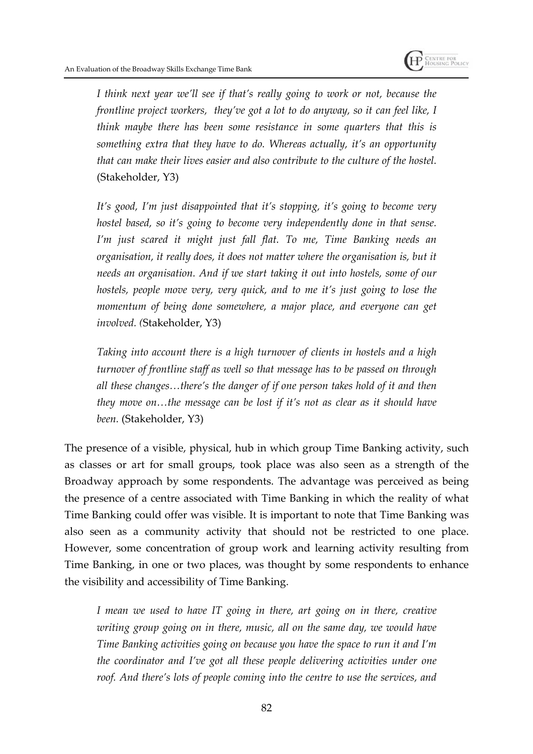> *I think next year we'll see if that's really going to work or not, because the frontline project workers, they've got a lot to do anyway, so it can feel like, I think maybe there has been some resistance in some quarters that this is something extra that they have to do. Whereas actually, it's an opportunity that can make their lives easier and also contribute to the culture of the hostel.* (Stakeholder, Y3)

> *It's good, I'm just disappointed that it's stopping, it's going to become very hostel based, so it's going to become very independently done in that sense. I'm just scared it might just fall flat. To me, Time Banking needs an organisation, it really does, it does not matter where the organisation is, but it needs an organisation. And if we start taking it out into hostels, some of our hostels, people move very, very quick, and to me it's just going to lose the momentum of being done somewhere, a major place, and everyone can get involved. (*Stakeholder, Y3)

> *Taking into account there is a high turnover of clients in hostels and a high turnover of frontline staff as well so that message has to be passed on through all these changes…there's the danger of if one person takes hold of it and then they move on…the message can be lost if it's not as clear as it should have been.* (Stakeholder, Y3)

The presence of a visible, physical, hub in which group Time Banking activity, such as classes or art for small groups, took place was also seen as a strength of the Broadway approach by some respondents. The advantage was perceived as being the presence of a centre associated with Time Banking in which the reality of what Time Banking could offer was visible. It is important to note that Time Banking was also seen as a community activity that should not be restricted to one place. However, some concentration of group work and learning activity resulting from Time Banking, in one or two places, was thought by some respondents to enhance the visibility and accessibility of Time Banking.

> *I mean we used to have IT going in there, art going on in there, creative writing group going on in there, music, all on the same day, we would have Time Banking activities going on because you have the space to run it and I'm the coordinator and I've got all these people delivering activities under one roof. And there's lots of people coming into the centre to use the services, and*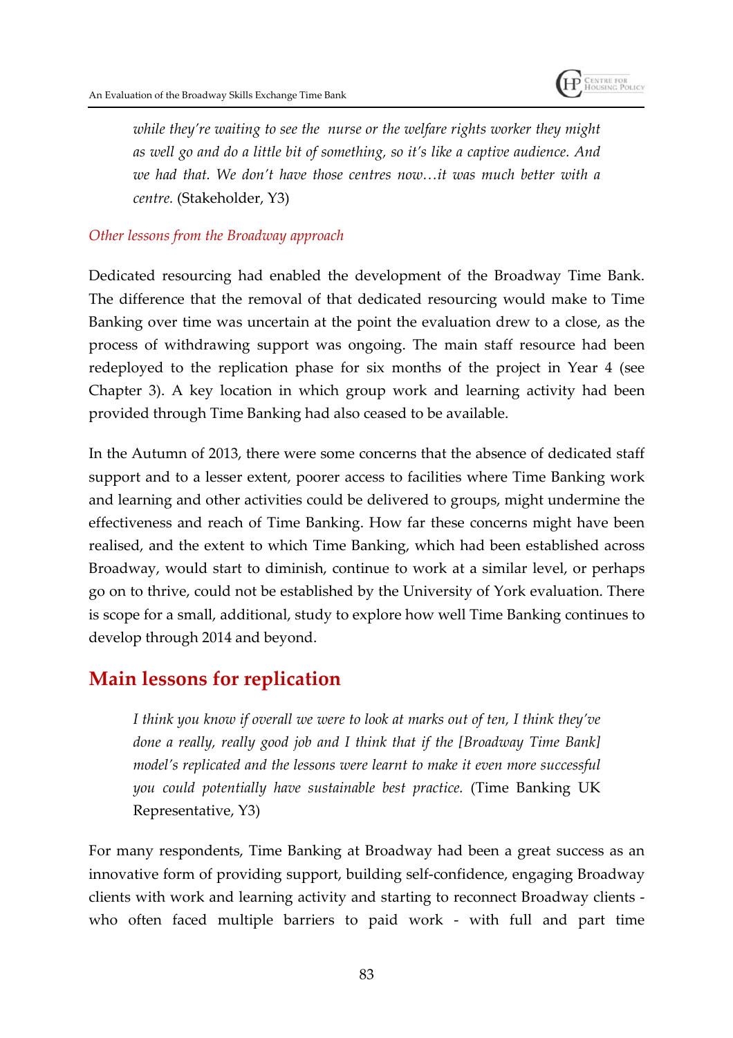> *while they're waiting to see the nurse or the welfare rights worker they might as well go and do a little bit of something, so it's like a captive audience. And we had that. We don't have those centres now…it was much better with a centre.* (Stakeholder, Y3)

*Other lessons from the Broadway approach*

Dedicated resourcing had enabled the development of the Broadway Time Bank. The difference that the removal of that dedicated resourcing would make to Time Banking over time was uncertain at the point the evaluation drew to a close, as the process of withdrawing support was ongoing. The main staff resource had been redeployed to the replication phase for six months of the project in Year 4 (see Chapter 3). A key location in which group work and learning activity had been provided through Time Banking had also ceased to be available.

In the Autumn of 2013, there were some concerns that the absence of dedicated staff support and to a lesser extent, poorer access to facilities where Time Banking work and learning and other activities could be delivered to groups, might undermine the effectiveness and reach of Time Banking. How far these concerns might have been realised, and the extent to which Time Banking, which had been established across Broadway, would start to diminish, continue to work at a similar level, or perhaps go on to thrive, could not be established by the University of York evaluation. There is scope for a small, additional, study to explore how well Time Banking continues to develop through 2014 and beyond.

## Main lessons for replication

> *I think you know if overall we were to look at marks out of ten, I think they've done a really, really good job and I think that if the [Broadway Time Bank] model's replicated and the lessons were learnt to make it even more successful you could potentially have sustainable best practice.* (Time Banking UK Representative, Y3)

For many respondents, Time Banking at Broadway had been a great success as an innovative form of providing support, building self-confidence, engaging Broadway clients with work and learning activity and starting to reconnect Broadway clients - who often faced multiple barriers to paid work - with full and part time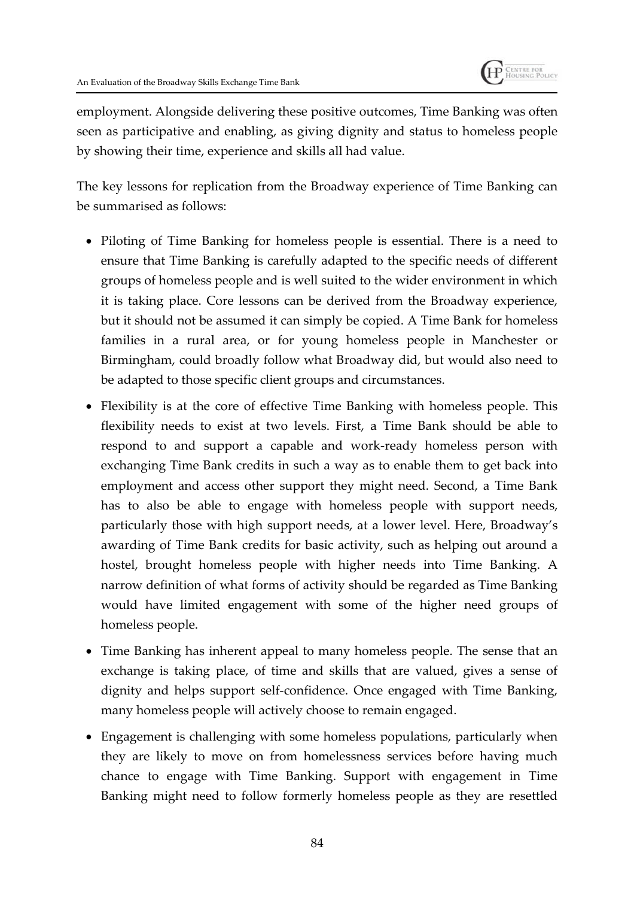employment. Alongside delivering these positive outcomes, Time Banking was often seen as participative and enabling, as giving dignity and status to homeless people by showing their time, experience and skills all had value.

The key lessons for replication from the Broadway experience of Time Banking can be summarised as follows:

- Piloting of Time Banking for homeless people is essential. There is a need to ensure that Time Banking is carefully adapted to the specific needs of different groups of homeless people and is well suited to the wider environment in which it is taking place. Core lessons can be derived from the Broadway experience, but it should not be assumed it can simply be copied. A Time Bank for homeless families in a rural area, or for young homeless people in Manchester or Birmingham, could broadly follow what Broadway did, but would also need to be adapted to those specific client groups and circumstances.
- Flexibility is at the core of effective Time Banking with homeless people. This flexibility needs to exist at two levels. First, a Time Bank should be able to respond to and support a capable and work-ready homeless person with exchanging Time Bank credits in such a way as to enable them to get back into employment and access other support they might need. Second, a Time Bank has to also be able to engage with homeless people with support needs, particularly those with high support needs, at a lower level. Here, Broadway's awarding of Time Bank credits for basic activity, such as helping out around a hostel, brought homeless people with higher needs into Time Banking. A narrow definition of what forms of activity should be regarded as Time Banking would have limited engagement with some of the higher need groups of homeless people.
- Time Banking has inherent appeal to many homeless people. The sense that an exchange is taking place, of time and skills that are valued, gives a sense of dignity and helps support self-confidence. Once engaged with Time Banking, many homeless people will actively choose to remain engaged.
- Engagement is challenging with some homeless populations, particularly when they are likely to move on from homelessness services before having much chance to engage with Time Banking. Support with engagement in Time Banking might need to follow formerly homeless people as they are resettled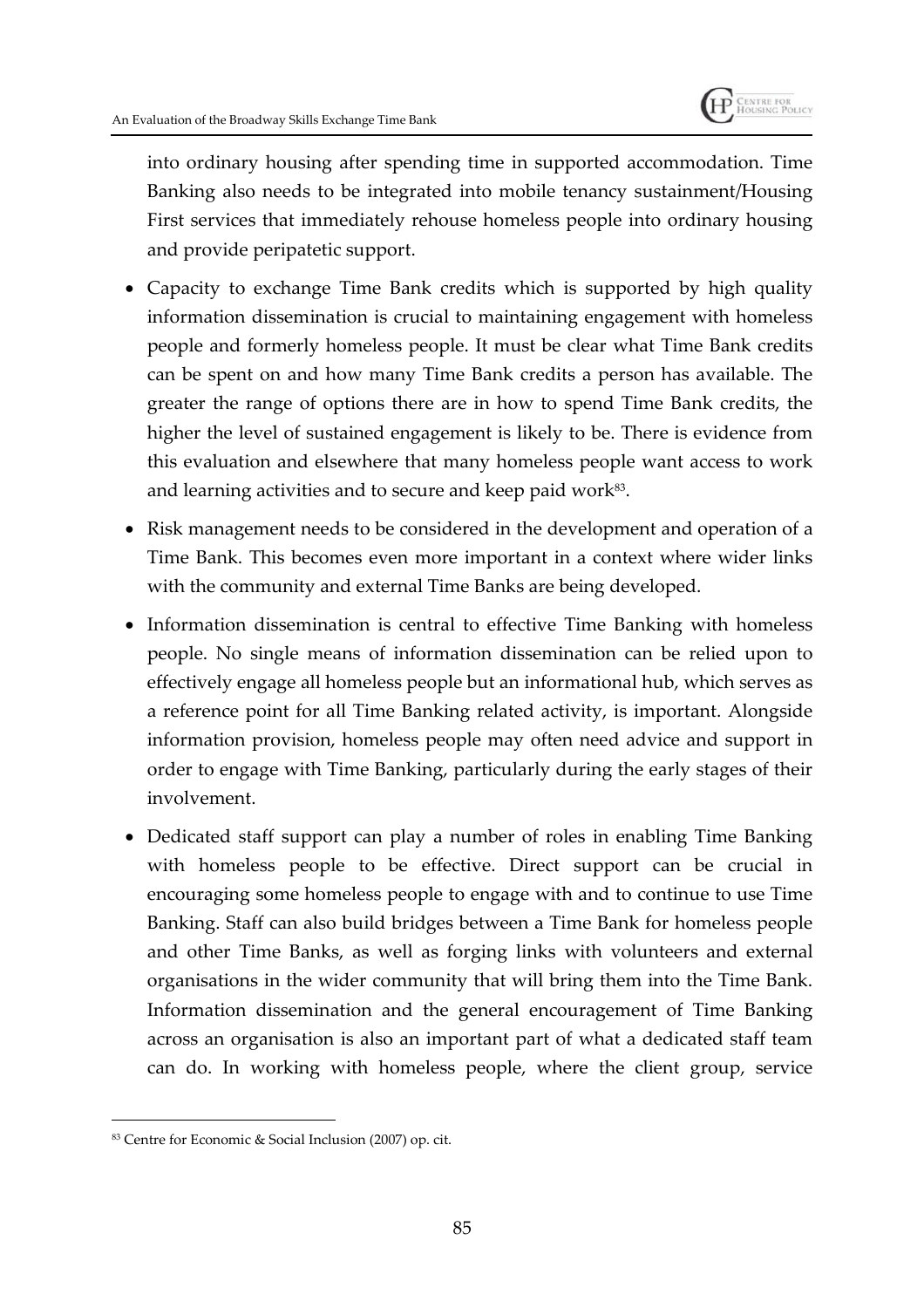into ordinary housing after spending time in supported accommodation. Time Banking also needs to be integrated into mobile tenancy sustainment/Housing First services that immediately rehouse homeless people into ordinary housing and provide peripatetic support.

- Capacity to exchange Time Bank credits which is supported by high quality information dissemination is crucial to maintaining engagement with homeless people and formerly homeless people. It must be clear what Time Bank credits can be spent on and how many Time Bank credits a person has available. The greater the range of options there are in how to spend Time Bank credits, the higher the level of sustained engagement is likely to be. There is evidence from this evaluation and elsewhere that many homeless people want access to work and learning activities and to secure and keep paid work[83].
- Risk management needs to be considered in the development and operation of a Time Bank. This becomes even more important in a context where wider links with the community and external Time Banks are being developed.
- Information dissemination is central to effective Time Banking with homeless people. No single means of information dissemination can be relied upon to effectively engage all homeless people but an informational hub, which serves as a reference point for all Time Banking related activity, is important. Alongside information provision, homeless people may often need advice and support in order to engage with Time Banking, particularly during the early stages of their involvement.
- Dedicated staff support can play a number of roles in enabling Time Banking with homeless people to be effective. Direct support can be crucial in encouraging some homeless people to engage with and to continue to use Time Banking. Staff can also build bridges between a Time Bank for homeless people and other Time Banks, as well as forging links with volunteers and external organisations in the wider community that will bring them into the Time Bank. Information dissemination and the general encouragement of Time Banking across an organisation is also an important part of what a dedicated staff team can do. In working with homeless people, where the client group, service

[83] Centre for Economic & Social Inclusion (2007) op. cit.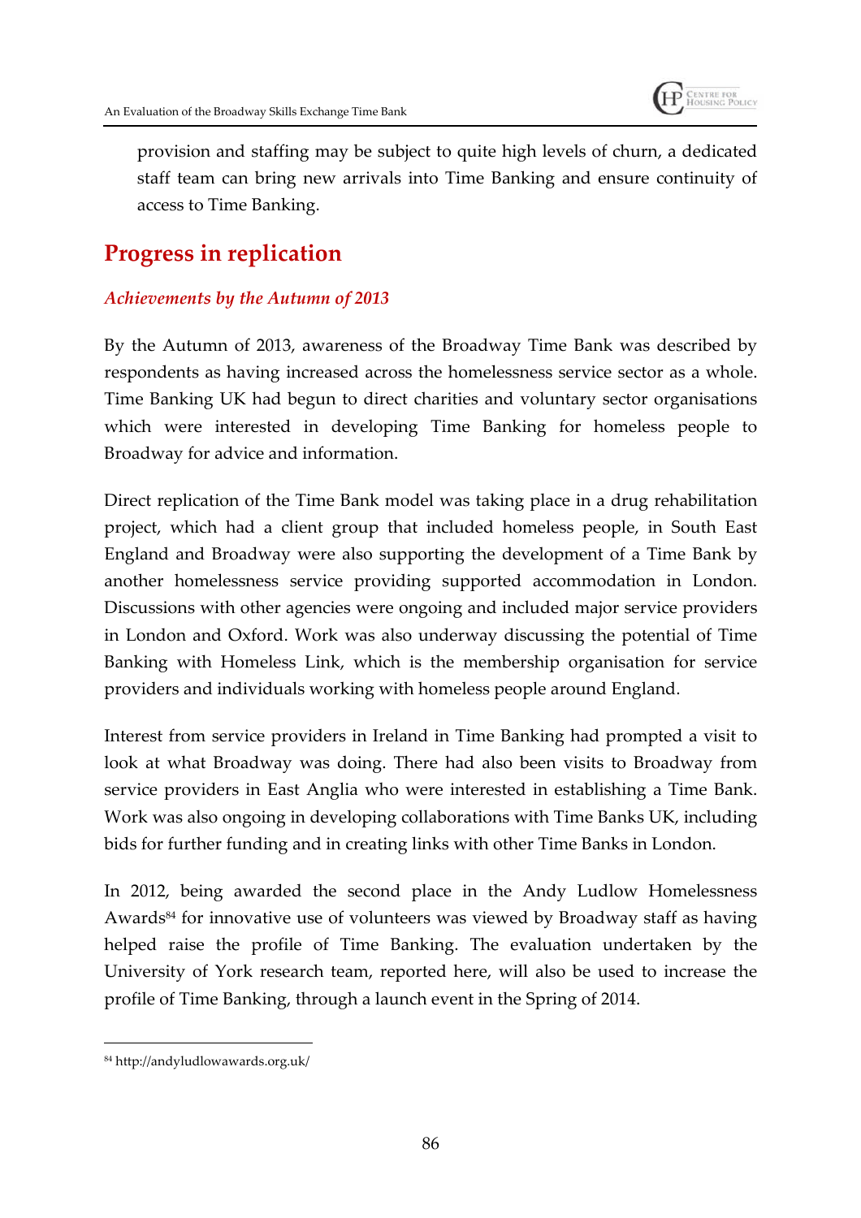provision and staffing may be subject to quite high levels of churn, a dedicated staff team can bring new arrivals into Time Banking and ensure continuity of access to Time Banking.

## Progress in replication

### *Achievements by the Autumn of 2013*

By the Autumn of 2013, awareness of the Broadway Time Bank was described by respondents as having increased across the homelessness service sector as a whole. Time Banking UK had begun to direct charities and voluntary sector organisations which were interested in developing Time Banking for homeless people to Broadway for advice and information.

Direct replication of the Time Bank model was taking place in a drug rehabilitation project, which had a client group that included homeless people, in South East England and Broadway were also supporting the development of a Time Bank by another homelessness service providing supported accommodation in London. Discussions with other agencies were ongoing and included major service providers in London and Oxford. Work was also underway discussing the potential of Time Banking with Homeless Link, which is the membership organisation for service providers and individuals working with homeless people around England.

Interest from service providers in Ireland in Time Banking had prompted a visit to look at what Broadway was doing. There had also been visits to Broadway from service providers in East Anglia who were interested in establishing a Time Bank. Work was also ongoing in developing collaborations with Time Banks UK, including bids for further funding and in creating links with other Time Banks in London.

In 2012, being awarded the second place in the Andy Ludlow Homelessness Awards[84] for innovative use of volunteers was viewed by Broadway staff as having helped raise the profile of Time Banking. The evaluation undertaken by the University of York research team, reported here, will also be used to increase the profile of Time Banking, through a launch event in the Spring of 2014.

---

[84] http://andyludlowawards.org.uk/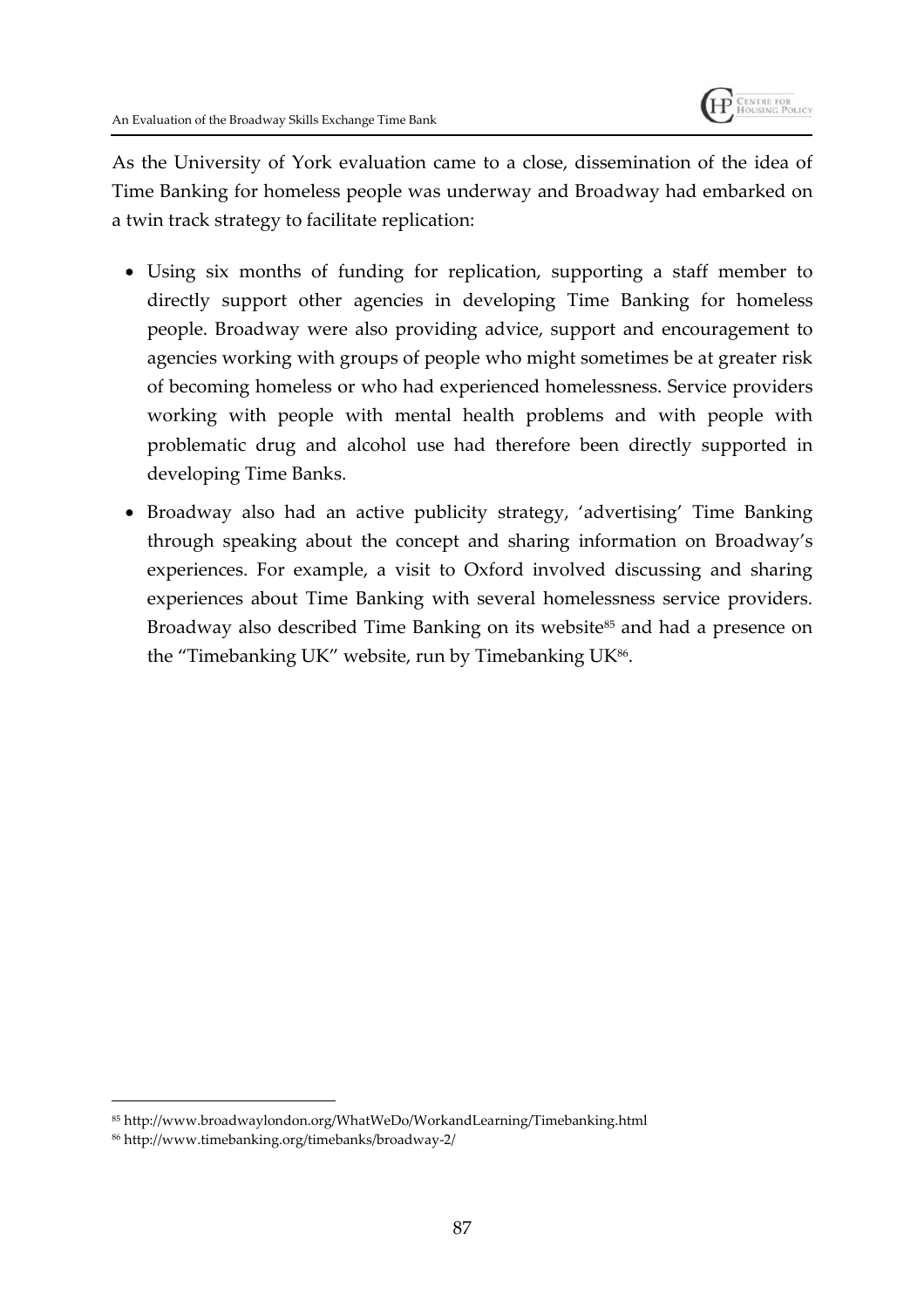As the University of York evaluation came to a close, dissemination of the idea of Time Banking for homeless people was underway and Broadway had embarked on a twin track strategy to facilitate replication:

- Using six months of funding for replication, supporting a staff member to directly support other agencies in developing Time Banking for homeless people. Broadway were also providing advice, support and encouragement to agencies working with groups of people who might sometimes be at greater risk of becoming homeless or who had experienced homelessness. Service providers working with people with mental health problems and with people with problematic drug and alcohol use had therefore been directly supported in developing Time Banks.
- Broadway also had an active publicity strategy, 'advertising' Time Banking through speaking about the concept and sharing information on Broadway's experiences. For example, a visit to Oxford involved discussing and sharing experiences about Time Banking with several homelessness service providers. Broadway also described Time Banking on its website[85] and had a presence on the "Timebanking UK" website, run by Timebanking UK[86].

[85] http://www.broadwaylondon.org/WhatWeDo/WorkandLearning/Timebanking.html

[86] http://www.timebanking.org/timebanks/broadway-2/